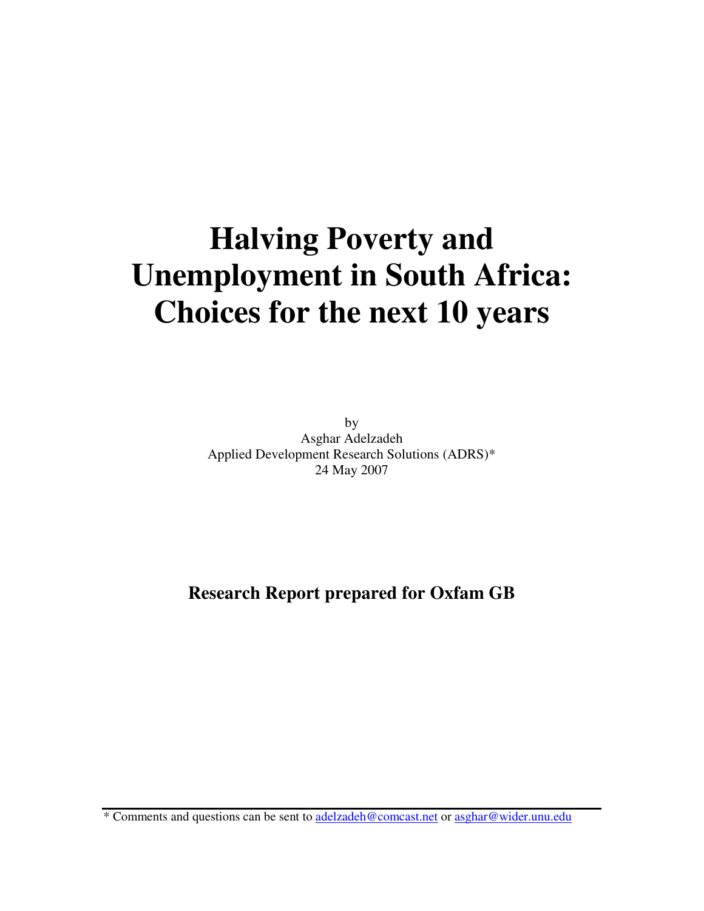# Halving Poverty and Unemployment in South Africa: Choices for the next 10 years

by
Asghar Adelzadeh
Applied Development Research Solutions (ADRS)*
24 May 2007

**Research Report prepared for Oxfam GB**

* Comments and questions can be sent to adelzadeh@comcast.net or asghar@wider.unu.edu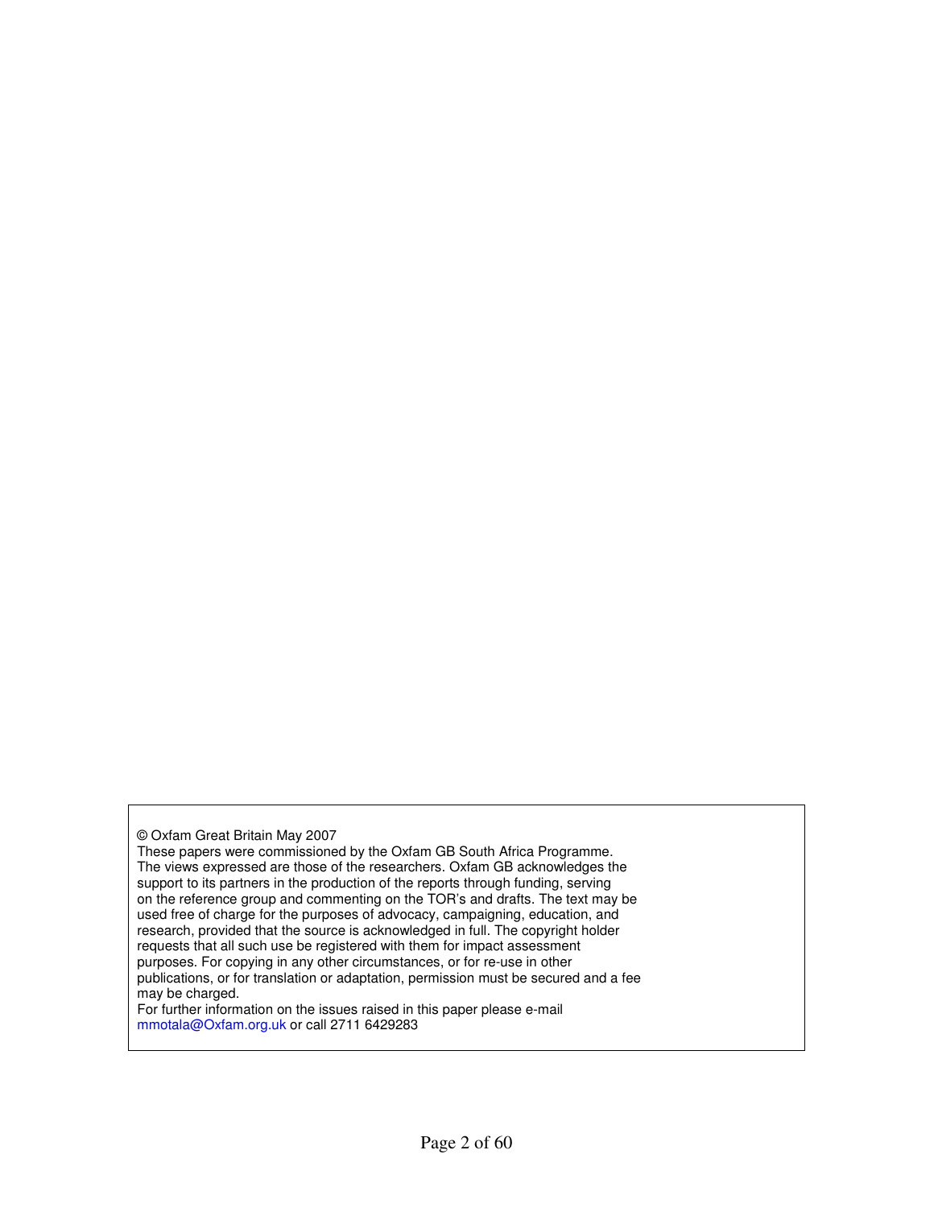© Oxfam Great Britain May 2007
These papers were commissioned by the Oxfam GB South Africa Programme. The views expressed are those of the researchers. Oxfam GB acknowledges the support to its partners in the production of the reports through funding, serving on the reference group and commenting on the TOR's and drafts. The text may be used free of charge for the purposes of advocacy, campaigning, education, and research, provided that the source is acknowledged in full. The copyright holder requests that all such use be registered with them for impact assessment purposes. For copying in any other circumstances, or for re-use in other publications, or for translation or adaptation, permission must be secured and a fee may be charged.
For further information on the issues raised in this paper please e-mail mmotala@Oxfam.org.uk or call 2711 6429283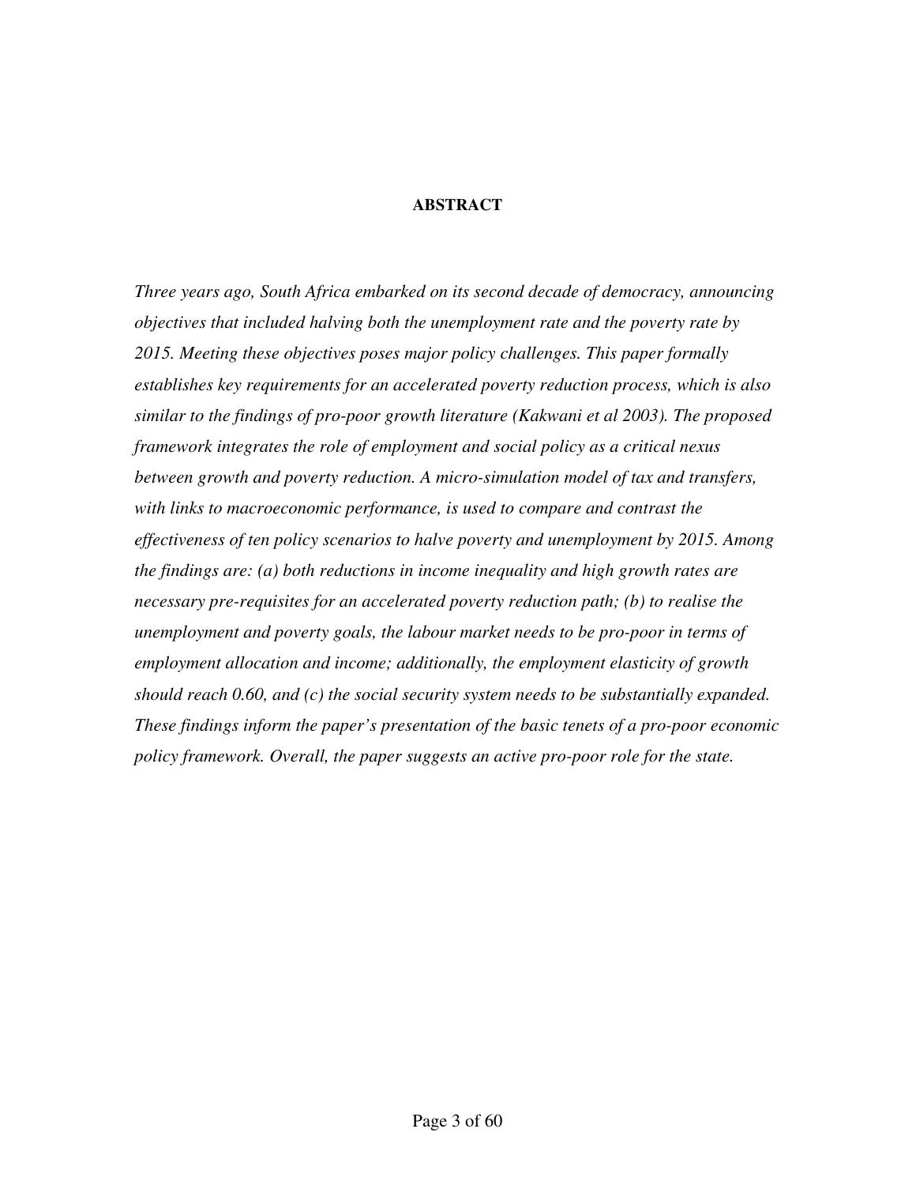## ABSTRACT

*Three years ago, South Africa embarked on its second decade of democracy, announcing objectives that included halving both the unemployment rate and the poverty rate by 2015. Meeting these objectives poses major policy challenges. This paper formally establishes key requirements for an accelerated poverty reduction process, which is also similar to the findings of pro-poor growth literature (Kakwani et al 2003). The proposed framework integrates the role of employment and social policy as a critical nexus between growth and poverty reduction. A micro-simulation model of tax and transfers, with links to macroeconomic performance, is used to compare and contrast the effectiveness of ten policy scenarios to halve poverty and unemployment by 2015. Among the findings are: (a) both reductions in income inequality and high growth rates are necessary pre-requisites for an accelerated poverty reduction path; (b) to realise the unemployment and poverty goals, the labour market needs to be pro-poor in terms of employment allocation and income; additionally, the employment elasticity of growth should reach 0.60, and (c) the social security system needs to be substantially expanded. These findings inform the paper's presentation of the basic tenets of a pro-poor economic policy framework. Overall, the paper suggests an active pro-poor role for the state.*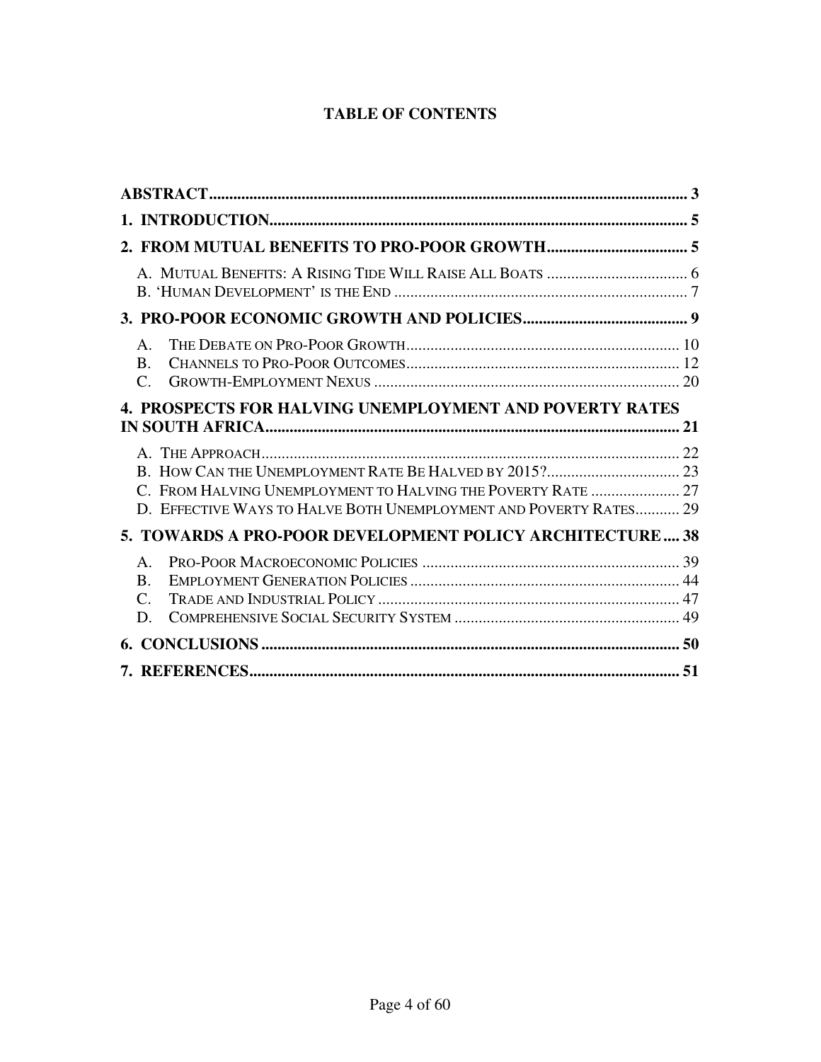# TABLE OF CONTENTS

| | |
|---|---|
| **ABSTRACT** | **3** |
| **1. INTRODUCTION** | **5** |
| **2. FROM MUTUAL BENEFITS TO PRO-POOR GROWTH** | **5** |
| A. MUTUAL BENEFITS: A RISING TIDE WILL RAISE ALL BOATS | 6 |
| B. 'HUMAN DEVELOPMENT' IS THE END | 7 |
| **3. PRO-POOR ECONOMIC GROWTH AND POLICIES** | **9** |
| A. THE DEBATE ON PRO-POOR GROWTH | 10 |
| B. CHANNELS TO PRO-POOR OUTCOMES | 12 |
| C. GROWTH-EMPLOYMENT NEXUS | 20 |
| **4. PROSPECTS FOR HALVING UNEMPLOYMENT AND POVERTY RATES IN SOUTH AFRICA** | **21** |
| A. THE APPROACH | 22 |
| B. HOW CAN THE UNEMPLOYMENT RATE BE HALVED BY 2015? | 23 |
| C. FROM HALVING UNEMPLOYMENT TO HALVING THE POVERTY RATE | 27 |
| D. EFFECTIVE WAYS TO HALVE BOTH UNEMPLOYMENT AND POVERTY RATES | 29 |
| **5. TOWARDS A PRO-POOR DEVELOPMENT POLICY ARCHITECTURE** | **38** |
| A. PRO-POOR MACROECONOMIC POLICIES | 39 |
| B. EMPLOYMENT GENERATION POLICIES | 44 |
| C. TRADE AND INDUSTRIAL POLICY | 47 |
| D. COMPREHENSIVE SOCIAL SECURITY SYSTEM | 49 |
| **6. CONCLUSIONS** | **50** |
| **7. REFERENCES** | **51** |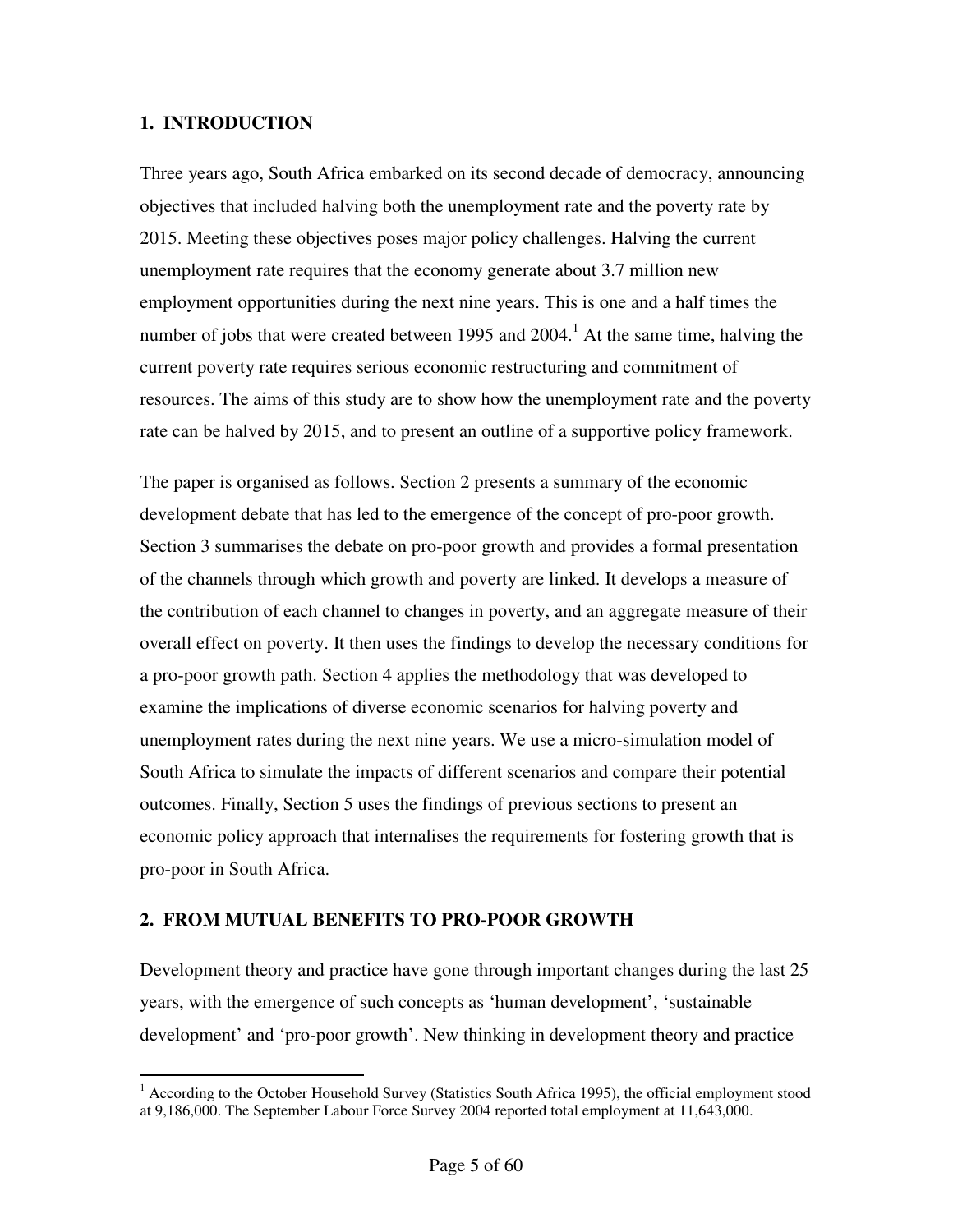## 1. INTRODUCTION

Three years ago, South Africa embarked on its second decade of democracy, announcing objectives that included halving both the unemployment rate and the poverty rate by 2015. Meeting these objectives poses major policy challenges. Halving the current unemployment rate requires that the economy generate about 3.7 million new employment opportunities during the next nine years. This is one and a half times the number of jobs that were created between 1995 and 2004.[1] At the same time, halving the current poverty rate requires serious economic restructuring and commitment of resources. The aims of this study are to show how the unemployment rate and the poverty rate can be halved by 2015, and to present an outline of a supportive policy framework.

The paper is organised as follows. Section 2 presents a summary of the economic development debate that has led to the emergence of the concept of pro-poor growth. Section 3 summarises the debate on pro-poor growth and provides a formal presentation of the channels through which growth and poverty are linked. It develops a measure of the contribution of each channel to changes in poverty, and an aggregate measure of their overall effect on poverty. It then uses the findings to develop the necessary conditions for a pro-poor growth path. Section 4 applies the methodology that was developed to examine the implications of diverse economic scenarios for halving poverty and unemployment rates during the next nine years. We use a micro-simulation model of South Africa to simulate the impacts of different scenarios and compare their potential outcomes. Finally, Section 5 uses the findings of previous sections to present an economic policy approach that internalises the requirements for fostering growth that is pro-poor in South Africa.

## 2. FROM MUTUAL BENEFITS TO PRO-POOR GROWTH

Development theory and practice have gone through important changes during the last 25 years, with the emergence of such concepts as 'human development', 'sustainable development' and 'pro-poor growth'. New thinking in development theory and practice

---

[1] According to the October Household Survey (Statistics South Africa 1995), the official employment stood at 9,186,000. The September Labour Force Survey 2004 reported total employment at 11,643,000.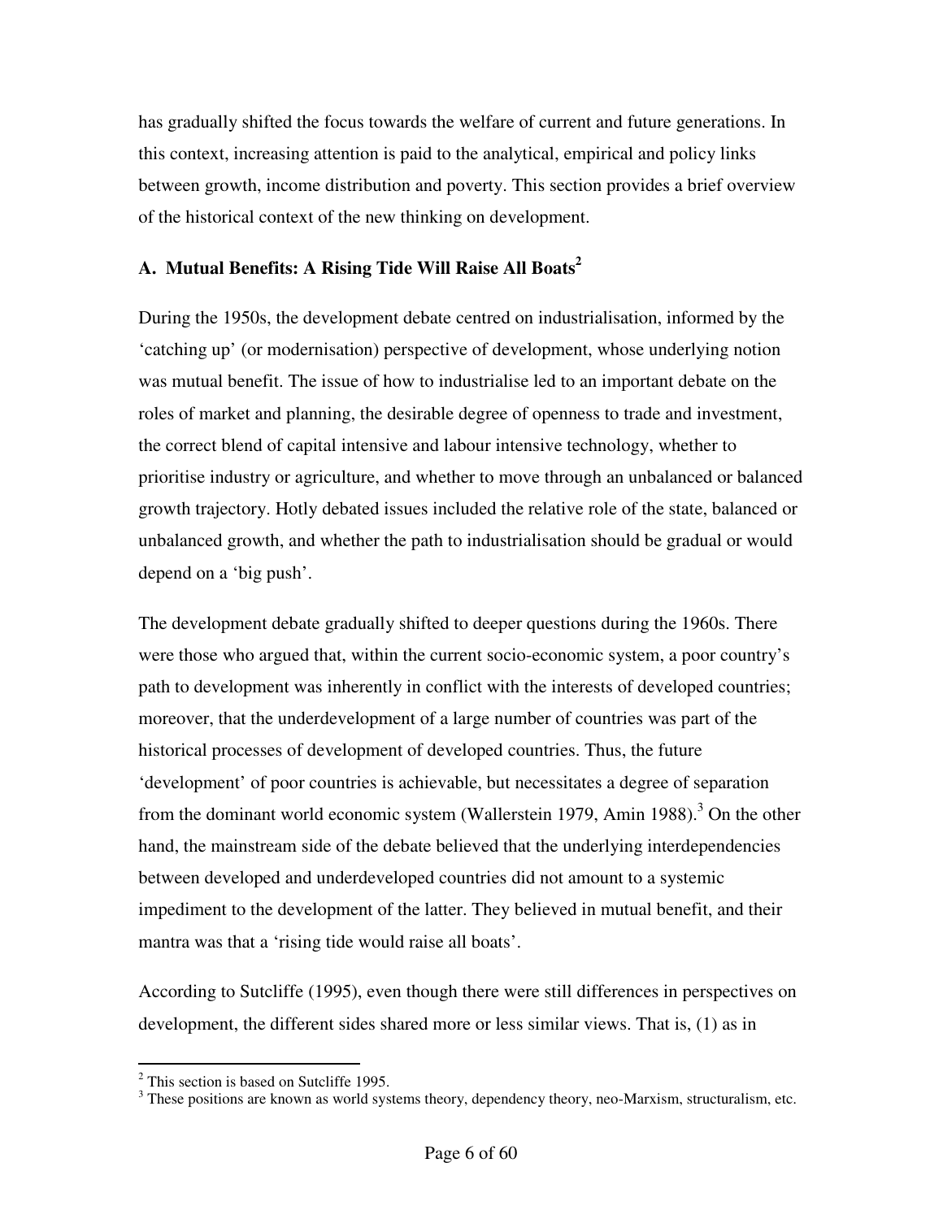has gradually shifted the focus towards the welfare of current and future generations. In this context, increasing attention is paid to the analytical, empirical and policy links between growth, income distribution and poverty. This section provides a brief overview of the historical context of the new thinking on development.

### A. Mutual Benefits: A Rising Tide Will Raise All Boats[2]

During the 1950s, the development debate centred on industrialisation, informed by the 'catching up' (or modernisation) perspective of development, whose underlying notion was mutual benefit. The issue of how to industrialise led to an important debate on the roles of market and planning, the desirable degree of openness to trade and investment, the correct blend of capital intensive and labour intensive technology, whether to prioritise industry or agriculture, and whether to move through an unbalanced or balanced growth trajectory. Hotly debated issues included the relative role of the state, balanced or unbalanced growth, and whether the path to industrialisation should be gradual or would depend on a 'big push'.

The development debate gradually shifted to deeper questions during the 1960s. There were those who argued that, within the current socio-economic system, a poor country's path to development was inherently in conflict with the interests of developed countries; moreover, that the underdevelopment of a large number of countries was part of the historical processes of development of developed countries. Thus, the future 'development' of poor countries is achievable, but necessitates a degree of separation from the dominant world economic system (Wallerstein 1979, Amin 1988).[3] On the other hand, the mainstream side of the debate believed that the underlying interdependencies between developed and underdeveloped countries did not amount to a systemic impediment to the development of the latter. They believed in mutual benefit, and their mantra was that a 'rising tide would raise all boats'.

According to Sutcliffe (1995), even though there were still differences in perspectives on development, the different sides shared more or less similar views. That is, (1) as in

---

[2] This section is based on Sutcliffe 1995.

[3] These positions are known as world systems theory, dependency theory, neo-Marxism, structuralism, etc.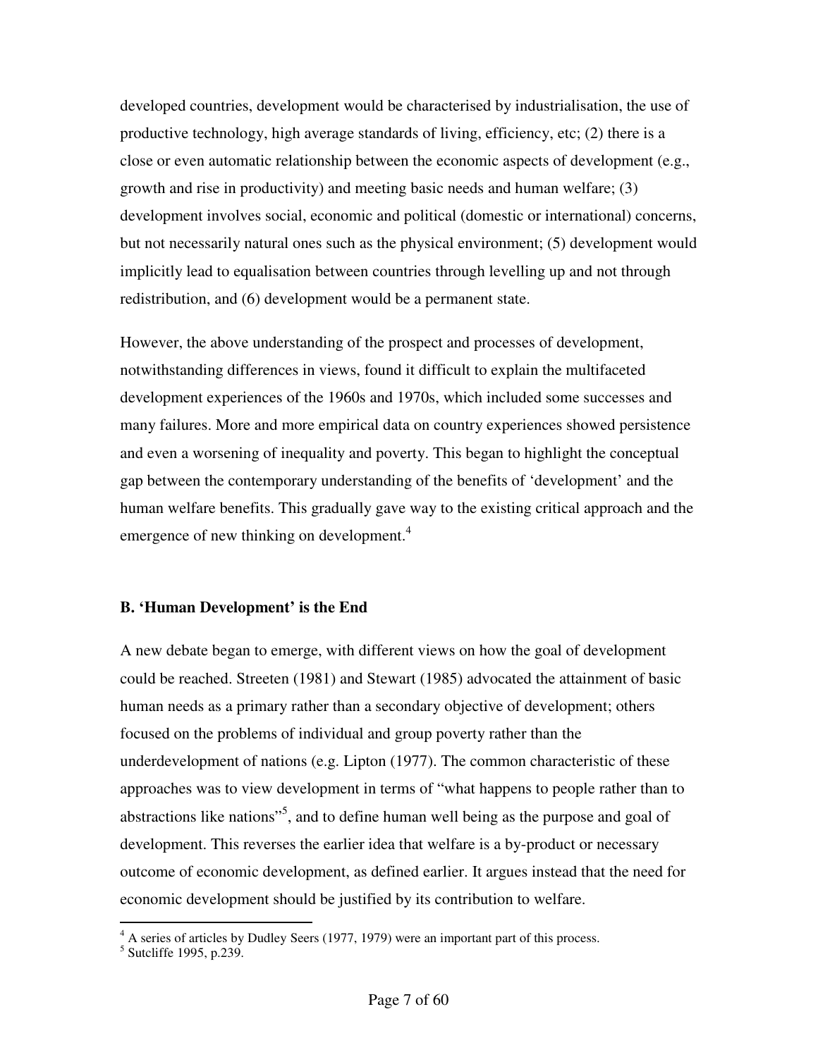developed countries, development would be characterised by industrialisation, the use of productive technology, high average standards of living, efficiency, etc; (2) there is a close or even automatic relationship between the economic aspects of development (e.g., growth and rise in productivity) and meeting basic needs and human welfare; (3) development involves social, economic and political (domestic or international) concerns, but not necessarily natural ones such as the physical environment; (5) development would implicitly lead to equalisation between countries through levelling up and not through redistribution, and (6) development would be a permanent state.

However, the above understanding of the prospect and processes of development, notwithstanding differences in views, found it difficult to explain the multifaceted development experiences of the 1960s and 1970s, which included some successes and many failures. More and more empirical data on country experiences showed persistence and even a worsening of inequality and poverty. This began to highlight the conceptual gap between the contemporary understanding of the benefits of 'development' and the human welfare benefits. This gradually gave way to the existing critical approach and the emergence of new thinking on development.[4]

### B. 'Human Development' is the End

A new debate began to emerge, with different views on how the goal of development could be reached. Streeten (1981) and Stewart (1985) advocated the attainment of basic human needs as a primary rather than a secondary objective of development; others focused on the problems of individual and group poverty rather than the underdevelopment of nations (e.g. Lipton (1977). The common characteristic of these approaches was to view development in terms of "what happens to people rather than to abstractions like nations"[5], and to define human well being as the purpose and goal of development. This reverses the earlier idea that welfare is a by-product or necessary outcome of economic development, as defined earlier. It argues instead that the need for economic development should be justified by its contribution to welfare.

---

[4] A series of articles by Dudley Seers (1977, 1979) were an important part of this process.

[5] Sutcliffe 1995, p.239.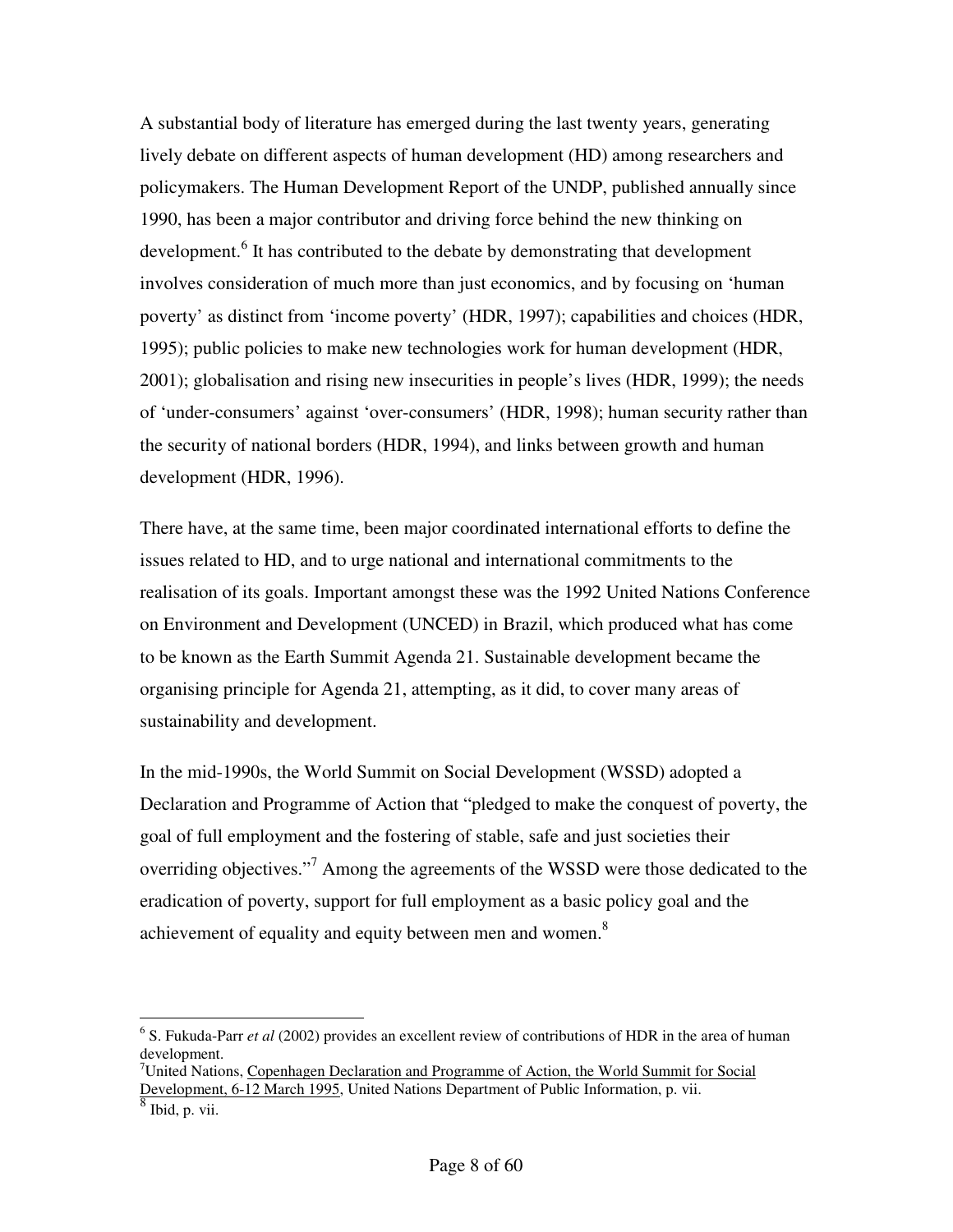A substantial body of literature has emerged during the last twenty years, generating lively debate on different aspects of human development (HD) among researchers and policymakers. The Human Development Report of the UNDP, published annually since 1990, has been a major contributor and driving force behind the new thinking on development.[6] It has contributed to the debate by demonstrating that development involves consideration of much more than just economics, and by focusing on 'human poverty' as distinct from 'income poverty' (HDR, 1997); capabilities and choices (HDR, 1995); public policies to make new technologies work for human development (HDR, 2001); globalisation and rising new insecurities in people's lives (HDR, 1999); the needs of 'under-consumers' against 'over-consumers' (HDR, 1998); human security rather than the security of national borders (HDR, 1994), and links between growth and human development (HDR, 1996).

There have, at the same time, been major coordinated international efforts to define the issues related to HD, and to urge national and international commitments to the realisation of its goals. Important amongst these was the 1992 United Nations Conference on Environment and Development (UNCED) in Brazil, which produced what has come to be known as the Earth Summit Agenda 21. Sustainable development became the organising principle for Agenda 21, attempting, as it did, to cover many areas of sustainability and development.

In the mid-1990s, the World Summit on Social Development (WSSD) adopted a Declaration and Programme of Action that "pledged to make the conquest of poverty, the goal of full employment and the fostering of stable, safe and just societies their overriding objectives."[7] Among the agreements of the WSSD were those dedicated to the eradication of poverty, support for full employment as a basic policy goal and the achievement of equality and equity between men and women.[8]

---

[6] S. Fukuda-Parr *et al* (2002) provides an excellent review of contributions of HDR in the area of human development.

[7] United Nations, Copenhagen Declaration and Programme of Action, the World Summit for Social Development, 6-12 March 1995, United Nations Department of Public Information, p. vii.

[8] Ibid, p. vii.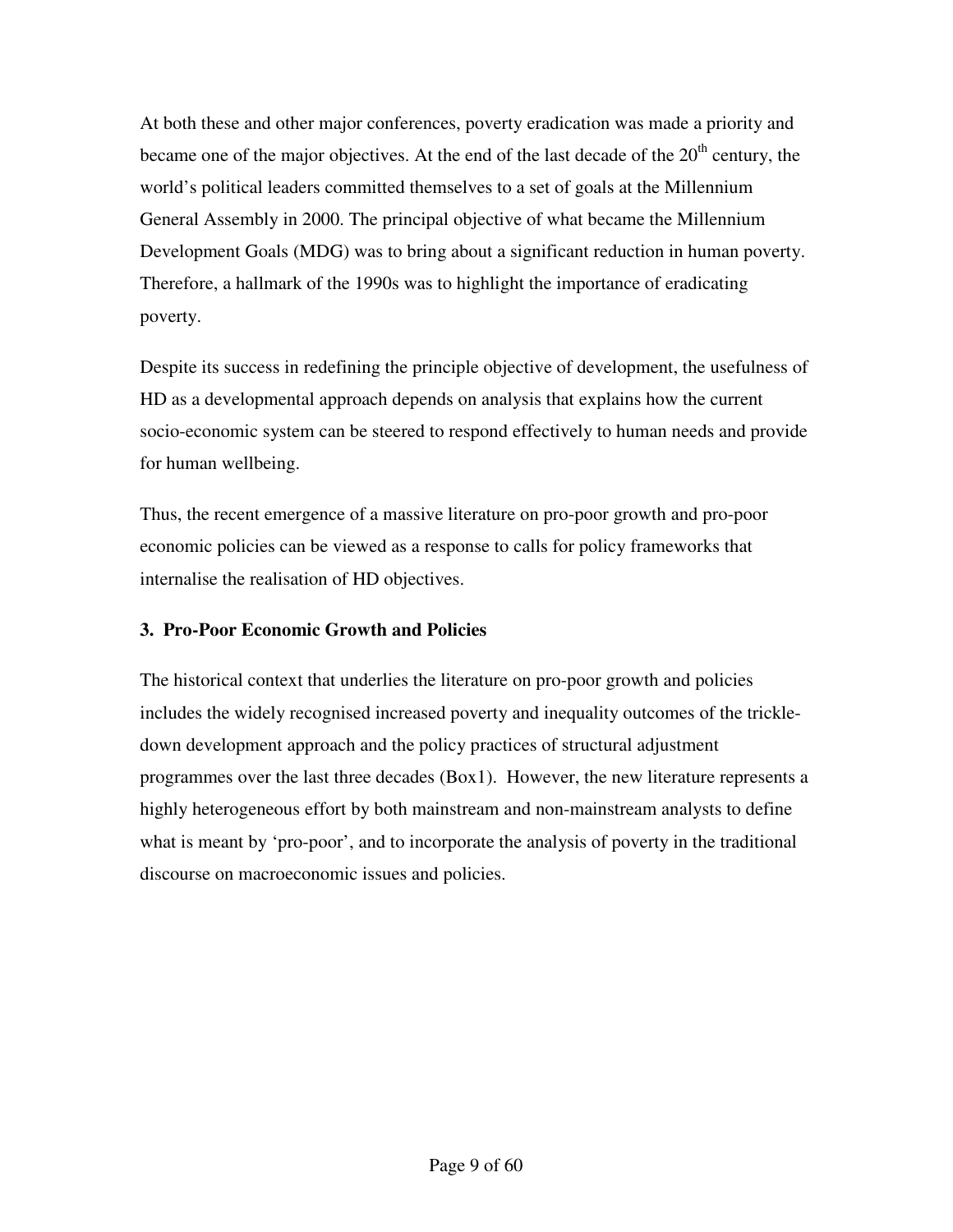At both these and other major conferences, poverty eradication was made a priority and became one of the major objectives. At the end of the last decade of the 20th century, the world's political leaders committed themselves to a set of goals at the Millennium General Assembly in 2000. The principal objective of what became the Millennium Development Goals (MDG) was to bring about a significant reduction in human poverty. Therefore, a hallmark of the 1990s was to highlight the importance of eradicating poverty.

Despite its success in redefining the principle objective of development, the usefulness of HD as a developmental approach depends on analysis that explains how the current socio-economic system can be steered to respond effectively to human needs and provide for human wellbeing.

Thus, the recent emergence of a massive literature on pro-poor growth and pro-poor economic policies can be viewed as a response to calls for policy frameworks that internalise the realisation of HD objectives.

### 3. Pro-Poor Economic Growth and Policies

The historical context that underlies the literature on pro-poor growth and policies includes the widely recognised increased poverty and inequality outcomes of the trickle-down development approach and the policy practices of structural adjustment programmes over the last three decades (Box1). However, the new literature represents a highly heterogeneous effort by both mainstream and non-mainstream analysts to define what is meant by 'pro-poor', and to incorporate the analysis of poverty in the traditional discourse on macroeconomic issues and policies.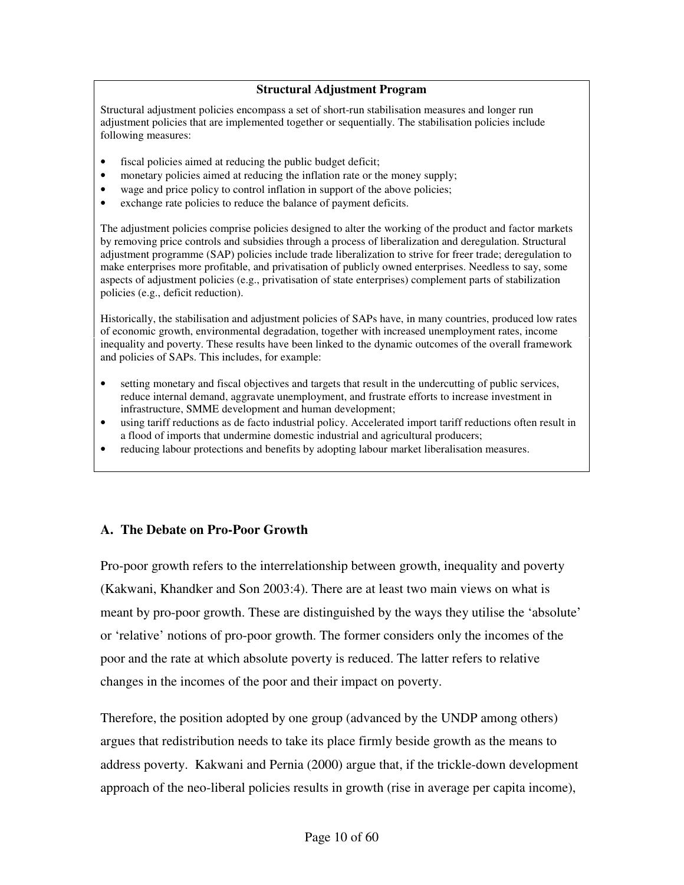**Structural Adjustment Program**

Structural adjustment policies encompass a set of short-run stabilisation measures and longer run adjustment policies that are implemented together or sequentially. The stabilisation policies include following measures:

- fiscal policies aimed at reducing the public budget deficit;
- monetary policies aimed at reducing the inflation rate or the money supply;
- wage and price policy to control inflation in support of the above policies;
- exchange rate policies to reduce the balance of payment deficits.

The adjustment policies comprise policies designed to alter the working of the product and factor markets by removing price controls and subsidies through a process of liberalization and deregulation. Structural adjustment programme (SAP) policies include trade liberalization to strive for freer trade; deregulation to make enterprises more profitable, and privatisation of publicly owned enterprises. Needless to say, some aspects of adjustment policies (e.g., privatisation of state enterprises) complement parts of stabilization policies (e.g., deficit reduction).

Historically, the stabilisation and adjustment policies of SAPs have, in many countries, produced low rates of economic growth, environmental degradation, together with increased unemployment rates, income inequality and poverty. These results have been linked to the dynamic outcomes of the overall framework and policies of SAPs. This includes, for example:

- setting monetary and fiscal objectives and targets that result in the undercutting of public services, reduce internal demand, aggravate unemployment, and frustrate efforts to increase investment in infrastructure, SMME development and human development;
- using tariff reductions as de facto industrial policy. Accelerated import tariff reductions often result in a flood of imports that undermine domestic industrial and agricultural producers;
- reducing labour protections and benefits by adopting labour market liberalisation measures.

### A. The Debate on Pro-Poor Growth

Pro-poor growth refers to the interrelationship between growth, inequality and poverty (Kakwani, Khandker and Son 2003:4). There are at least two main views on what is meant by pro-poor growth. These are distinguished by the ways they utilise the 'absolute' or 'relative' notions of pro-poor growth. The former considers only the incomes of the poor and the rate at which absolute poverty is reduced. The latter refers to relative changes in the incomes of the poor and their impact on poverty.

Therefore, the position adopted by one group (advanced by the UNDP among others) argues that redistribution needs to take its place firmly beside growth as the means to address poverty. Kakwani and Pernia (2000) argue that, if the trickle-down development approach of the neo-liberal policies results in growth (rise in average per capita income),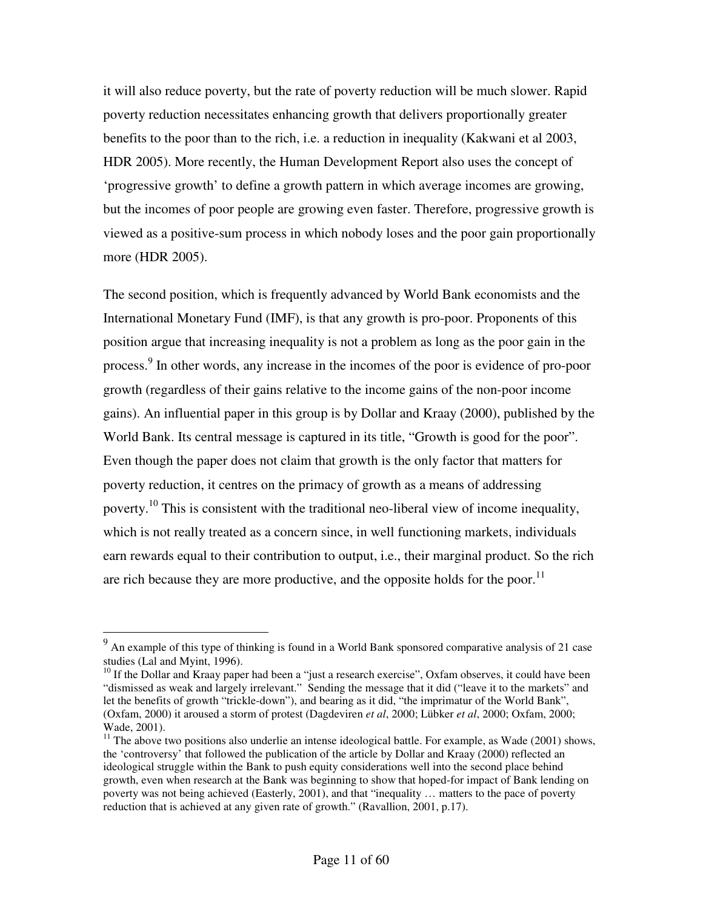it will also reduce poverty, but the rate of poverty reduction will be much slower. Rapid poverty reduction necessitates enhancing growth that delivers proportionally greater benefits to the poor than to the rich, i.e. a reduction in inequality (Kakwani et al 2003, HDR 2005). More recently, the Human Development Report also uses the concept of 'progressive growth' to define a growth pattern in which average incomes are growing, but the incomes of poor people are growing even faster. Therefore, progressive growth is viewed as a positive-sum process in which nobody loses and the poor gain proportionally more (HDR 2005).

The second position, which is frequently advanced by World Bank economists and the International Monetary Fund (IMF), is that any growth is pro-poor. Proponents of this position argue that increasing inequality is not a problem as long as the poor gain in the process.[9] In other words, any increase in the incomes of the poor is evidence of pro-poor growth (regardless of their gains relative to the income gains of the non-poor income gains). An influential paper in this group is by Dollar and Kraay (2000), published by the World Bank. Its central message is captured in its title, "Growth is good for the poor". Even though the paper does not claim that growth is the only factor that matters for poverty reduction, it centres on the primacy of growth as a means of addressing poverty.[10] This is consistent with the traditional neo-liberal view of income inequality, which is not really treated as a concern since, in well functioning markets, individuals earn rewards equal to their contribution to output, i.e., their marginal product. So the rich are rich because they are more productive, and the opposite holds for the poor.[11]

---

[9] An example of this type of thinking is found in a World Bank sponsored comparative analysis of 21 case studies (Lal and Myint, 1996).

[10] If the Dollar and Kraay paper had been a "just a research exercise", Oxfam observes, it could have been "dismissed as weak and largely irrelevant." Sending the message that it did ("leave it to the markets" and let the benefits of growth "trickle-down"), and bearing as it did, "the imprimatur of the World Bank", (Oxfam, 2000) it aroused a storm of protest (Dagdeviren *et al*, 2000; Lübker *et al*, 2000; Oxfam, 2000; Wade, 2001).

[11] The above two positions also underlie an intense ideological battle. For example, as Wade (2001) shows, the 'controversy' that followed the publication of the article by Dollar and Kraay (2000) reflected an ideological struggle within the Bank to push equity considerations well into the second place behind growth, even when research at the Bank was beginning to show that hoped-for impact of Bank lending on poverty was not being achieved (Easterly, 2001), and that "inequality … matters to the pace of poverty reduction that is achieved at any given rate of growth." (Ravallion, 2001, p.17).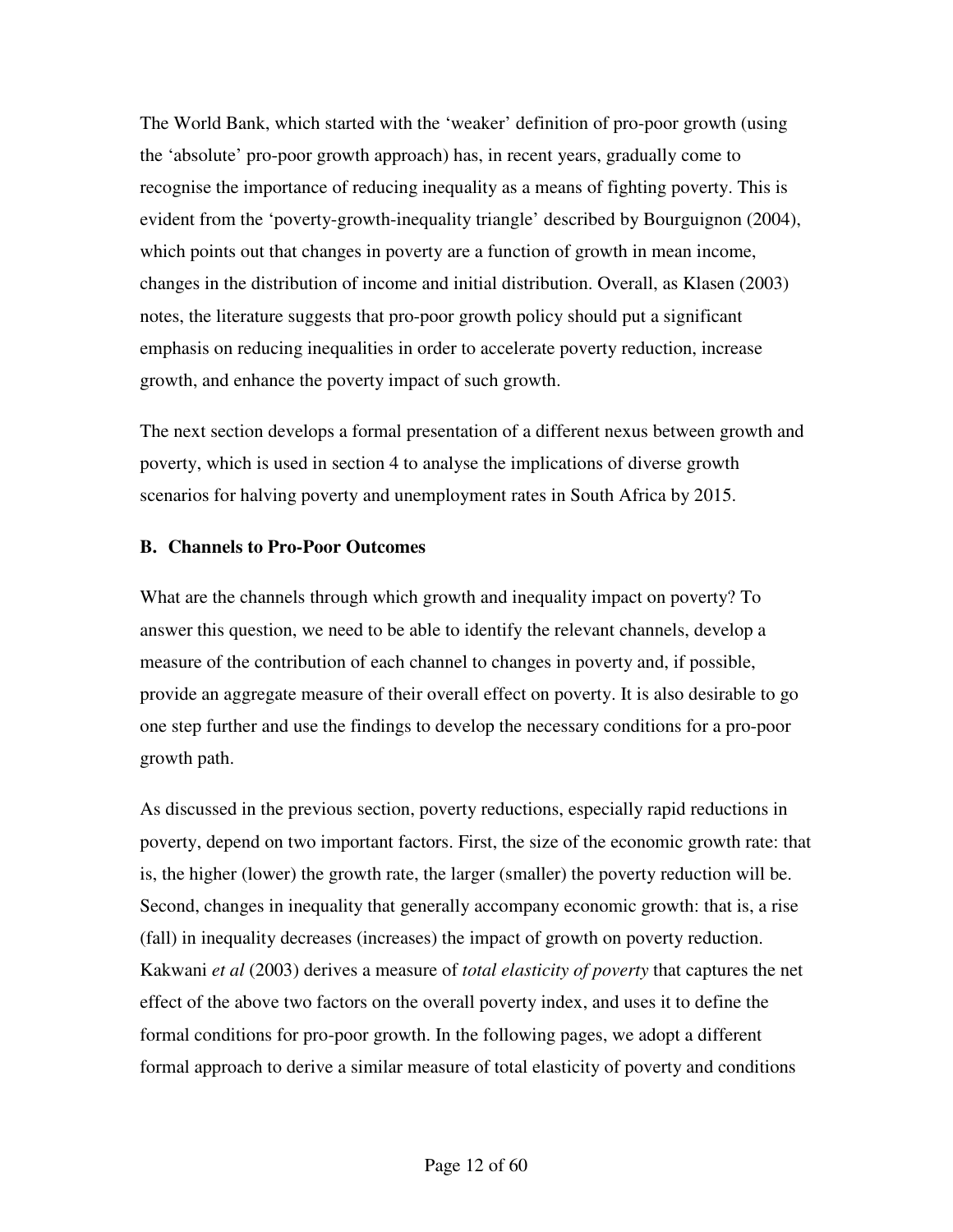The World Bank, which started with the 'weaker' definition of pro-poor growth (using the 'absolute' pro-poor growth approach) has, in recent years, gradually come to recognise the importance of reducing inequality as a means of fighting poverty. This is evident from the 'poverty-growth-inequality triangle' described by Bourguignon (2004), which points out that changes in poverty are a function of growth in mean income, changes in the distribution of income and initial distribution. Overall, as Klasen (2003) notes, the literature suggests that pro-poor growth policy should put a significant emphasis on reducing inequalities in order to accelerate poverty reduction, increase growth, and enhance the poverty impact of such growth.

The next section develops a formal presentation of a different nexus between growth and poverty, which is used in section 4 to analyse the implications of diverse growth scenarios for halving poverty and unemployment rates in South Africa by 2015.

### B. Channels to Pro-Poor Outcomes

What are the channels through which growth and inequality impact on poverty? To answer this question, we need to be able to identify the relevant channels, develop a measure of the contribution of each channel to changes in poverty and, if possible, provide an aggregate measure of their overall effect on poverty. It is also desirable to go one step further and use the findings to develop the necessary conditions for a pro-poor growth path.

As discussed in the previous section, poverty reductions, especially rapid reductions in poverty, depend on two important factors. First, the size of the economic growth rate: that is, the higher (lower) the growth rate, the larger (smaller) the poverty reduction will be. Second, changes in inequality that generally accompany economic growth: that is, a rise (fall) in inequality decreases (increases) the impact of growth on poverty reduction. Kakwani *et al* (2003) derives a measure of *total elasticity of poverty* that captures the net effect of the above two factors on the overall poverty index, and uses it to define the formal conditions for pro-poor growth. In the following pages, we adopt a different formal approach to derive a similar measure of total elasticity of poverty and conditions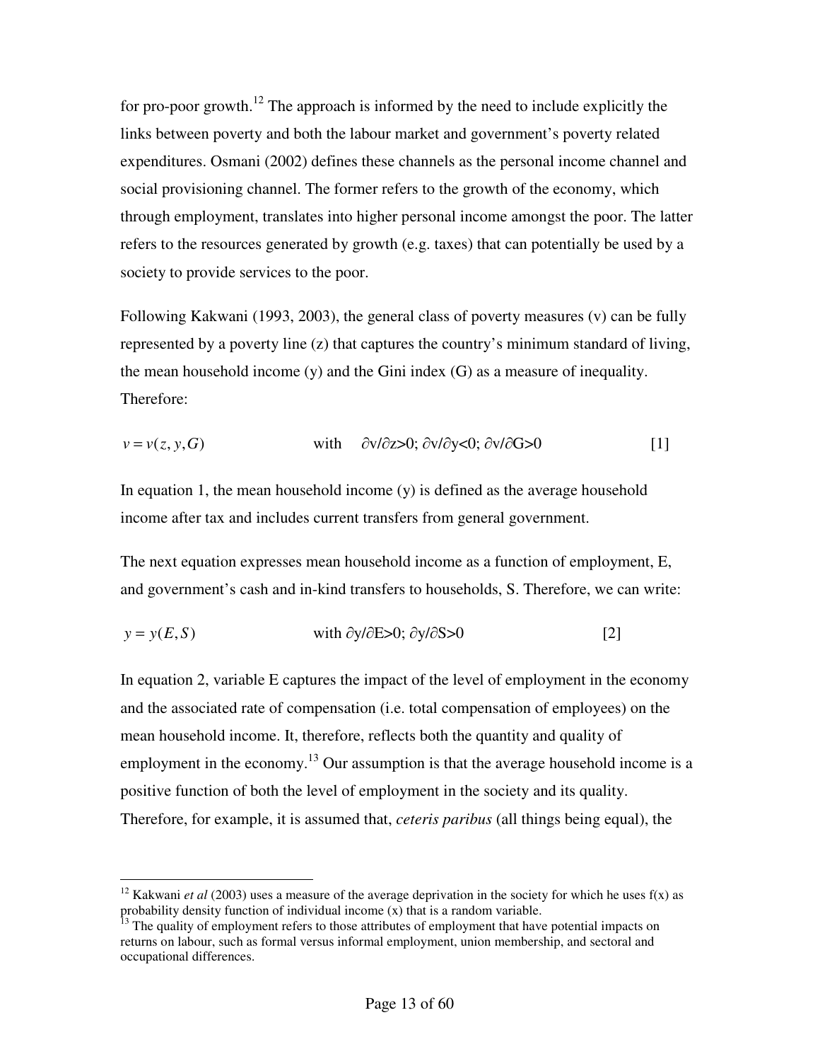for pro-poor growth.[12] The approach is informed by the need to include explicitly the links between poverty and both the labour market and government's poverty related expenditures. Osmani (2002) defines these channels as the personal income channel and social provisioning channel. The former refers to the growth of the economy, which through employment, translates into higher personal income amongst the poor. The latter refers to the resources generated by growth (e.g. taxes) that can potentially be used by a society to provide services to the poor.

Following Kakwani (1993, 2003), the general class of poverty measures (v) can be fully represented by a poverty line (z) that captures the country's minimum standard of living, the mean household income (y) and the Gini index (G) as a measure of inequality. Therefore:

$$v = v(z, y, G) \qquad \text{with} \quad \partial v/\partial z>0;\ \partial v/\partial y<0;\ \partial v/\partial G>0 \qquad [1]$$

In equation 1, the mean household income (y) is defined as the average household income after tax and includes current transfers from general government.

The next equation expresses mean household income as a function of employment, E, and government's cash and in-kind transfers to households, S. Therefore, we can write:

$$y = y(E, S) \qquad \text{with } \partial y/\partial E>0;\ \partial y/\partial S>0 \qquad [2]$$

In equation 2, variable E captures the impact of the level of employment in the economy and the associated rate of compensation (i.e. total compensation of employees) on the mean household income. It, therefore, reflects both the quantity and quality of employment in the economy.[13] Our assumption is that the average household income is a positive function of both the level of employment in the society and its quality. Therefore, for example, it is assumed that, *ceteris paribus* (all things being equal), the

[12] Kakwani *et al* (2003) uses a measure of the average deprivation in the society for which he uses f(x) as probability density function of individual income (x) that is a random variable.

[13] The quality of employment refers to those attributes of employment that have potential impacts on returns on labour, such as formal versus informal employment, union membership, and sectoral and occupational differences.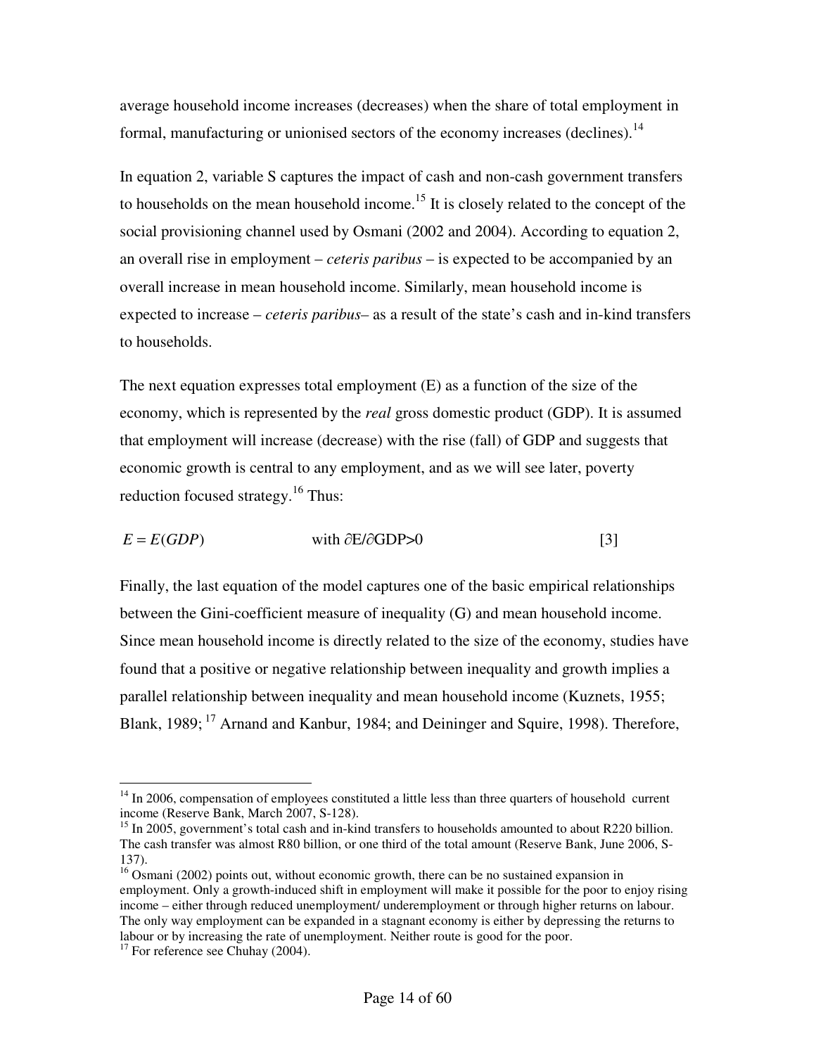average household income increases (decreases) when the share of total employment in formal, manufacturing or unionised sectors of the economy increases (declines).[14]

In equation 2, variable S captures the impact of cash and non-cash government transfers to households on the mean household income.[15] It is closely related to the concept of the social provisioning channel used by Osmani (2002 and 2004). According to equation 2, an overall rise in employment – *ceteris paribus* – is expected to be accompanied by an overall increase in mean household income. Similarly, mean household income is expected to increase – *ceteris paribus*– as a result of the state's cash and in-kind transfers to households.

The next equation expresses total employment (E) as a function of the size of the economy, which is represented by the *real* gross domestic product (GDP). It is assumed that employment will increase (decrease) with the rise (fall) of GDP and suggests that economic growth is central to any employment, and as we will see later, poverty reduction focused strategy.[16] Thus:

$$E = E(GDP) \qquad \text{with } \partial E/\partial GDP > 0 \qquad [3]$$

Finally, the last equation of the model captures one of the basic empirical relationships between the Gini-coefficient measure of inequality (G) and mean household income. Since mean household income is directly related to the size of the economy, studies have found that a positive or negative relationship between inequality and growth implies a parallel relationship between inequality and mean household income (Kuznets, 1955; Blank, 1989; [17] Arnand and Kanbur, 1984; and Deininger and Squire, 1998). Therefore,

---

[14] In 2006, compensation of employees constituted a little less than three quarters of household current income (Reserve Bank, March 2007, S-128).

[15] In 2005, government's total cash and in-kind transfers to households amounted to about R220 billion. The cash transfer was almost R80 billion, or one third of the total amount (Reserve Bank, June 2006, S-137).

[16] Osmani (2002) points out, without economic growth, there can be no sustained expansion in employment. Only a growth-induced shift in employment will make it possible for the poor to enjoy rising income – either through reduced unemployment/ underemployment or through higher returns on labour. The only way employment can be expanded in a stagnant economy is either by depressing the returns to labour or by increasing the rate of unemployment. Neither route is good for the poor.

[17] For reference see Chuhay (2004).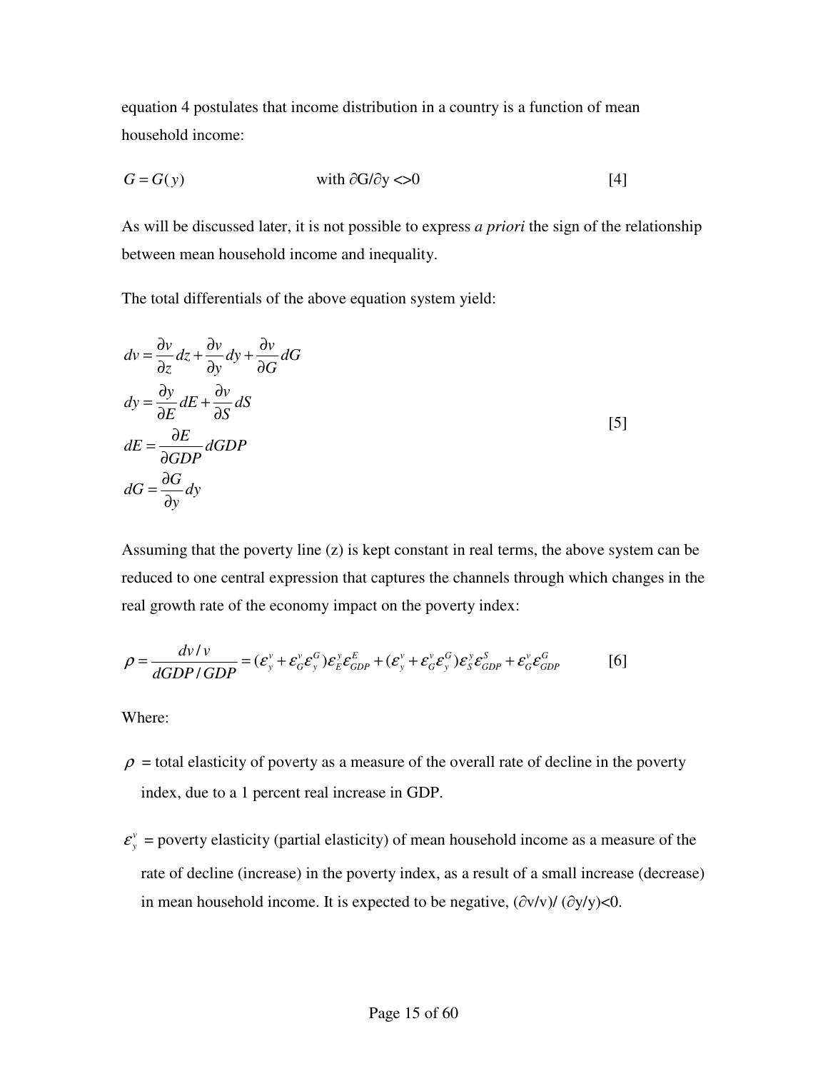equation 4 postulates that income distribution in a country is a function of mean household income:

$$G = G(y) \qquad \text{with } \partial G/\partial y <> 0 \qquad [4]$$

As will be discussed later, it is not possible to express *a priori* the sign of the relationship between mean household income and inequality.

The total differentials of the above equation system yield:

$$
\begin{aligned}
dv &= \frac{\partial v}{\partial z}dz + \frac{\partial v}{\partial y}dy + \frac{\partial v}{\partial G}dG \\
dy &= \frac{\partial y}{\partial E}dE + \frac{\partial v}{\partial S}dS \\
dE &= \frac{\partial E}{\partial GDP}dGDP \\
dG &= \frac{\partial G}{\partial y}dy
\end{aligned}
\qquad [5]
$$

Assuming that the poverty line (z) is kept constant in real terms, the above system can be reduced to one central expression that captures the channels through which changes in the real growth rate of the economy impact on the poverty index:

$$\rho = \frac{dv/v}{dGDP/GDP} = (\varepsilon_y^v + \varepsilon_G^v \varepsilon_y^G)\varepsilon_E^y \varepsilon_{GDP}^E + (\varepsilon_y^v + \varepsilon_G^v \varepsilon_y^G)\varepsilon_S^y \varepsilon_{GDP}^S + \varepsilon_G^v \varepsilon_{GDP}^G \qquad [6]$$

Where:

$\rho$ = total elasticity of poverty as a measure of the overall rate of decline in the poverty index, due to a 1 percent real increase in GDP.

$\varepsilon_y^v$ = poverty elasticity (partial elasticity) of mean household income as a measure of the rate of decline (increase) in the poverty index, as a result of a small increase (decrease) in mean household income. It is expected to be negative, $(\partial v/v)/(\partial y/y)<0$.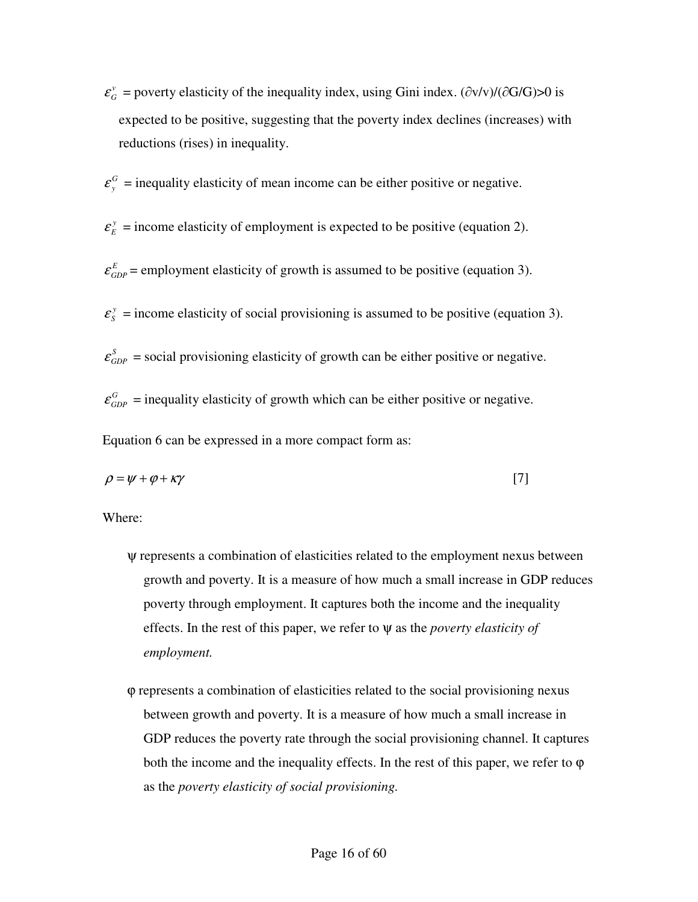$\varepsilon_G^v$ = poverty elasticity of the inequality index, using Gini index. $(\partial v/v)/(\partial G/G)>0$ is expected to be positive, suggesting that the poverty index declines (increases) with reductions (rises) in inequality.

$\varepsilon_y^G$ = inequality elasticity of mean income can be either positive or negative.

$\varepsilon_E^y$ = income elasticity of employment is expected to be positive (equation 2).

$\varepsilon_{GDP}^E$ = employment elasticity of growth is assumed to be positive (equation 3).

$\varepsilon_S^y$ = income elasticity of social provisioning is assumed to be positive (equation 3).

$\varepsilon_{GDP}^S$ = social provisioning elasticity of growth can be either positive or negative.

$\varepsilon_{GDP}^G$ = inequality elasticity of growth which can be either positive or negative.

Equation 6 can be expressed in a more compact form as:

$$\rho = \psi + \varphi + \kappa\gamma \qquad [7]$$

Where:

- ψ represents a combination of elasticities related to the employment nexus between growth and poverty. It is a measure of how much a small increase in GDP reduces poverty through employment. It captures both the income and the inequality effects. In the rest of this paper, we refer to ψ as the *poverty elasticity of employment.*

- φ represents a combination of elasticities related to the social provisioning nexus between growth and poverty. It is a measure of how much a small increase in GDP reduces the poverty rate through the social provisioning channel. It captures both the income and the inequality effects. In the rest of this paper, we refer to φ as the *poverty elasticity of social provisioning.*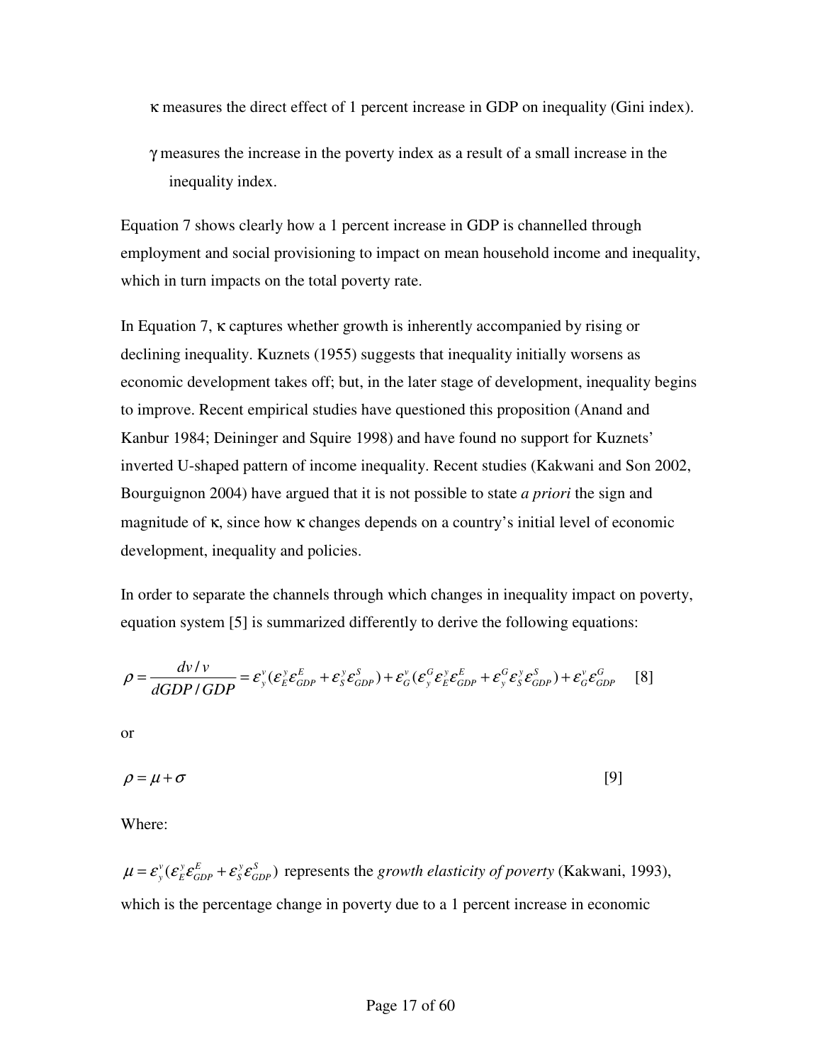$\kappa$ measures the direct effect of 1 percent increase in GDP on inequality (Gini index).

$\gamma$ measures the increase in the poverty index as a result of a small increase in the inequality index.

Equation 7 shows clearly how a 1 percent increase in GDP is channelled through employment and social provisioning to impact on mean household income and inequality, which in turn impacts on the total poverty rate.

In Equation 7, $\kappa$ captures whether growth is inherently accompanied by rising or declining inequality. Kuznets (1955) suggests that inequality initially worsens as economic development takes off; but, in the later stage of development, inequality begins to improve. Recent empirical studies have questioned this proposition (Anand and Kanbur 1984; Deininger and Squire 1998) and have found no support for Kuznets' inverted U-shaped pattern of income inequality. Recent studies (Kakwani and Son 2002, Bourguignon 2004) have argued that it is not possible to state *a priori* the sign and magnitude of $\kappa$, since how $\kappa$ changes depends on a country's initial level of economic development, inequality and policies.

In order to separate the channels through which changes in inequality impact on poverty, equation system [5] is summarized differently to derive the following equations:

$$\rho = \frac{dv/v}{dGDP/GDP} = \varepsilon_y^v(\varepsilon_E^y\varepsilon_{GDP}^E + \varepsilon_S^y\varepsilon_{GDP}^S) + \varepsilon_G^v(\varepsilon_y^G\varepsilon_E^y\varepsilon_{GDP}^E + \varepsilon_y^G\varepsilon_S^y\varepsilon_{GDP}^S) + \varepsilon_G^v\varepsilon_{GDP}^G \quad [8]$$

or

$$\rho = \mu + \sigma \quad [9]$$

Where:

$\mu = \varepsilon_y^v(\varepsilon_E^y\varepsilon_{GDP}^E + \varepsilon_S^y\varepsilon_{GDP}^S)$ represents the *growth elasticity of poverty* (Kakwani, 1993), which is the percentage change in poverty due to a 1 percent increase in economic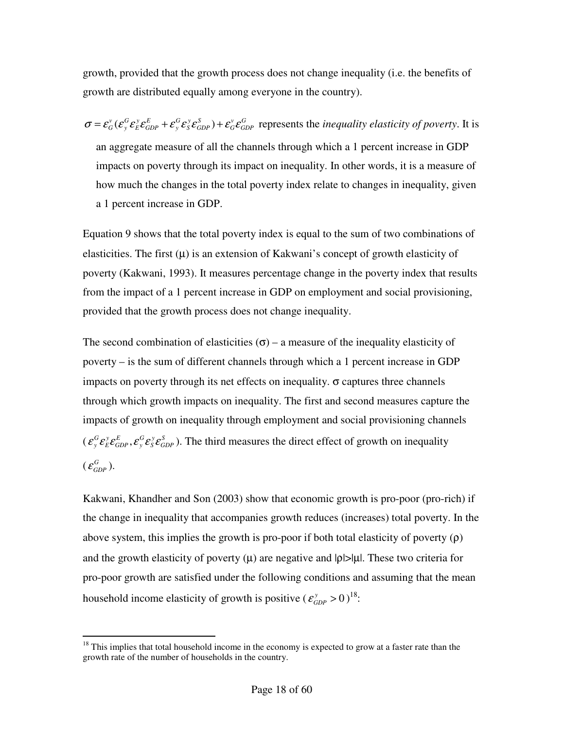growth, provided that the growth process does not change inequality (i.e. the benefits of growth are distributed equally among everyone in the country).

$\sigma = \varepsilon_G^v(\varepsilon_y^G \varepsilon_E^y \varepsilon_{GDP}^E + \varepsilon_y^G \varepsilon_S^y \varepsilon_{GDP}^S) + \varepsilon_G^v \varepsilon_{GDP}^G$ represents the *inequality elasticity of poverty*. It is an aggregate measure of all the channels through which a 1 percent increase in GDP impacts on poverty through its impact on inequality. In other words, it is a measure of how much the changes in the total poverty index relate to changes in inequality, given a 1 percent increase in GDP.

Equation 9 shows that the total poverty index is equal to the sum of two combinations of elasticities. The first (μ) is an extension of Kakwani's concept of growth elasticity of poverty (Kakwani, 1993). It measures percentage change in the poverty index that results from the impact of a 1 percent increase in GDP on employment and social provisioning, provided that the growth process does not change inequality.

The second combination of elasticities (σ) – a measure of the inequality elasticity of poverty – is the sum of different channels through which a 1 percent increase in GDP impacts on poverty through its net effects on inequality. σ captures three channels through which growth impacts on inequality. The first and second measures capture the impacts of growth on inequality through employment and social provisioning channels ($\varepsilon_y^G \varepsilon_E^y \varepsilon_{GDP}^E, \varepsilon_y^G \varepsilon_S^y \varepsilon_{GDP}^S$). The third measures the direct effect of growth on inequality ($\varepsilon_{GDP}^G$).

Kakwani, Khandher and Son (2003) show that economic growth is pro-poor (pro-rich) if the change in inequality that accompanies growth reduces (increases) total poverty. In the above system, this implies the growth is pro-poor if both total elasticity of poverty (ρ) and the growth elasticity of poverty (μ) are negative and |ρ|>|μ|. These two criteria for pro-poor growth are satisfied under the following conditions and assuming that the mean household income elasticity of growth is positive ($\varepsilon_{GDP}^y > 0$)[18]:

---

[18] This implies that total household income in the economy is expected to grow at a faster rate than the growth rate of the number of households in the country.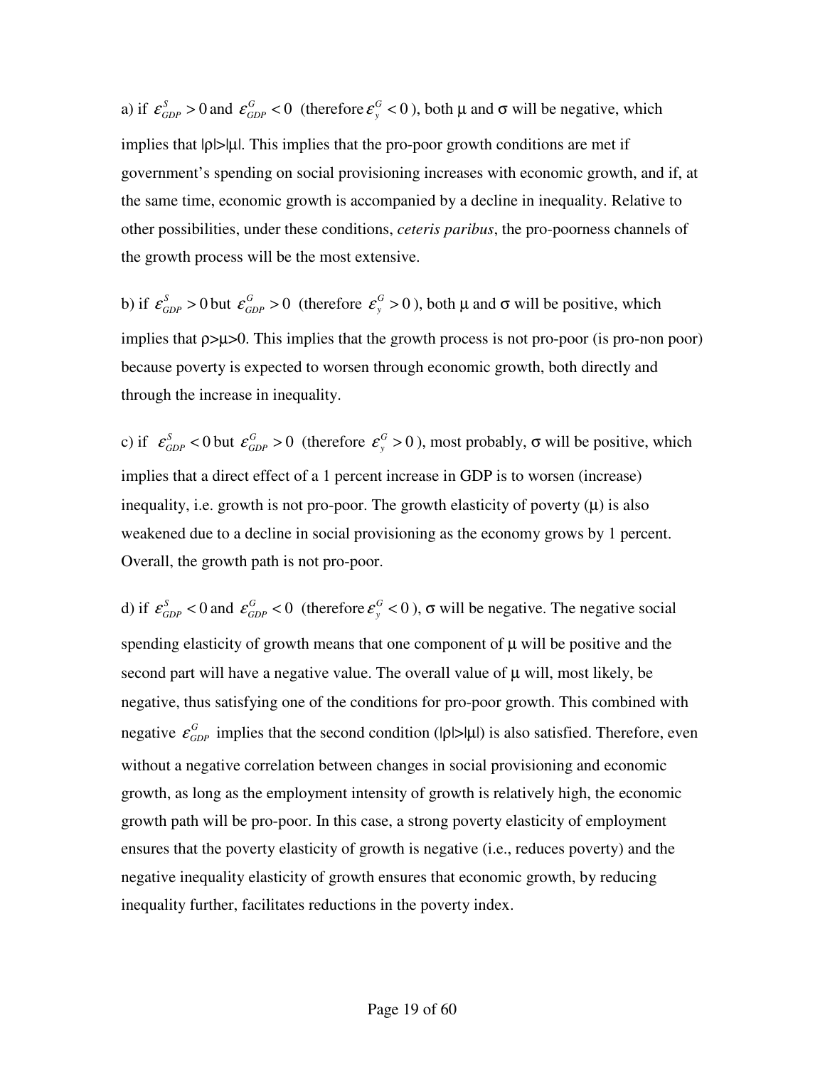a) if $\varepsilon_{GDP}^{S} > 0$ and $\varepsilon_{GDP}^{G} < 0$ (therefore $\varepsilon_{y}^{G} < 0$), both $\mu$ and $\sigma$ will be negative, which implies that $|\rho|>|\mu|$. This implies that the pro-poor growth conditions are met if government's spending on social provisioning increases with economic growth, and if, at the same time, economic growth is accompanied by a decline in inequality. Relative to other possibilities, under these conditions, *ceteris paribus*, the pro-poorness channels of the growth process will be the most extensive.

b) if $\varepsilon_{GDP}^{S} > 0$ but $\varepsilon_{GDP}^{G} > 0$ (therefore $\varepsilon_{y}^{G} > 0$), both $\mu$ and $\sigma$ will be positive, which implies that $\rho>\mu>0$. This implies that the growth process is not pro-poor (is pro-non poor) because poverty is expected to worsen through economic growth, both directly and through the increase in inequality.

c) if $\varepsilon_{GDP}^{S} < 0$ but $\varepsilon_{GDP}^{G} > 0$ (therefore $\varepsilon_{y}^{G} > 0$), most probably, $\sigma$ will be positive, which implies that a direct effect of a 1 percent increase in GDP is to worsen (increase) inequality, i.e. growth is not pro-poor. The growth elasticity of poverty ($\mu$) is also weakened due to a decline in social provisioning as the economy grows by 1 percent. Overall, the growth path is not pro-poor.

d) if $\varepsilon_{GDP}^{S} < 0$ and $\varepsilon_{GDP}^{G} < 0$ (therefore $\varepsilon_{y}^{G} < 0$), $\sigma$ will be negative. The negative social spending elasticity of growth means that one component of $\mu$ will be positive and the second part will have a negative value. The overall value of $\mu$ will, most likely, be negative, thus satisfying one of the conditions for pro-poor growth. This combined with negative $\varepsilon_{GDP}^{G}$ implies that the second condition ($|\rho|>|\mu|$) is also satisfied. Therefore, even without a negative correlation between changes in social provisioning and economic growth, as long as the employment intensity of growth is relatively high, the economic growth path will be pro-poor. In this case, a strong poverty elasticity of employment ensures that the poverty elasticity of growth is negative (i.e., reduces poverty) and the negative inequality elasticity of growth ensures that economic growth, by reducing inequality further, facilitates reductions in the poverty index.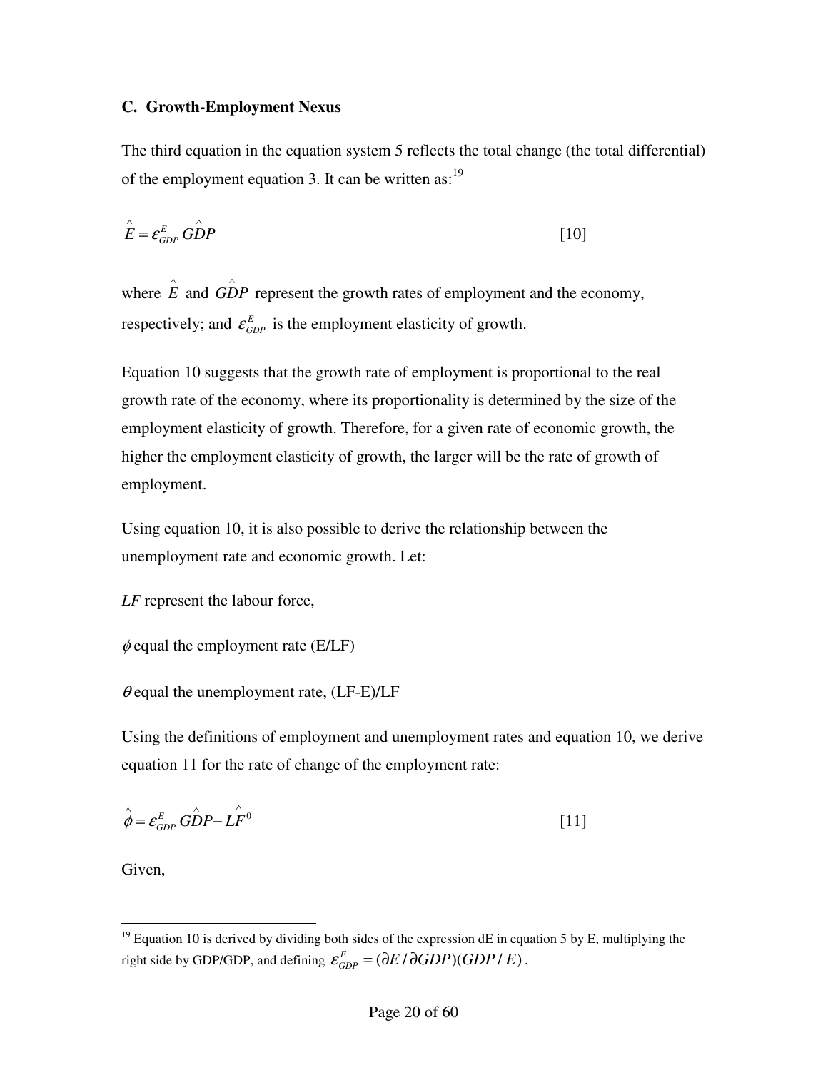### C. Growth-Employment Nexus

The third equation in the equation system 5 reflects the total change (the total differential) of the employment equation 3. It can be written as:[19]

$$\hat{E} = \varepsilon_{GDP}^{E} \, \hat{GDP} \qquad [10]$$

where $\hat{E}$ and $\hat{GDP}$ represent the growth rates of employment and the economy, respectively; and $\varepsilon_{GDP}^{E}$ is the employment elasticity of growth.

Equation 10 suggests that the growth rate of employment is proportional to the real growth rate of the economy, where its proportionality is determined by the size of the employment elasticity of growth. Therefore, for a given rate of economic growth, the higher the employment elasticity of growth, the larger will be the rate of growth of employment.

Using equation 10, it is also possible to derive the relationship between the unemployment rate and economic growth. Let:

$LF$ represent the labour force,

$\phi$ equal the employment rate (E/LF)

$\theta$ equal the unemployment rate, (LF-E)/LF

Using the definitions of employment and unemployment rates and equation 10, we derive equation 11 for the rate of change of the employment rate:

$$\hat{\phi} = \varepsilon_{GDP}^{E} \, \hat{GDP} - \hat{LF}^{0} \qquad [11]$$

Given,

---

[19] Equation 10 is derived by dividing both sides of the expression dE in equation 5 by E, multiplying the right side by GDP/GDP, and defining $\varepsilon_{GDP}^{E} = (\partial E / \partial GDP)(GDP / E)$.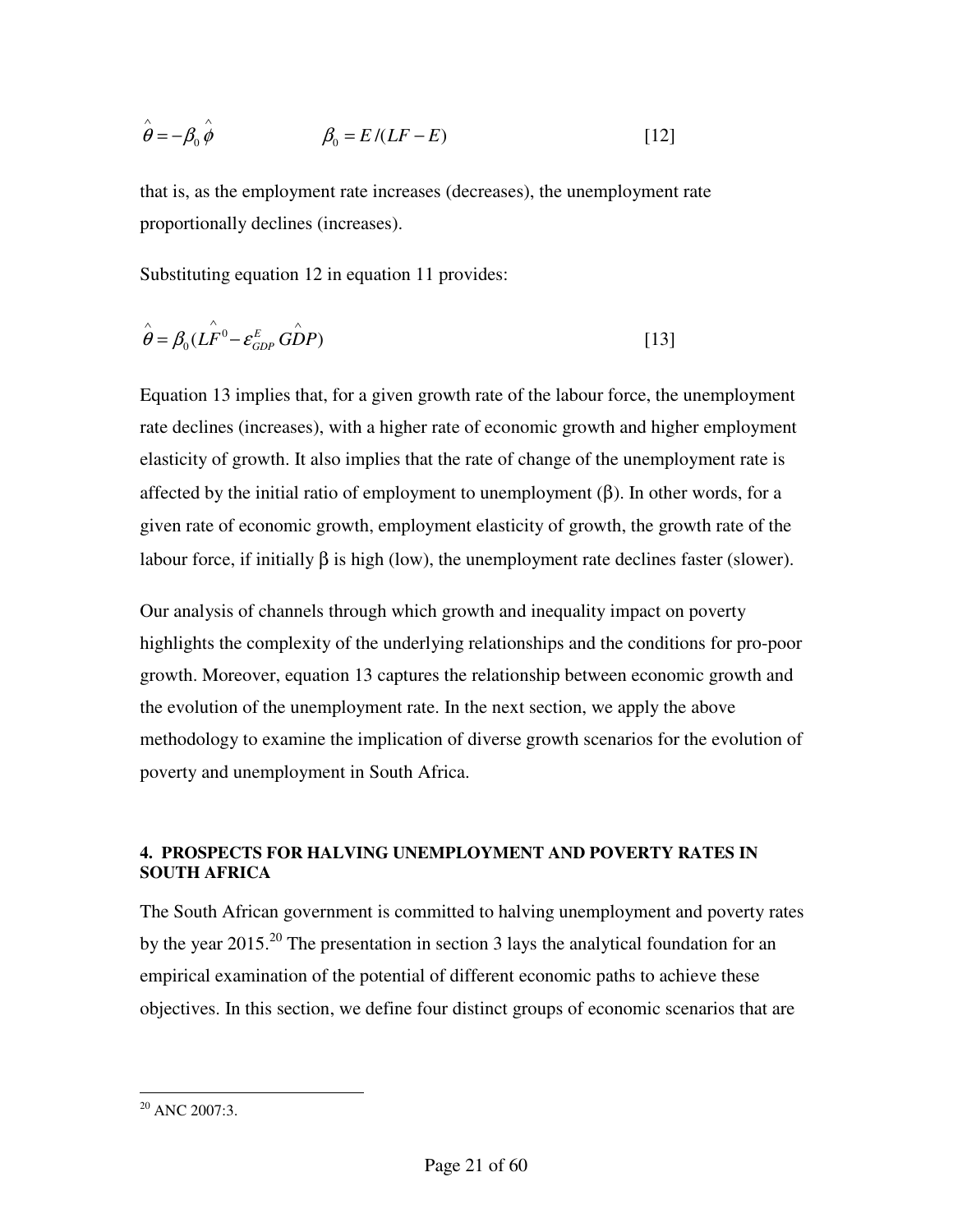$$\hat{\theta} = -\beta_0 \hat{\phi} \qquad \beta_0 = E/(LF - E) \qquad [12]$$

that is, as the employment rate increases (decreases), the unemployment rate proportionally declines (increases).

Substituting equation 12 in equation 11 provides:

$$\hat{\theta} = \beta_0 (\hat{LF}^0 - \varepsilon_{GDP}^E \hat{GDP}) \qquad [13]$$

Equation 13 implies that, for a given growth rate of the labour force, the unemployment rate declines (increases), with a higher rate of economic growth and higher employment elasticity of growth. It also implies that the rate of change of the unemployment rate is affected by the initial ratio of employment to unemployment ($\beta$). In other words, for a given rate of economic growth, employment elasticity of growth, the growth rate of the labour force, if initially $\beta$ is high (low), the unemployment rate declines faster (slower).

Our analysis of channels through which growth and inequality impact on poverty highlights the complexity of the underlying relationships and the conditions for pro-poor growth. Moreover, equation 13 captures the relationship between economic growth and the evolution of the unemployment rate. In the next section, we apply the above methodology to examine the implication of diverse growth scenarios for the evolution of poverty and unemployment in South Africa.

## 4. PROSPECTS FOR HALVING UNEMPLOYMENT AND POVERTY RATES IN SOUTH AFRICA

The South African government is committed to halving unemployment and poverty rates by the year 2015.[20] The presentation in section 3 lays the analytical foundation for an empirical examination of the potential of different economic paths to achieve these objectives. In this section, we define four distinct groups of economic scenarios that are

[20] ANC 2007:3.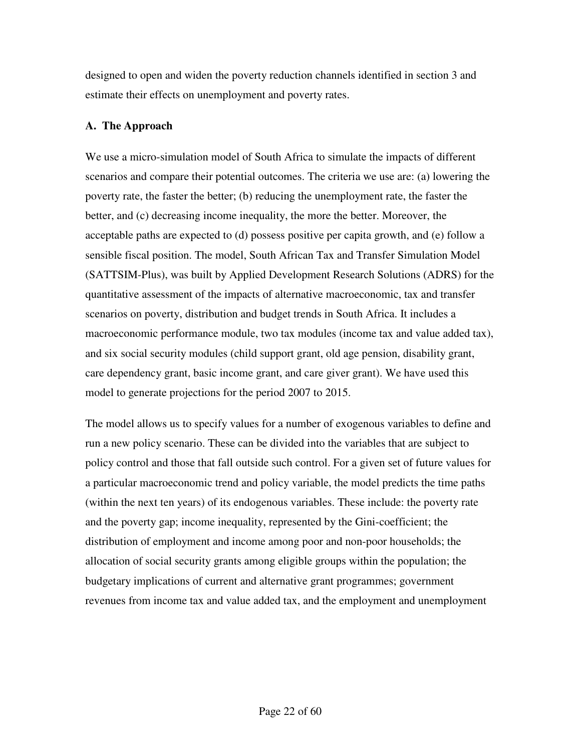designed to open and widen the poverty reduction channels identified in section 3 and estimate their effects on unemployment and poverty rates.

### A. The Approach

We use a micro-simulation model of South Africa to simulate the impacts of different scenarios and compare their potential outcomes. The criteria we use are: (a) lowering the poverty rate, the faster the better; (b) reducing the unemployment rate, the faster the better, and (c) decreasing income inequality, the more the better. Moreover, the acceptable paths are expected to (d) possess positive per capita growth, and (e) follow a sensible fiscal position. The model, South African Tax and Transfer Simulation Model (SATTSIM-Plus), was built by Applied Development Research Solutions (ADRS) for the quantitative assessment of the impacts of alternative macroeconomic, tax and transfer scenarios on poverty, distribution and budget trends in South Africa. It includes a macroeconomic performance module, two tax modules (income tax and value added tax), and six social security modules (child support grant, old age pension, disability grant, care dependency grant, basic income grant, and care giver grant). We have used this model to generate projections for the period 2007 to 2015.

The model allows us to specify values for a number of exogenous variables to define and run a new policy scenario. These can be divided into the variables that are subject to policy control and those that fall outside such control. For a given set of future values for a particular macroeconomic trend and policy variable, the model predicts the time paths (within the next ten years) of its endogenous variables. These include: the poverty rate and the poverty gap; income inequality, represented by the Gini-coefficient; the distribution of employment and income among poor and non-poor households; the allocation of social security grants among eligible groups within the population; the budgetary implications of current and alternative grant programmes; government revenues from income tax and value added tax, and the employment and unemployment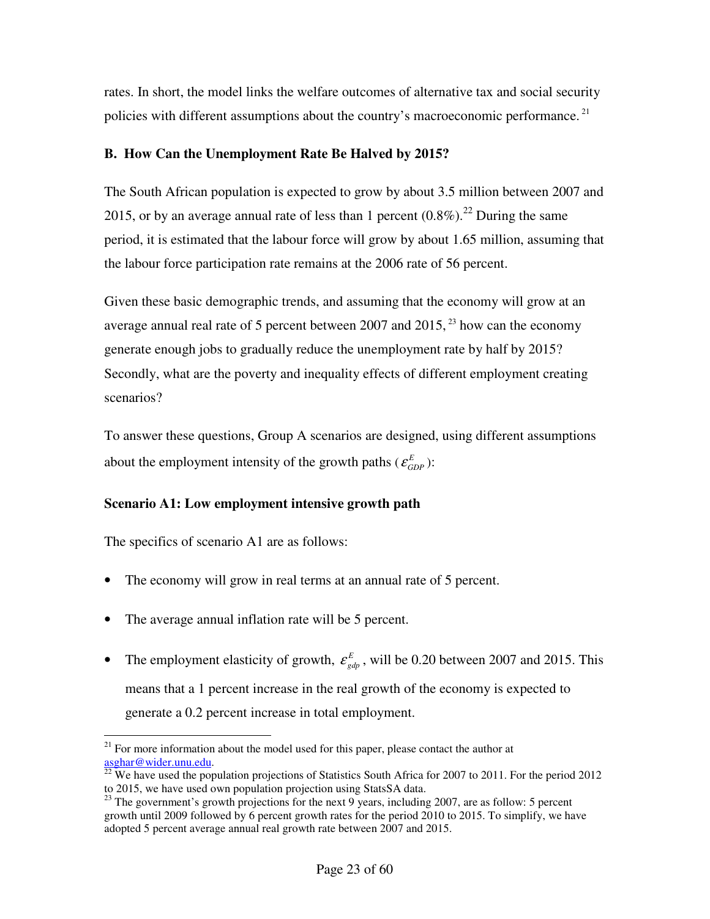rates. In short, the model links the welfare outcomes of alternative tax and social security policies with different assumptions about the country's macroeconomic performance.[21]

### B. How Can the Unemployment Rate Be Halved by 2015?

The South African population is expected to grow by about 3.5 million between 2007 and 2015, or by an average annual rate of less than 1 percent (0.8%).[22] During the same period, it is estimated that the labour force will grow by about 1.65 million, assuming that the labour force participation rate remains at the 2006 rate of 56 percent.

Given these basic demographic trends, and assuming that the economy will grow at an average annual real rate of 5 percent between 2007 and 2015,[23] how can the economy generate enough jobs to gradually reduce the unemployment rate by half by 2015? Secondly, what are the poverty and inequality effects of different employment creating scenarios?

To answer these questions, Group A scenarios are designed, using different assumptions about the employment intensity of the growth paths ($\varepsilon_{GDP}^{E}$):

**Scenario A1: Low employment intensive growth path**

The specifics of scenario A1 are as follows:

- The economy will grow in real terms at an annual rate of 5 percent.
- The average annual inflation rate will be 5 percent.
- The employment elasticity of growth, $\varepsilon_{gdp}^{E}$, will be 0.20 between 2007 and 2015. This means that a 1 percent increase in the real growth of the economy is expected to generate a 0.2 percent increase in total employment.

---

[21] For more information about the model used for this paper, please contact the author at asghar@wider.unu.edu.

[22] We have used the population projections of Statistics South Africa for 2007 to 2011. For the period 2012 to 2015, we have used own population projection using StatsSA data.

[23] The government's growth projections for the next 9 years, including 2007, are as follow: 5 percent growth until 2009 followed by 6 percent growth rates for the period 2010 to 2015. To simplify, we have adopted 5 percent average annual real growth rate between 2007 and 2015.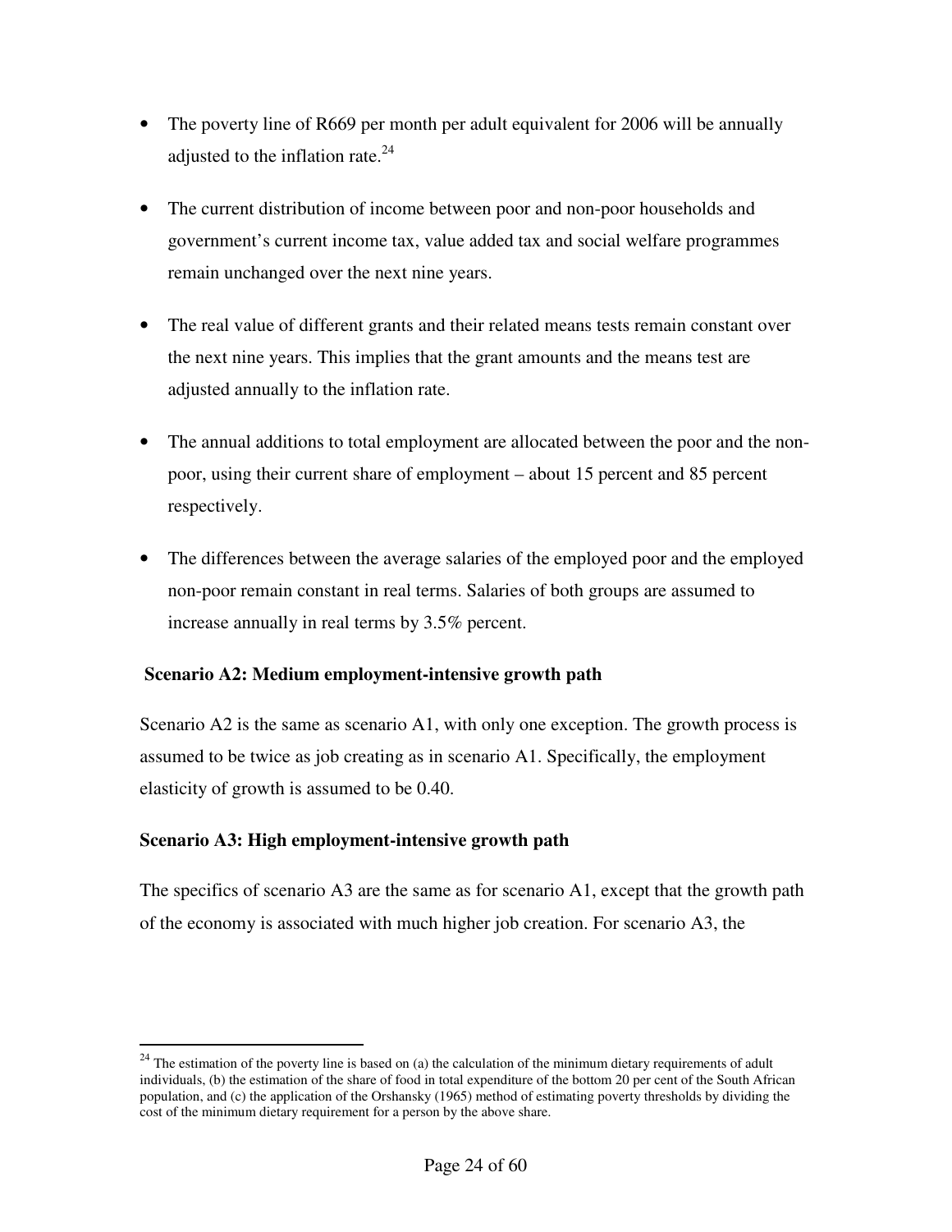- The poverty line of R669 per month per adult equivalent for 2006 will be annually adjusted to the inflation rate.[24]

- The current distribution of income between poor and non-poor households and government's current income tax, value added tax and social welfare programmes remain unchanged over the next nine years.

- The real value of different grants and their related means tests remain constant over the next nine years. This implies that the grant amounts and the means test are adjusted annually to the inflation rate.

- The annual additions to total employment are allocated between the poor and the non-poor, using their current share of employment – about 15 percent and 85 percent respectively.

- The differences between the average salaries of the employed poor and the employed non-poor remain constant in real terms. Salaries of both groups are assumed to increase annually in real terms by 3.5% percent.

**Scenario A2: Medium employment-intensive growth path**

Scenario A2 is the same as scenario A1, with only one exception. The growth process is assumed to be twice as job creating as in scenario A1. Specifically, the employment elasticity of growth is assumed to be 0.40.

**Scenario A3: High employment-intensive growth path**

The specifics of scenario A3 are the same as for scenario A1, except that the growth path of the economy is associated with much higher job creation. For scenario A3, the

---

[24] The estimation of the poverty line is based on (a) the calculation of the minimum dietary requirements of adult individuals, (b) the estimation of the share of food in total expenditure of the bottom 20 per cent of the South African population, and (c) the application of the Orshansky (1965) method of estimating poverty thresholds by dividing the cost of the minimum dietary requirement for a person by the above share.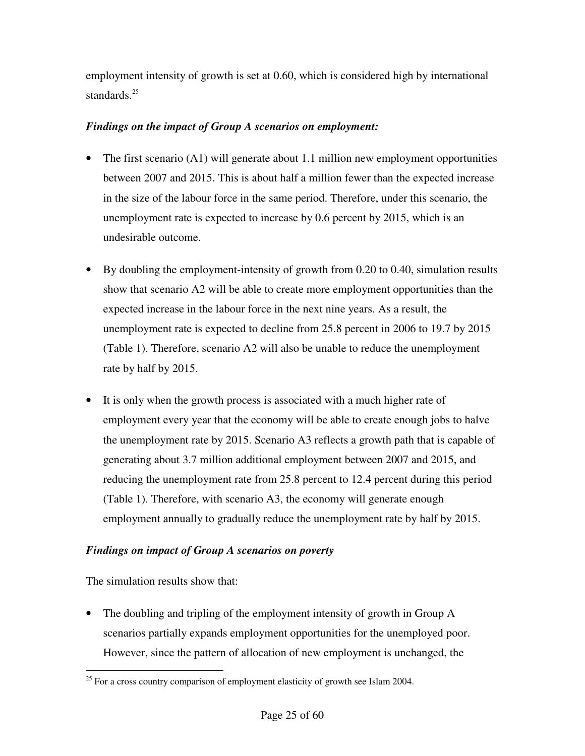employment intensity of growth is set at 0.60, which is considered high by international standards.[25]

***Findings on the impact of Group A scenarios on employment:***

- The first scenario (A1) will generate about 1.1 million new employment opportunities between 2007 and 2015. This is about half a million fewer than the expected increase in the size of the labour force in the same period. Therefore, under this scenario, the unemployment rate is expected to increase by 0.6 percent by 2015, which is an undesirable outcome.

- By doubling the employment-intensity of growth from 0.20 to 0.40, simulation results show that scenario A2 will be able to create more employment opportunities than the expected increase in the labour force in the next nine years. As a result, the unemployment rate is expected to decline from 25.8 percent in 2006 to 19.7 by 2015 (Table 1). Therefore, scenario A2 will also be unable to reduce the unemployment rate by half by 2015.

- It is only when the growth process is associated with a much higher rate of employment every year that the economy will be able to create enough jobs to halve the unemployment rate by 2015. Scenario A3 reflects a growth path that is capable of generating about 3.7 million additional employment between 2007 and 2015, and reducing the unemployment rate from 25.8 percent to 12.4 percent during this period (Table 1). Therefore, with scenario A3, the economy will generate enough employment annually to gradually reduce the unemployment rate by half by 2015.

***Findings on impact of Group A scenarios on poverty***

The simulation results show that:

- The doubling and tripling of the employment intensity of growth in Group A scenarios partially expands employment opportunities for the unemployed poor. However, since the pattern of allocation of new employment is unchanged, the

[25] For a cross country comparison of employment elasticity of growth see Islam 2004.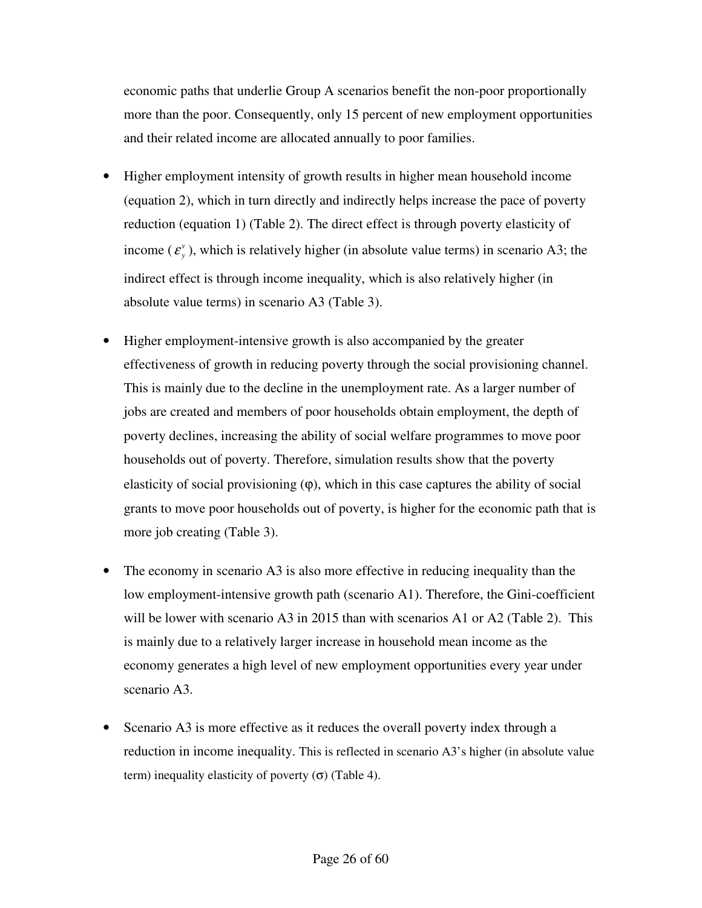economic paths that underlie Group A scenarios benefit the non-poor proportionally more than the poor. Consequently, only 15 percent of new employment opportunities and their related income are allocated annually to poor families.

- Higher employment intensity of growth results in higher mean household income (equation 2), which in turn directly and indirectly helps increase the pace of poverty reduction (equation 1) (Table 2). The direct effect is through poverty elasticity of income ($\varepsilon_y^v$), which is relatively higher (in absolute value terms) in scenario A3; the indirect effect is through income inequality, which is also relatively higher (in absolute value terms) in scenario A3 (Table 3).

- Higher employment-intensive growth is also accompanied by the greater effectiveness of growth in reducing poverty through the social provisioning channel. This is mainly due to the decline in the unemployment rate. As a larger number of jobs are created and members of poor households obtain employment, the depth of poverty declines, increasing the ability of social welfare programmes to move poor households out of poverty. Therefore, simulation results show that the poverty elasticity of social provisioning ($\varphi$), which in this case captures the ability of social grants to move poor households out of poverty, is higher for the economic path that is more job creating (Table 3).

- The economy in scenario A3 is also more effective in reducing inequality than the low employment-intensive growth path (scenario A1). Therefore, the Gini-coefficient will be lower with scenario A3 in 2015 than with scenarios A1 or A2 (Table 2). This is mainly due to a relatively larger increase in household mean income as the economy generates a high level of new employment opportunities every year under scenario A3.

- Scenario A3 is more effective as it reduces the overall poverty index through a reduction in income inequality. This is reflected in scenario A3's higher (in absolute value term) inequality elasticity of poverty ($\sigma$) (Table 4).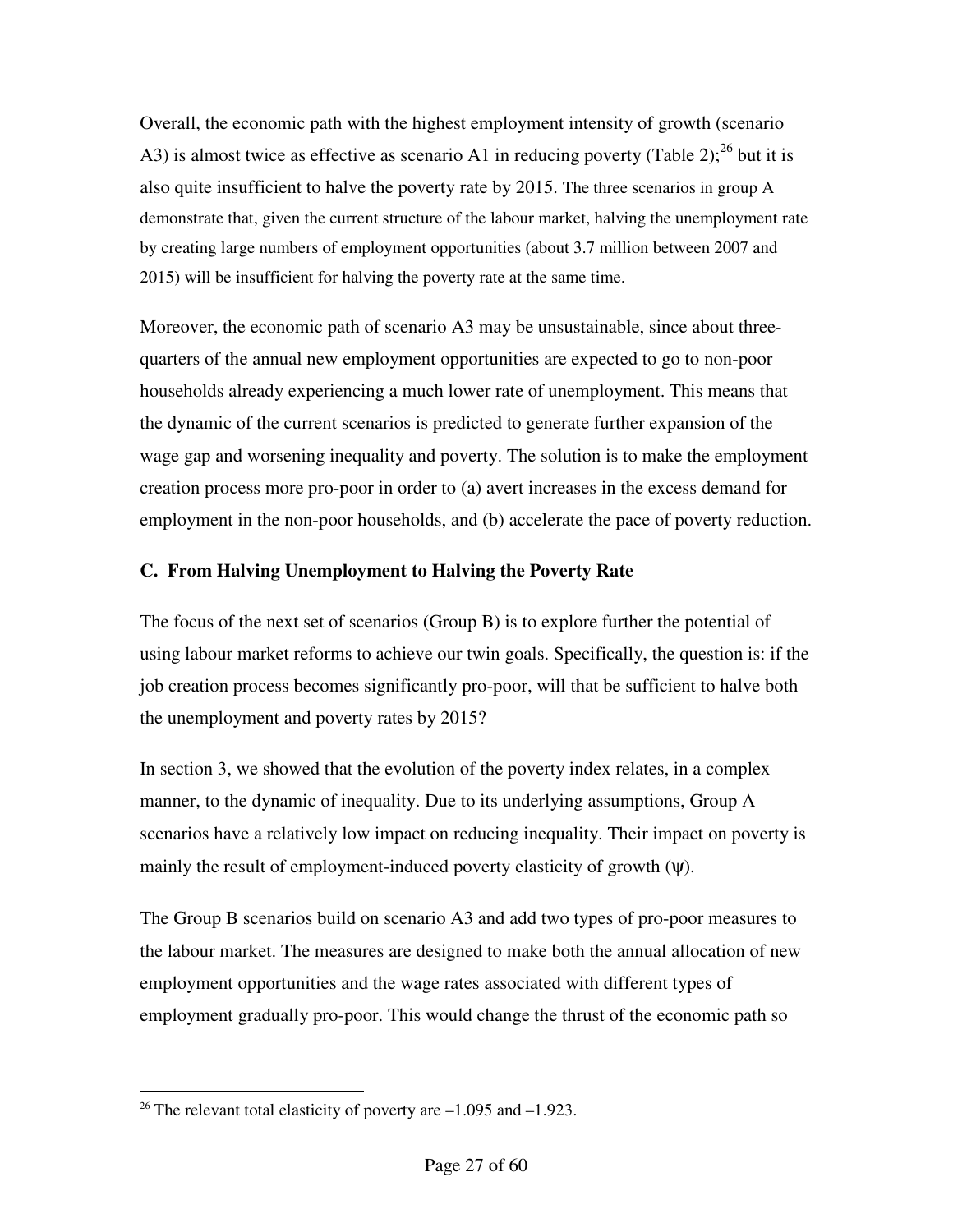Overall, the economic path with the highest employment intensity of growth (scenario A3) is almost twice as effective as scenario A1 in reducing poverty (Table 2);[26] but it is also quite insufficient to halve the poverty rate by 2015. The three scenarios in group A demonstrate that, given the current structure of the labour market, halving the unemployment rate by creating large numbers of employment opportunities (about 3.7 million between 2007 and 2015) will be insufficient for halving the poverty rate at the same time.

Moreover, the economic path of scenario A3 may be unsustainable, since about three-quarters of the annual new employment opportunities are expected to go to non-poor households already experiencing a much lower rate of unemployment. This means that the dynamic of the current scenarios is predicted to generate further expansion of the wage gap and worsening inequality and poverty. The solution is to make the employment creation process more pro-poor in order to (a) avert increases in the excess demand for employment in the non-poor households, and (b) accelerate the pace of poverty reduction.

### C. From Halving Unemployment to Halving the Poverty Rate

The focus of the next set of scenarios (Group B) is to explore further the potential of using labour market reforms to achieve our twin goals. Specifically, the question is: if the job creation process becomes significantly pro-poor, will that be sufficient to halve both the unemployment and poverty rates by 2015?

In section 3, we showed that the evolution of the poverty index relates, in a complex manner, to the dynamic of inequality. Due to its underlying assumptions, Group A scenarios have a relatively low impact on reducing inequality. Their impact on poverty is mainly the result of employment-induced poverty elasticity of growth ($\psi$).

The Group B scenarios build on scenario A3 and add two types of pro-poor measures to the labour market. The measures are designed to make both the annual allocation of new employment opportunities and the wage rates associated with different types of employment gradually pro-poor. This would change the thrust of the economic path so

---

[26] The relevant total elasticity of poverty are –1.095 and –1.923.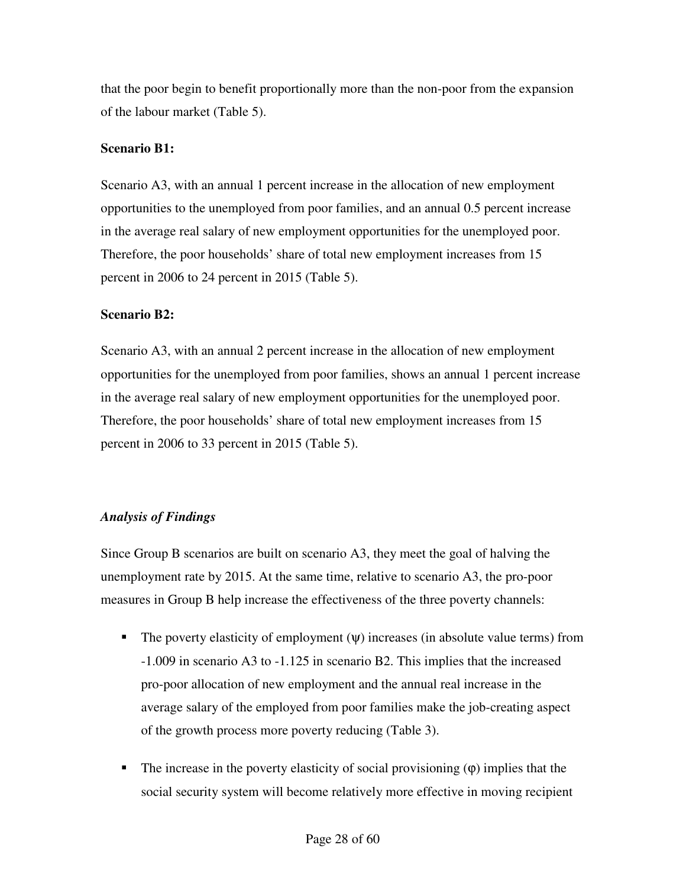that the poor begin to benefit proportionally more than the non-poor from the expansion of the labour market (Table 5).

**Scenario B1:**

Scenario A3, with an annual 1 percent increase in the allocation of new employment opportunities to the unemployed from poor families, and an annual 0.5 percent increase in the average real salary of new employment opportunities for the unemployed poor. Therefore, the poor households' share of total new employment increases from 15 percent in 2006 to 24 percent in 2015 (Table 5).

**Scenario B2:**

Scenario A3, with an annual 2 percent increase in the allocation of new employment opportunities for the unemployed from poor families, shows an annual 1 percent increase in the average real salary of new employment opportunities for the unemployed poor. Therefore, the poor households' share of total new employment increases from 15 percent in 2006 to 33 percent in 2015 (Table 5).

***Analysis of Findings***

Since Group B scenarios are built on scenario A3, they meet the goal of halving the unemployment rate by 2015. At the same time, relative to scenario A3, the pro-poor measures in Group B help increase the effectiveness of the three poverty channels:

- The poverty elasticity of employment ($\psi$) increases (in absolute value terms) from -1.009 in scenario A3 to -1.125 in scenario B2. This implies that the increased pro-poor allocation of new employment and the annual real increase in the average salary of the employed from poor families make the job-creating aspect of the growth process more poverty reducing (Table 3).

- The increase in the poverty elasticity of social provisioning ($\varphi$) implies that the social security system will become relatively more effective in moving recipient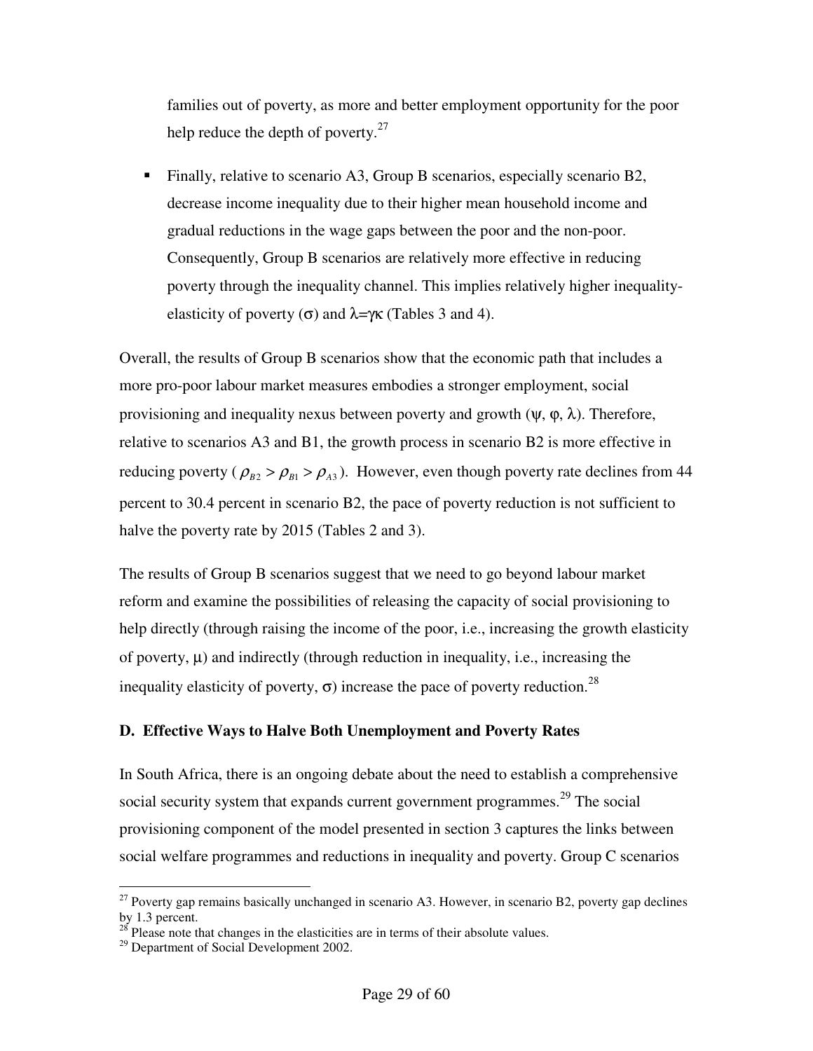families out of poverty, as more and better employment opportunity for the poor help reduce the depth of poverty.[27]

- Finally, relative to scenario A3, Group B scenarios, especially scenario B2, decrease income inequality due to their higher mean household income and gradual reductions in the wage gaps between the poor and the non-poor. Consequently, Group B scenarios are relatively more effective in reducing poverty through the inequality channel. This implies relatively higher inequality-elasticity of poverty ($\sigma$) and $\lambda = \gamma\kappa$ (Tables 3 and 4).

Overall, the results of Group B scenarios show that the economic path that includes a more pro-poor labour market measures embodies a stronger employment, social provisioning and inequality nexus between poverty and growth ($\psi$, $\varphi$, $\lambda$). Therefore, relative to scenarios A3 and B1, the growth process in scenario B2 is more effective in reducing poverty ( $\rho_{B2} > \rho_{B1} > \rho_{A3}$ ). However, even though poverty rate declines from 44 percent to 30.4 percent in scenario B2, the pace of poverty reduction is not sufficient to halve the poverty rate by 2015 (Tables 2 and 3).

The results of Group B scenarios suggest that we need to go beyond labour market reform and examine the possibilities of releasing the capacity of social provisioning to help directly (through raising the income of the poor, i.e., increasing the growth elasticity of poverty, $\mu$) and indirectly (through reduction in inequality, i.e., increasing the inequality elasticity of poverty, $\sigma$) increase the pace of poverty reduction.[28]

**D. Effective Ways to Halve Both Unemployment and Poverty Rates**

In South Africa, there is an ongoing debate about the need to establish a comprehensive social security system that expands current government programmes.[29] The social provisioning component of the model presented in section 3 captures the links between social welfare programmes and reductions in inequality and poverty. Group C scenarios

---

[27] Poverty gap remains basically unchanged in scenario A3. However, in scenario B2, poverty gap declines by 1.3 percent.

[28] Please note that changes in the elasticities are in terms of their absolute values.

[29] Department of Social Development 2002.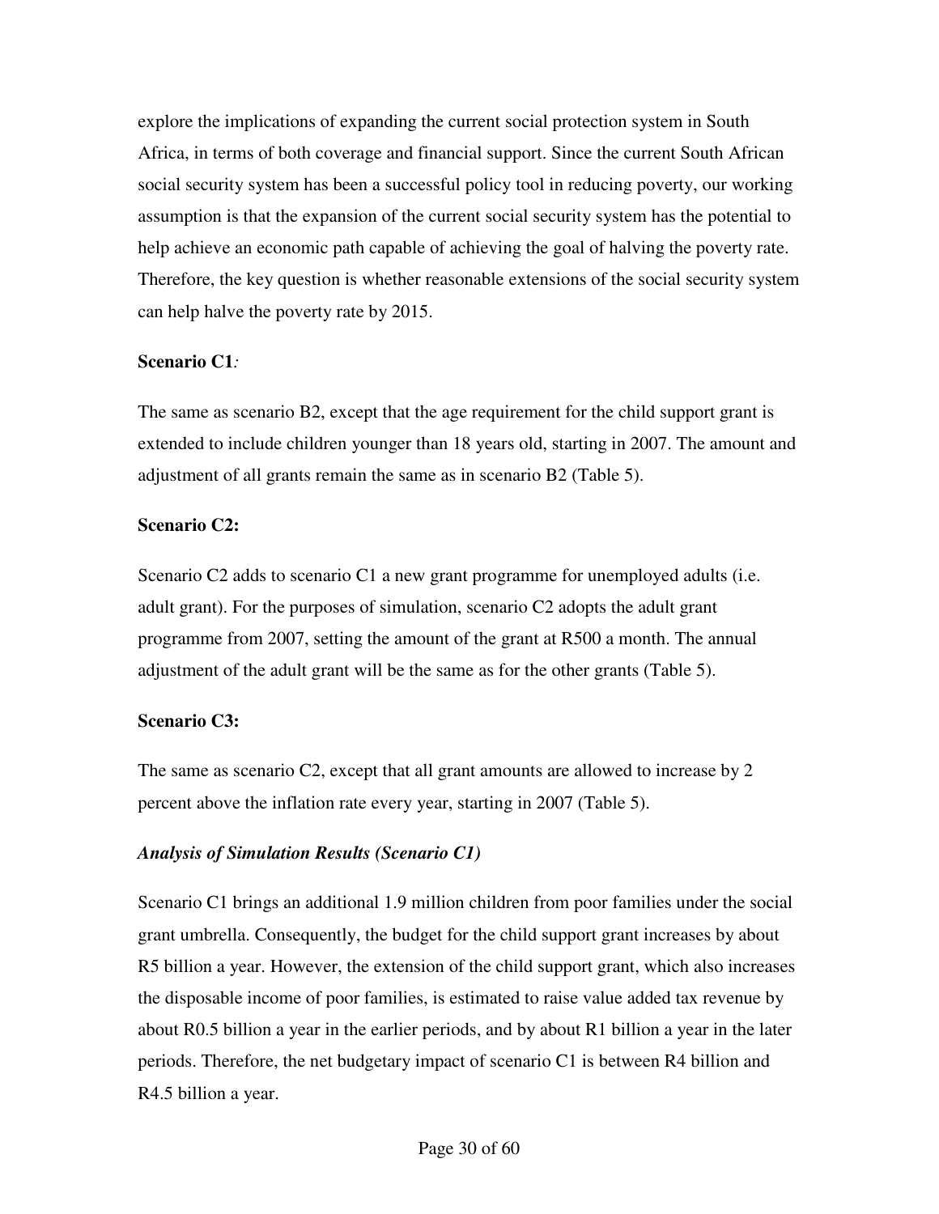explore the implications of expanding the current social protection system in South Africa, in terms of both coverage and financial support. Since the current South African social security system has been a successful policy tool in reducing poverty, our working assumption is that the expansion of the current social security system has the potential to help achieve an economic path capable of achieving the goal of halving the poverty rate. Therefore, the key question is whether reasonable extensions of the social security system can help halve the poverty rate by 2015.

**Scenario C1***:*

The same as scenario B2, except that the age requirement for the child support grant is extended to include children younger than 18 years old, starting in 2007. The amount and adjustment of all grants remain the same as in scenario B2 (Table 5).

**Scenario C2:**

Scenario C2 adds to scenario C1 a new grant programme for unemployed adults (i.e. adult grant). For the purposes of simulation, scenario C2 adopts the adult grant programme from 2007, setting the amount of the grant at R500 a month. The annual adjustment of the adult grant will be the same as for the other grants (Table 5).

**Scenario C3:**

The same as scenario C2, except that all grant amounts are allowed to increase by 2 percent above the inflation rate every year, starting in 2007 (Table 5).

***Analysis of Simulation Results (Scenario C1)***

Scenario C1 brings an additional 1.9 million children from poor families under the social grant umbrella. Consequently, the budget for the child support grant increases by about R5 billion a year. However, the extension of the child support grant, which also increases the disposable income of poor families, is estimated to raise value added tax revenue by about R0.5 billion a year in the earlier periods, and by about R1 billion a year in the later periods. Therefore, the net budgetary impact of scenario C1 is between R4 billion and R4.5 billion a year.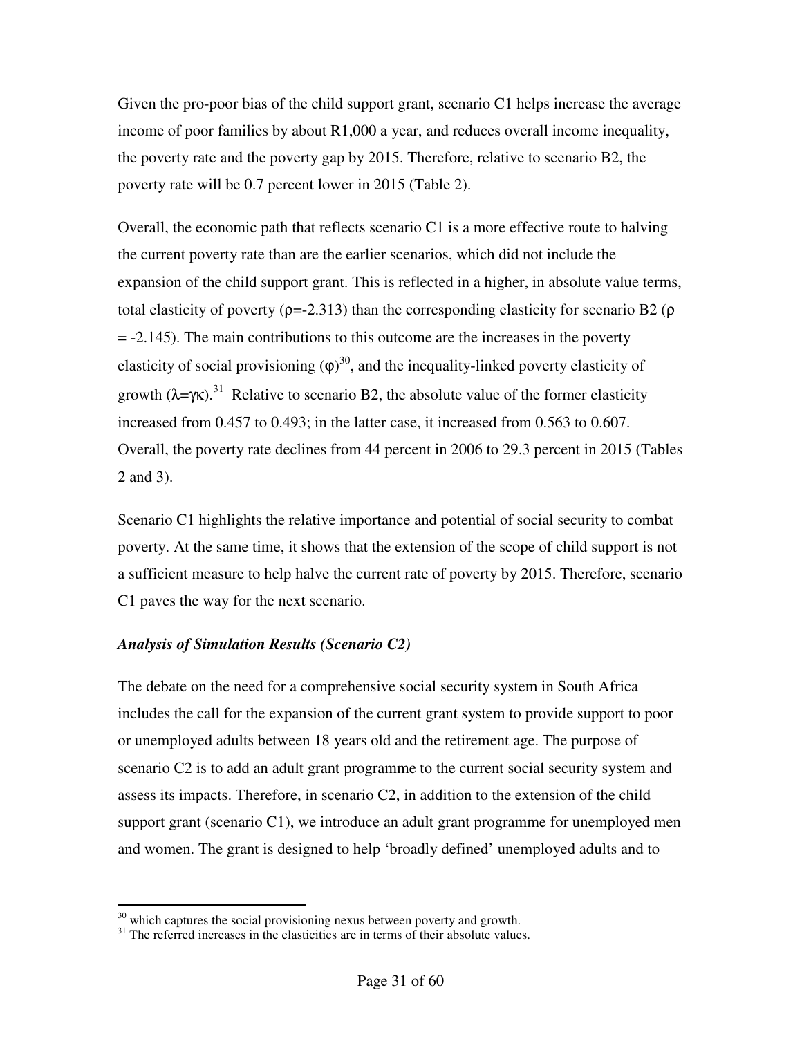Given the pro-poor bias of the child support grant, scenario C1 helps increase the average income of poor families by about R1,000 a year, and reduces overall income inequality, the poverty rate and the poverty gap by 2015. Therefore, relative to scenario B2, the poverty rate will be 0.7 percent lower in 2015 (Table 2).

Overall, the economic path that reflects scenario C1 is a more effective route to halving the current poverty rate than are the earlier scenarios, which did not include the expansion of the child support grant. This is reflected in a higher, in absolute value terms, total elasticity of poverty ($\rho$=-2.313) than the corresponding elasticity for scenario B2 ($\rho$ = -2.145). The main contributions to this outcome are the increases in the poverty elasticity of social provisioning ($\varphi$)[30], and the inequality-linked poverty elasticity of growth ($\lambda=\gamma\kappa$).[31] Relative to scenario B2, the absolute value of the former elasticity increased from 0.457 to 0.493; in the latter case, it increased from 0.563 to 0.607. Overall, the poverty rate declines from 44 percent in 2006 to 29.3 percent in 2015 (Tables 2 and 3).

Scenario C1 highlights the relative importance and potential of social security to combat poverty. At the same time, it shows that the extension of the scope of child support is not a sufficient measure to help halve the current rate of poverty by 2015. Therefore, scenario C1 paves the way for the next scenario.

### *Analysis of Simulation Results (Scenario C2)*

The debate on the need for a comprehensive social security system in South Africa includes the call for the expansion of the current grant system to provide support to poor or unemployed adults between 18 years old and the retirement age. The purpose of scenario C2 is to add an adult grant programme to the current social security system and assess its impacts. Therefore, in scenario C2, in addition to the extension of the child support grant (scenario C1), we introduce an adult grant programme for unemployed men and women. The grant is designed to help 'broadly defined' unemployed adults and to

---

[30] which captures the social provisioning nexus between poverty and growth.

[31] The referred increases in the elasticities are in terms of their absolute values.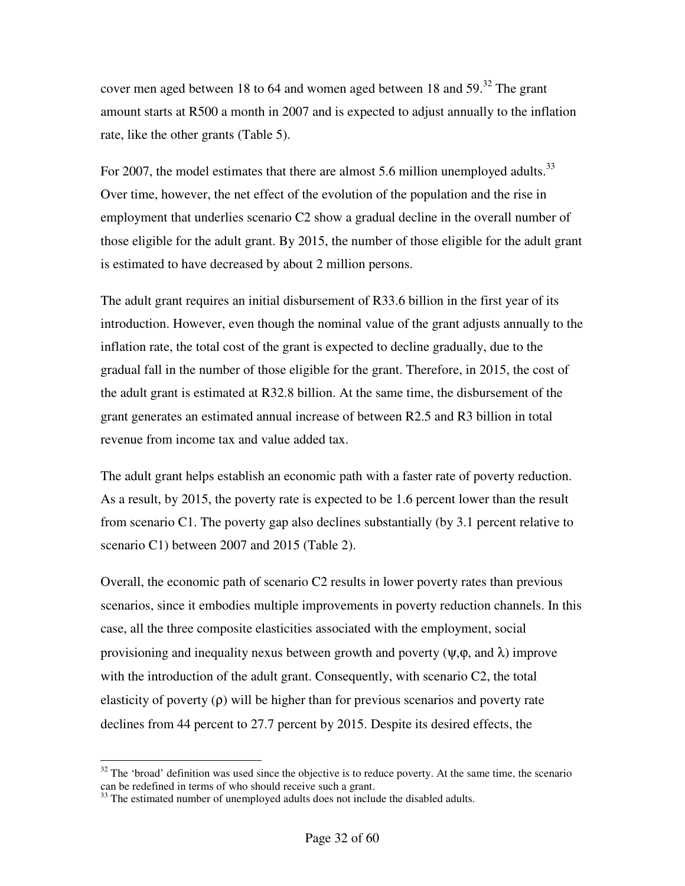cover men aged between 18 to 64 and women aged between 18 and 59.[32] The grant amount starts at R500 a month in 2007 and is expected to adjust annually to the inflation rate, like the other grants (Table 5).

For 2007, the model estimates that there are almost 5.6 million unemployed adults.[33] Over time, however, the net effect of the evolution of the population and the rise in employment that underlies scenario C2 show a gradual decline in the overall number of those eligible for the adult grant. By 2015, the number of those eligible for the adult grant is estimated to have decreased by about 2 million persons.

The adult grant requires an initial disbursement of R33.6 billion in the first year of its introduction. However, even though the nominal value of the grant adjusts annually to the inflation rate, the total cost of the grant is expected to decline gradually, due to the gradual fall in the number of those eligible for the grant. Therefore, in 2015, the cost of the adult grant is estimated at R32.8 billion. At the same time, the disbursement of the grant generates an estimated annual increase of between R2.5 and R3 billion in total revenue from income tax and value added tax.

The adult grant helps establish an economic path with a faster rate of poverty reduction. As a result, by 2015, the poverty rate is expected to be 1.6 percent lower than the result from scenario C1. The poverty gap also declines substantially (by 3.1 percent relative to scenario C1) between 2007 and 2015 (Table 2).

Overall, the economic path of scenario C2 results in lower poverty rates than previous scenarios, since it embodies multiple improvements in poverty reduction channels. In this case, all the three composite elasticities associated with the employment, social provisioning and inequality nexus between growth and poverty ($\psi$, $\varphi$, and $\lambda$) improve with the introduction of the adult grant. Consequently, with scenario C2, the total elasticity of poverty ($\rho$) will be higher than for previous scenarios and poverty rate declines from 44 percent to 27.7 percent by 2015. Despite its desired effects, the

[32] The 'broad' definition was used since the objective is to reduce poverty. At the same time, the scenario can be redefined in terms of who should receive such a grant.

[33] The estimated number of unemployed adults does not include the disabled adults.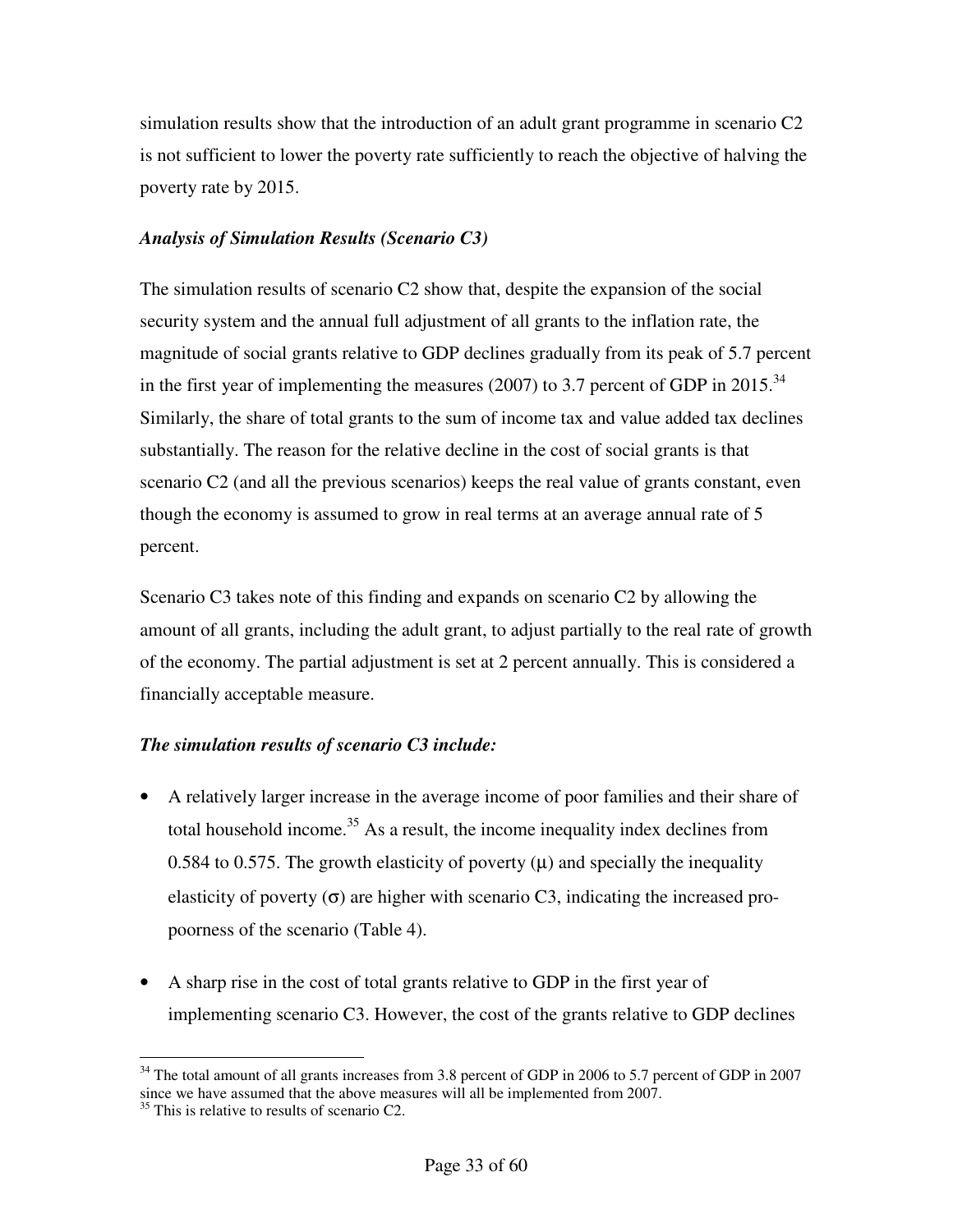simulation results show that the introduction of an adult grant programme in scenario C2 is not sufficient to lower the poverty rate sufficiently to reach the objective of halving the poverty rate by 2015.

***Analysis of Simulation Results (Scenario C3)***

The simulation results of scenario C2 show that, despite the expansion of the social security system and the annual full adjustment of all grants to the inflation rate, the magnitude of social grants relative to GDP declines gradually from its peak of 5.7 percent in the first year of implementing the measures (2007) to 3.7 percent of GDP in 2015.[34] Similarly, the share of total grants to the sum of income tax and value added tax declines substantially. The reason for the relative decline in the cost of social grants is that scenario C2 (and all the previous scenarios) keeps the real value of grants constant, even though the economy is assumed to grow in real terms at an average annual rate of 5 percent.

Scenario C3 takes note of this finding and expands on scenario C2 by allowing the amount of all grants, including the adult grant, to adjust partially to the real rate of growth of the economy. The partial adjustment is set at 2 percent annually. This is considered a financially acceptable measure.

***The simulation results of scenario C3 include:***

- A relatively larger increase in the average income of poor families and their share of total household income.[35] As a result, the income inequality index declines from 0.584 to 0.575. The growth elasticity of poverty ($\mu$) and specially the inequality elasticity of poverty ($\sigma$) are higher with scenario C3, indicating the increased pro-poorness of the scenario (Table 4).
- A sharp rise in the cost of total grants relative to GDP in the first year of implementing scenario C3. However, the cost of the grants relative to GDP declines

---

[34] The total amount of all grants increases from 3.8 percent of GDP in 2006 to 5.7 percent of GDP in 2007 since we have assumed that the above measures will all be implemented from 2007.

[35] This is relative to results of scenario C2.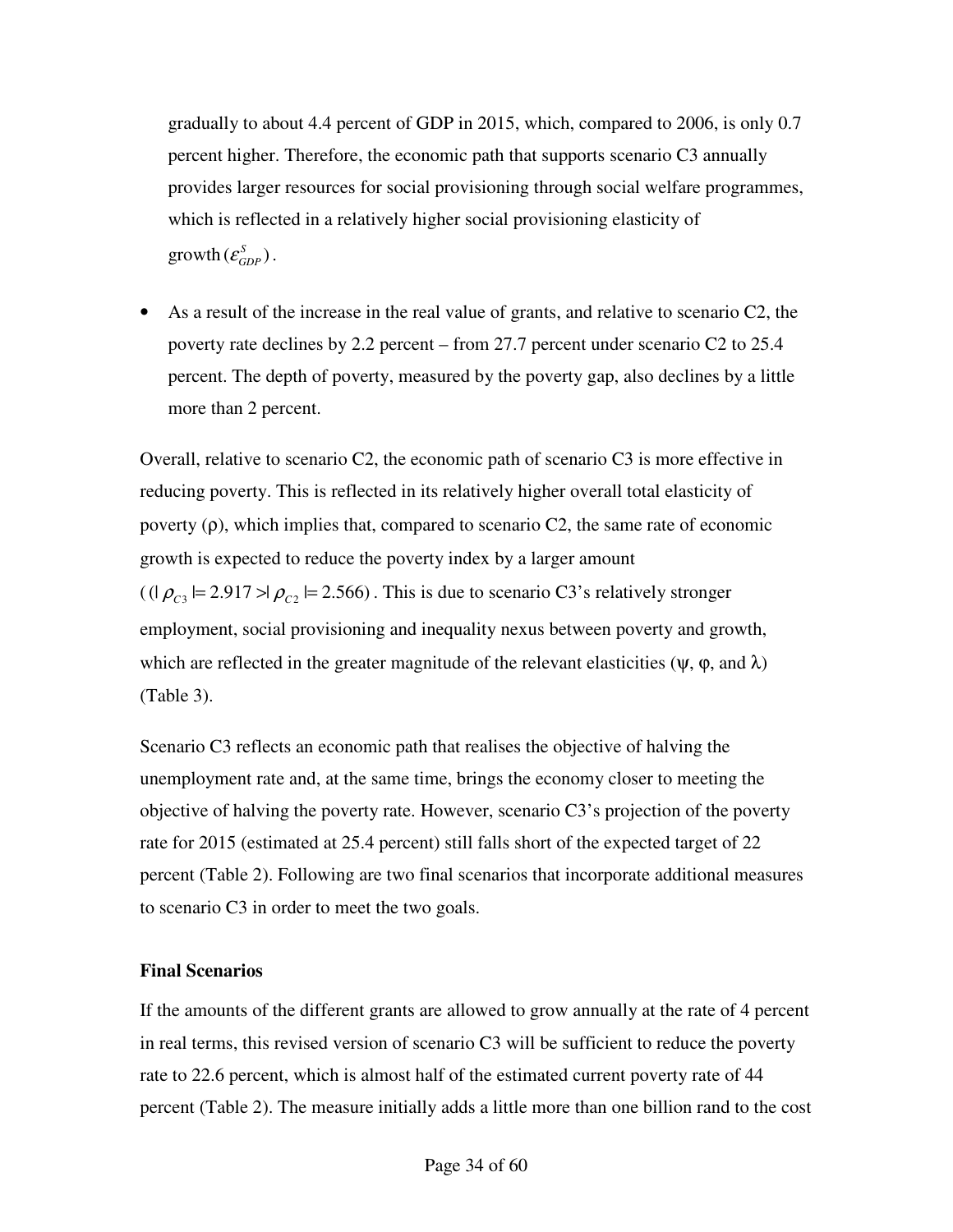gradually to about 4.4 percent of GDP in 2015, which, compared to 2006, is only 0.7 percent higher. Therefore, the economic path that supports scenario C3 annually provides larger resources for social provisioning through social welfare programmes, which is reflected in a relatively higher social provisioning elasticity of growth $(\varepsilon^{S}_{GDP})$.

- As a result of the increase in the real value of grants, and relative to scenario C2, the poverty rate declines by 2.2 percent – from 27.7 percent under scenario C2 to 25.4 percent. The depth of poverty, measured by the poverty gap, also declines by a little more than 2 percent.

Overall, relative to scenario C2, the economic path of scenario C3 is more effective in reducing poverty. This is reflected in its relatively higher overall total elasticity of poverty ($\rho$), which implies that, compared to scenario C2, the same rate of economic growth is expected to reduce the poverty index by a larger amount $((|\rho_{C3}| = 2.917 > |\rho_{C2}| = 2.566)$. This is due to scenario C3's relatively stronger employment, social provisioning and inequality nexus between poverty and growth, which are reflected in the greater magnitude of the relevant elasticities ($\psi$, $\varphi$, and $\lambda$) (Table 3).

Scenario C3 reflects an economic path that realises the objective of halving the unemployment rate and, at the same time, brings the economy closer to meeting the objective of halving the poverty rate. However, scenario C3's projection of the poverty rate for 2015 (estimated at 25.4 percent) still falls short of the expected target of 22 percent (Table 2). Following are two final scenarios that incorporate additional measures to scenario C3 in order to meet the two goals.

**Final Scenarios**

If the amounts of the different grants are allowed to grow annually at the rate of 4 percent in real terms, this revised version of scenario C3 will be sufficient to reduce the poverty rate to 22.6 percent, which is almost half of the estimated current poverty rate of 44 percent (Table 2). The measure initially adds a little more than one billion rand to the cost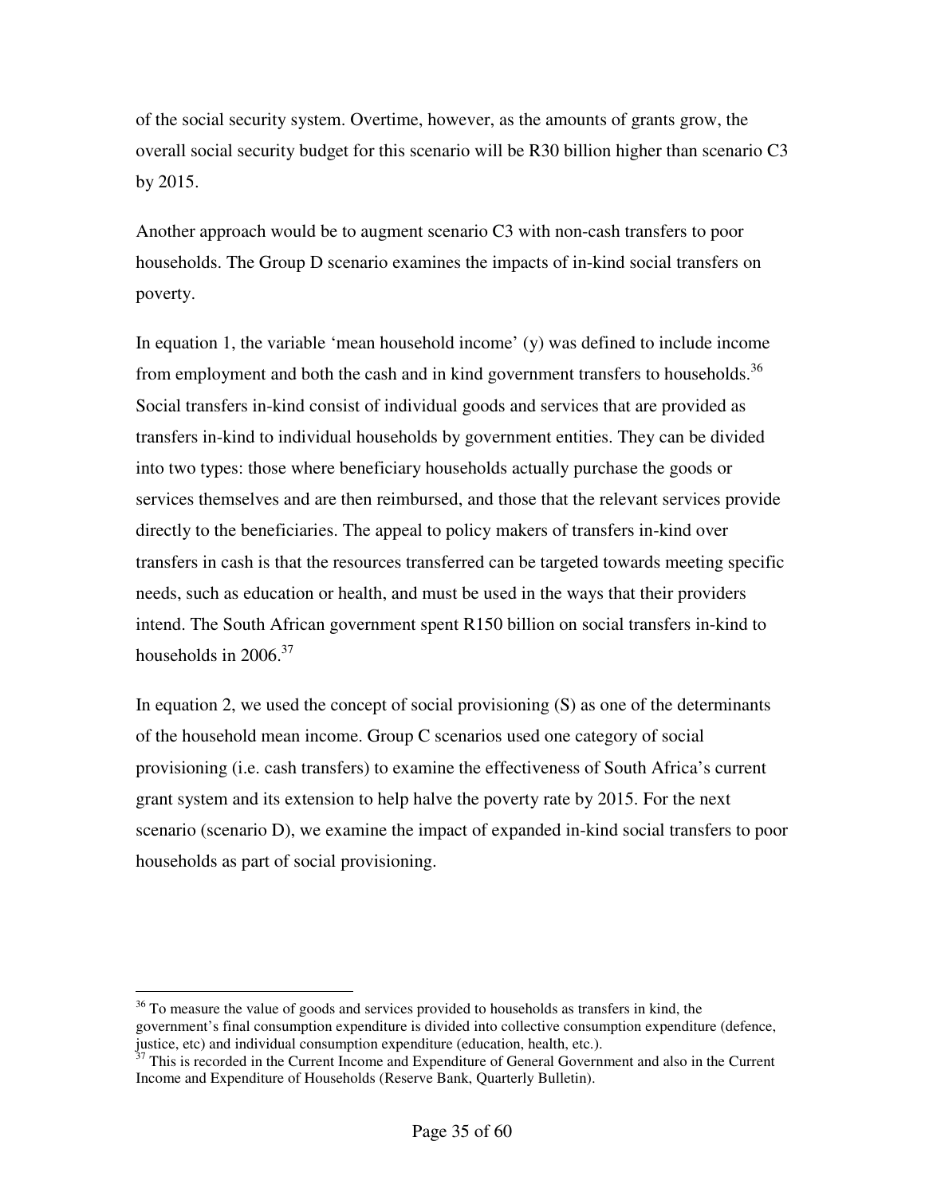of the social security system. Overtime, however, as the amounts of grants grow, the overall social security budget for this scenario will be R30 billion higher than scenario C3 by 2015.

Another approach would be to augment scenario C3 with non-cash transfers to poor households. The Group D scenario examines the impacts of in-kind social transfers on poverty.

In equation 1, the variable 'mean household income' (y) was defined to include income from employment and both the cash and in kind government transfers to households.[36] Social transfers in-kind consist of individual goods and services that are provided as transfers in-kind to individual households by government entities. They can be divided into two types: those where beneficiary households actually purchase the goods or services themselves and are then reimbursed, and those that the relevant services provide directly to the beneficiaries. The appeal to policy makers of transfers in-kind over transfers in cash is that the resources transferred can be targeted towards meeting specific needs, such as education or health, and must be used in the ways that their providers intend. The South African government spent R150 billion on social transfers in-kind to households in 2006.[37]

In equation 2, we used the concept of social provisioning (S) as one of the determinants of the household mean income. Group C scenarios used one category of social provisioning (i.e. cash transfers) to examine the effectiveness of South Africa's current grant system and its extension to help halve the poverty rate by 2015. For the next scenario (scenario D), we examine the impact of expanded in-kind social transfers to poor households as part of social provisioning.

---

[36] To measure the value of goods and services provided to households as transfers in kind, the government's final consumption expenditure is divided into collective consumption expenditure (defence, justice, etc) and individual consumption expenditure (education, health, etc.).

[37] This is recorded in the Current Income and Expenditure of General Government and also in the Current Income and Expenditure of Households (Reserve Bank, Quarterly Bulletin).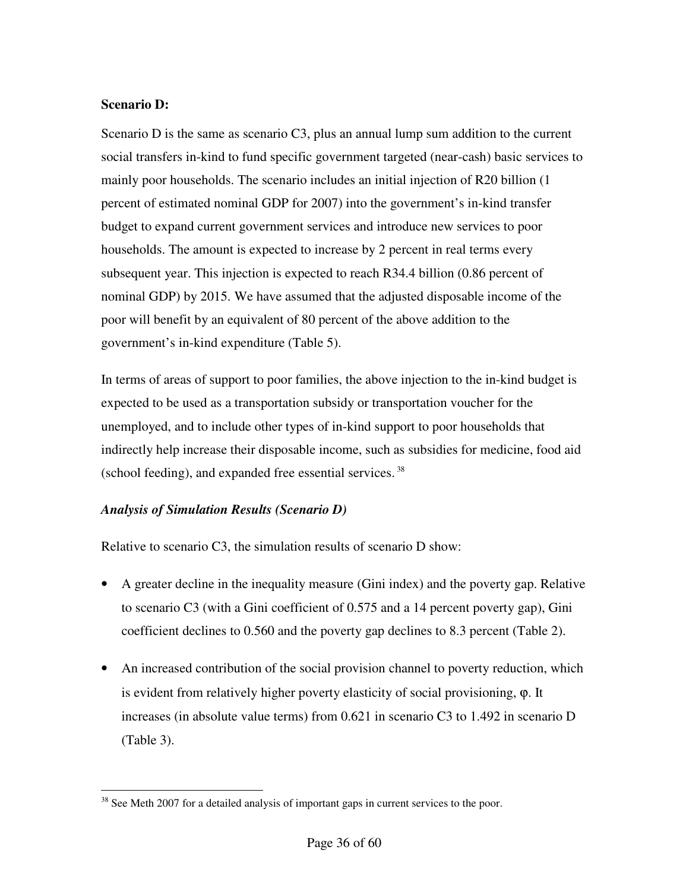**Scenario D:**

Scenario D is the same as scenario C3, plus an annual lump sum addition to the current social transfers in-kind to fund specific government targeted (near-cash) basic services to mainly poor households. The scenario includes an initial injection of R20 billion (1 percent of estimated nominal GDP for 2007) into the government's in-kind transfer budget to expand current government services and introduce new services to poor households. The amount is expected to increase by 2 percent in real terms every subsequent year. This injection is expected to reach R34.4 billion (0.86 percent of nominal GDP) by 2015. We have assumed that the adjusted disposable income of the poor will benefit by an equivalent of 80 percent of the above addition to the government's in-kind expenditure (Table 5).

In terms of areas of support to poor families, the above injection to the in-kind budget is expected to be used as a transportation subsidy or transportation voucher for the unemployed, and to include other types of in-kind support to poor households that indirectly help increase their disposable income, such as subsidies for medicine, food aid (school feeding), and expanded free essential services.[38]

*Analysis of Simulation Results (Scenario D)*

Relative to scenario C3, the simulation results of scenario D show:

- A greater decline in the inequality measure (Gini index) and the poverty gap. Relative to scenario C3 (with a Gini coefficient of 0.575 and a 14 percent poverty gap), Gini coefficient declines to 0.560 and the poverty gap declines to 8.3 percent (Table 2).
- An increased contribution of the social provision channel to poverty reduction, which is evident from relatively higher poverty elasticity of social provisioning, $\varphi$. It increases (in absolute value terms) from 0.621 in scenario C3 to 1.492 in scenario D (Table 3).

[38] See Meth 2007 for a detailed analysis of important gaps in current services to the poor.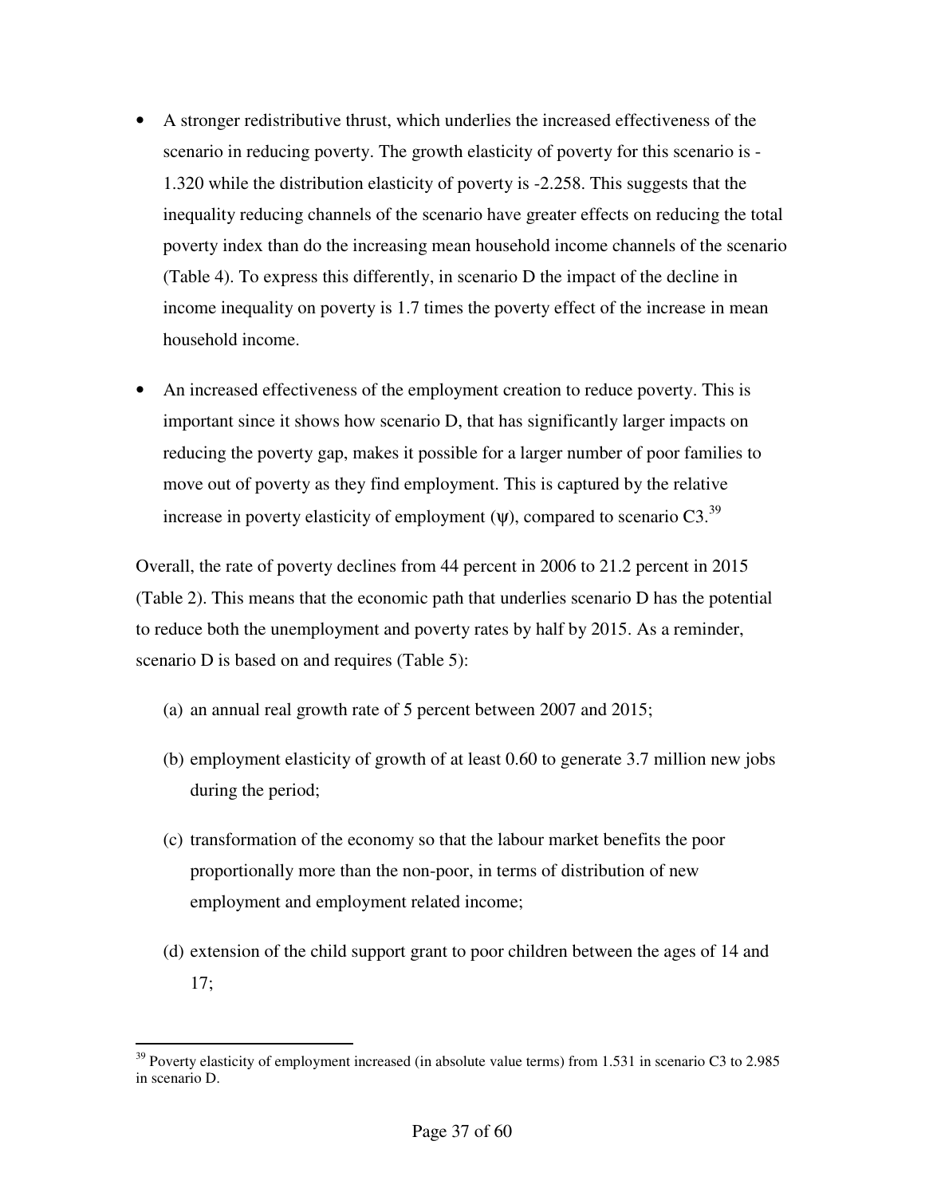- A stronger redistributive thrust, which underlies the increased effectiveness of the scenario in reducing poverty. The growth elasticity of poverty for this scenario is -1.320 while the distribution elasticity of poverty is -2.258. This suggests that the inequality reducing channels of the scenario have greater effects on reducing the total poverty index than do the increasing mean household income channels of the scenario (Table 4). To express this differently, in scenario D the impact of the decline in income inequality on poverty is 1.7 times the poverty effect of the increase in mean household income.

- An increased effectiveness of the employment creation to reduce poverty. This is important since it shows how scenario D, that has significantly larger impacts on reducing the poverty gap, makes it possible for a larger number of poor families to move out of poverty as they find employment. This is captured by the relative increase in poverty elasticity of employment ($\psi$), compared to scenario C3.[39]

Overall, the rate of poverty declines from 44 percent in 2006 to 21.2 percent in 2015 (Table 2). This means that the economic path that underlies scenario D has the potential to reduce both the unemployment and poverty rates by half by 2015. As a reminder, scenario D is based on and requires (Table 5):

(a) an annual real growth rate of 5 percent between 2007 and 2015;

(b) employment elasticity of growth of at least 0.60 to generate 3.7 million new jobs during the period;

(c) transformation of the economy so that the labour market benefits the poor proportionally more than the non-poor, in terms of distribution of new employment and employment related income;

(d) extension of the child support grant to poor children between the ages of 14 and 17;

---

[39] Poverty elasticity of employment increased (in absolute value terms) from 1.531 in scenario C3 to 2.985 in scenario D.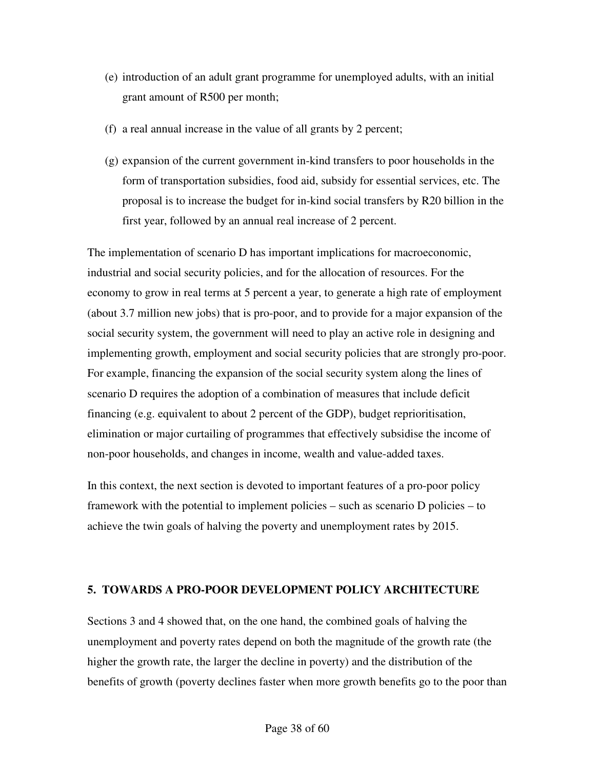(e) introduction of an adult grant programme for unemployed adults, with an initial grant amount of R500 per month;

(f) a real annual increase in the value of all grants by 2 percent;

(g) expansion of the current government in-kind transfers to poor households in the form of transportation subsidies, food aid, subsidy for essential services, etc. The proposal is to increase the budget for in-kind social transfers by R20 billion in the first year, followed by an annual real increase of 2 percent.

The implementation of scenario D has important implications for macroeconomic, industrial and social security policies, and for the allocation of resources. For the economy to grow in real terms at 5 percent a year, to generate a high rate of employment (about 3.7 million new jobs) that is pro-poor, and to provide for a major expansion of the social security system, the government will need to play an active role in designing and implementing growth, employment and social security policies that are strongly pro-poor. For example, financing the expansion of the social security system along the lines of scenario D requires the adoption of a combination of measures that include deficit financing (e.g. equivalent to about 2 percent of the GDP), budget reprioritisation, elimination or major curtailing of programmes that effectively subsidise the income of non-poor households, and changes in income, wealth and value-added taxes.

In this context, the next section is devoted to important features of a pro-poor policy framework with the potential to implement policies – such as scenario D policies – to achieve the twin goals of halving the poverty and unemployment rates by 2015.

## 5. TOWARDS A PRO-POOR DEVELOPMENT POLICY ARCHITECTURE

Sections 3 and 4 showed that, on the one hand, the combined goals of halving the unemployment and poverty rates depend on both the magnitude of the growth rate (the higher the growth rate, the larger the decline in poverty) and the distribution of the benefits of growth (poverty declines faster when more growth benefits go to the poor than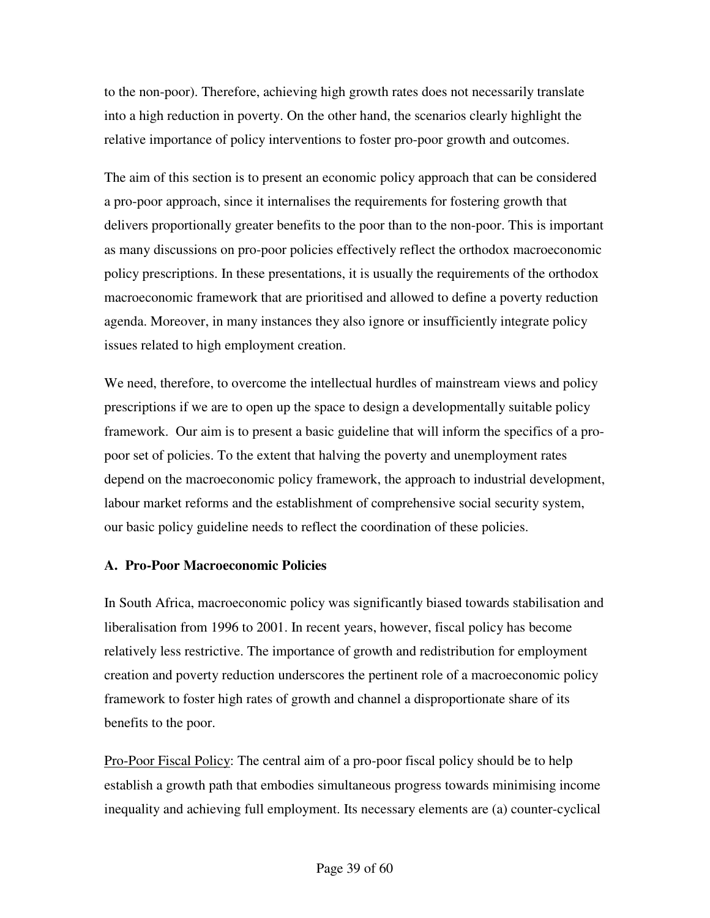to the non-poor). Therefore, achieving high growth rates does not necessarily translate into a high reduction in poverty. On the other hand, the scenarios clearly highlight the relative importance of policy interventions to foster pro-poor growth and outcomes.

The aim of this section is to present an economic policy approach that can be considered a pro-poor approach, since it internalises the requirements for fostering growth that delivers proportionally greater benefits to the poor than to the non-poor. This is important as many discussions on pro-poor policies effectively reflect the orthodox macroeconomic policy prescriptions. In these presentations, it is usually the requirements of the orthodox macroeconomic framework that are prioritised and allowed to define a poverty reduction agenda. Moreover, in many instances they also ignore or insufficiently integrate policy issues related to high employment creation.

We need, therefore, to overcome the intellectual hurdles of mainstream views and policy prescriptions if we are to open up the space to design a developmentally suitable policy framework. Our aim is to present a basic guideline that will inform the specifics of a pro-poor set of policies. To the extent that halving the poverty and unemployment rates depend on the macroeconomic policy framework, the approach to industrial development, labour market reforms and the establishment of comprehensive social security system, our basic policy guideline needs to reflect the coordination of these policies.

### A. Pro-Poor Macroeconomic Policies

In South Africa, macroeconomic policy was significantly biased towards stabilisation and liberalisation from 1996 to 2001. In recent years, however, fiscal policy has become relatively less restrictive. The importance of growth and redistribution for employment creation and poverty reduction underscores the pertinent role of a macroeconomic policy framework to foster high rates of growth and channel a disproportionate share of its benefits to the poor.

<u>Pro-Poor Fiscal Policy</u>: The central aim of a pro-poor fiscal policy should be to help establish a growth path that embodies simultaneous progress towards minimising income inequality and achieving full employment. Its necessary elements are (a) counter-cyclical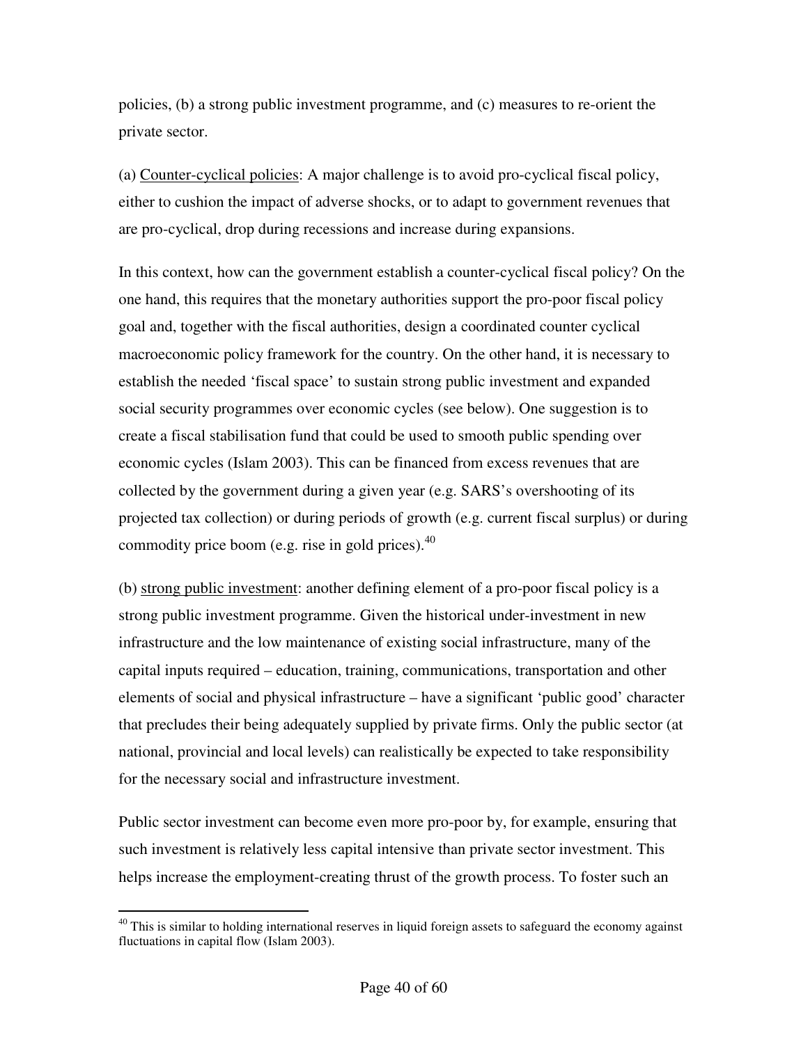policies, (b) a strong public investment programme, and (c) measures to re-orient the private sector.

(a) <u>Counter-cyclical policies</u>: A major challenge is to avoid pro-cyclical fiscal policy, either to cushion the impact of adverse shocks, or to adapt to government revenues that are pro-cyclical, drop during recessions and increase during expansions.

In this context, how can the government establish a counter-cyclical fiscal policy? On the one hand, this requires that the monetary authorities support the pro-poor fiscal policy goal and, together with the fiscal authorities, design a coordinated counter cyclical macroeconomic policy framework for the country. On the other hand, it is necessary to establish the needed 'fiscal space' to sustain strong public investment and expanded social security programmes over economic cycles (see below). One suggestion is to create a fiscal stabilisation fund that could be used to smooth public spending over economic cycles (Islam 2003). This can be financed from excess revenues that are collected by the government during a given year (e.g. SARS's overshooting of its projected tax collection) or during periods of growth (e.g. current fiscal surplus) or during commodity price boom (e.g. rise in gold prices).[40]

(b) <u>strong public investment</u>: another defining element of a pro-poor fiscal policy is a strong public investment programme. Given the historical under-investment in new infrastructure and the low maintenance of existing social infrastructure, many of the capital inputs required – education, training, communications, transportation and other elements of social and physical infrastructure – have a significant 'public good' character that precludes their being adequately supplied by private firms. Only the public sector (at national, provincial and local levels) can realistically be expected to take responsibility for the necessary social and infrastructure investment.

Public sector investment can become even more pro-poor by, for example, ensuring that such investment is relatively less capital intensive than private sector investment. This helps increase the employment-creating thrust of the growth process. To foster such an

---

[40] This is similar to holding international reserves in liquid foreign assets to safeguard the economy against fluctuations in capital flow (Islam 2003).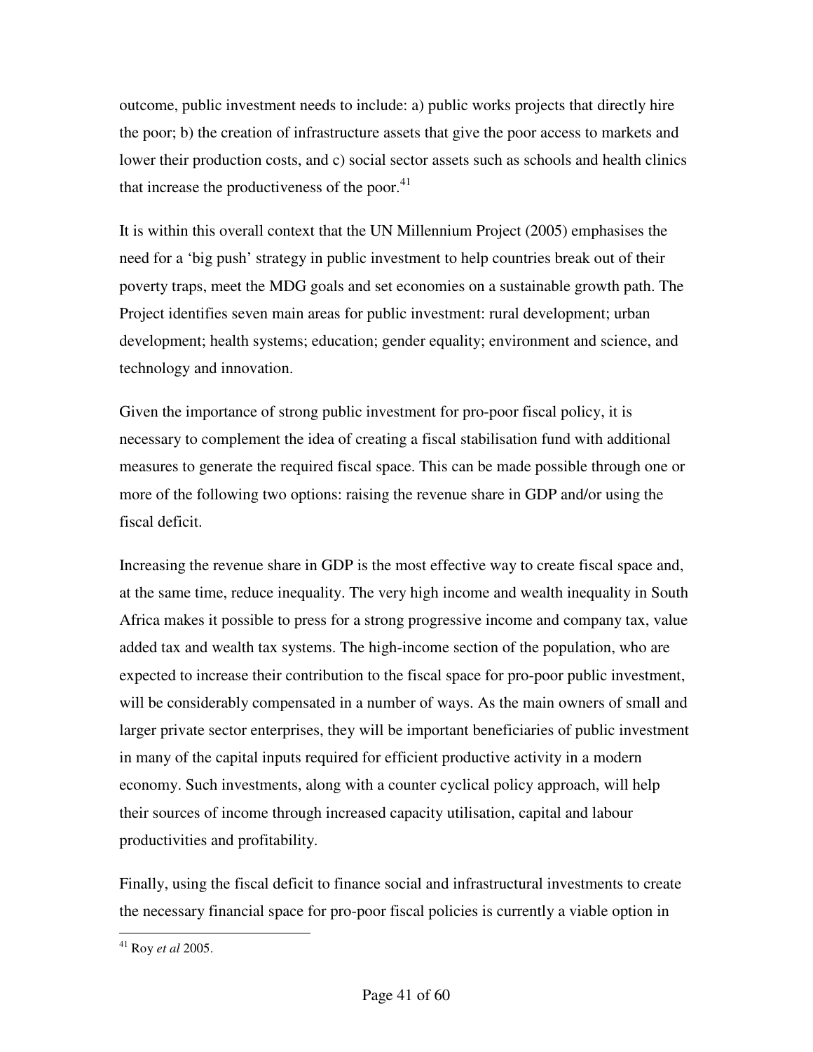outcome, public investment needs to include: a) public works projects that directly hire the poor; b) the creation of infrastructure assets that give the poor access to markets and lower their production costs, and c) social sector assets such as schools and health clinics that increase the productiveness of the poor.[41]

It is within this overall context that the UN Millennium Project (2005) emphasises the need for a 'big push' strategy in public investment to help countries break out of their poverty traps, meet the MDG goals and set economies on a sustainable growth path. The Project identifies seven main areas for public investment: rural development; urban development; health systems; education; gender equality; environment and science, and technology and innovation.

Given the importance of strong public investment for pro-poor fiscal policy, it is necessary to complement the idea of creating a fiscal stabilisation fund with additional measures to generate the required fiscal space. This can be made possible through one or more of the following two options: raising the revenue share in GDP and/or using the fiscal deficit.

Increasing the revenue share in GDP is the most effective way to create fiscal space and, at the same time, reduce inequality. The very high income and wealth inequality in South Africa makes it possible to press for a strong progressive income and company tax, value added tax and wealth tax systems. The high-income section of the population, who are expected to increase their contribution to the fiscal space for pro-poor public investment, will be considerably compensated in a number of ways. As the main owners of small and larger private sector enterprises, they will be important beneficiaries of public investment in many of the capital inputs required for efficient productive activity in a modern economy. Such investments, along with a counter cyclical policy approach, will help their sources of income through increased capacity utilisation, capital and labour productivities and profitability.

Finally, using the fiscal deficit to finance social and infrastructural investments to create the necessary financial space for pro-poor fiscal policies is currently a viable option in

[41] Roy *et al* 2005.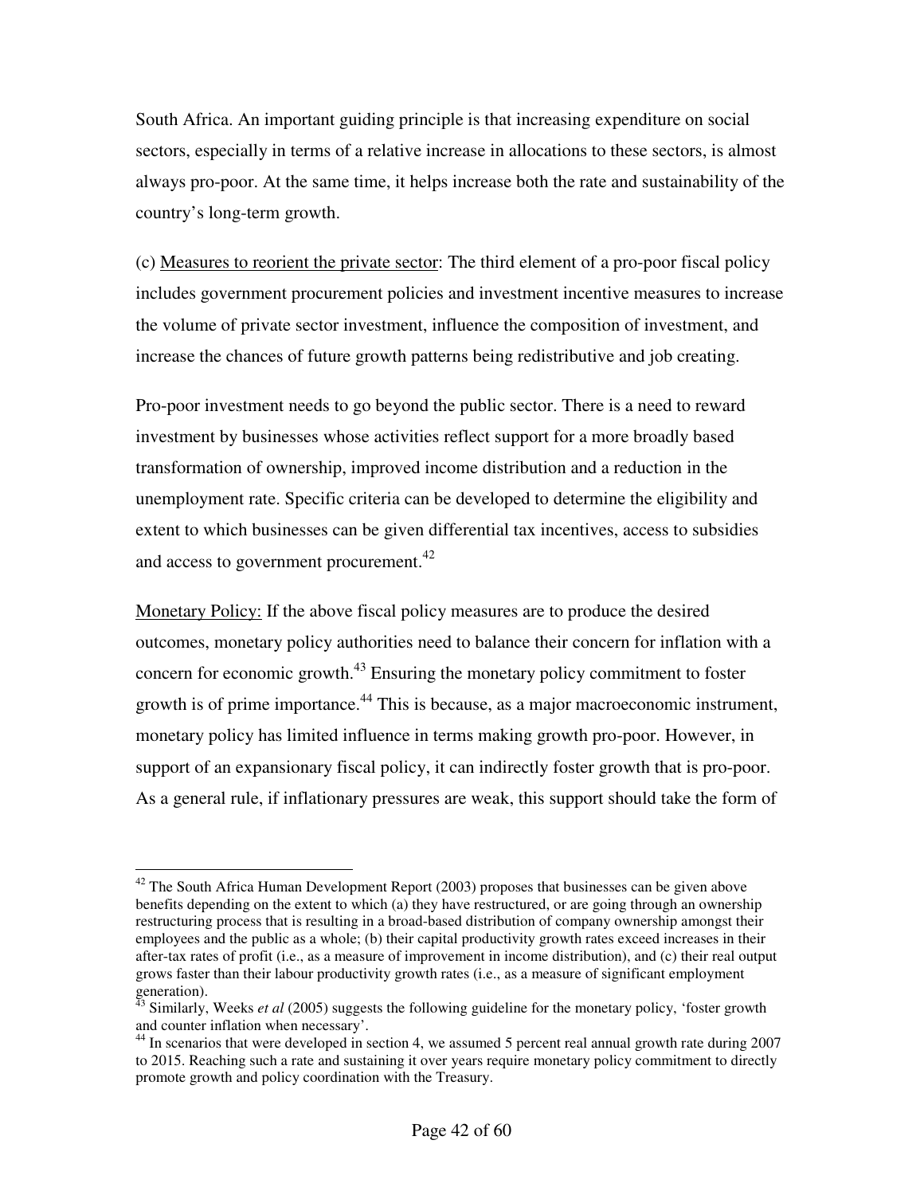South Africa. An important guiding principle is that increasing expenditure on social sectors, especially in terms of a relative increase in allocations to these sectors, is almost always pro-poor. At the same time, it helps increase both the rate and sustainability of the country's long-term growth.

(c) Measures to reorient the private sector: The third element of a pro-poor fiscal policy includes government procurement policies and investment incentive measures to increase the volume of private sector investment, influence the composition of investment, and increase the chances of future growth patterns being redistributive and job creating.

Pro-poor investment needs to go beyond the public sector. There is a need to reward investment by businesses whose activities reflect support for a more broadly based transformation of ownership, improved income distribution and a reduction in the unemployment rate. Specific criteria can be developed to determine the eligibility and extent to which businesses can be given differential tax incentives, access to subsidies and access to government procurement.[42]

Monetary Policy: If the above fiscal policy measures are to produce the desired outcomes, monetary policy authorities need to balance their concern for inflation with a concern for economic growth.[43] Ensuring the monetary policy commitment to foster growth is of prime importance.[44] This is because, as a major macroeconomic instrument, monetary policy has limited influence in terms making growth pro-poor. However, in support of an expansionary fiscal policy, it can indirectly foster growth that is pro-poor. As a general rule, if inflationary pressures are weak, this support should take the form of

---

[42] The South Africa Human Development Report (2003) proposes that businesses can be given above benefits depending on the extent to which (a) they have restructured, or are going through an ownership restructuring process that is resulting in a broad-based distribution of company ownership amongst their employees and the public as a whole; (b) their capital productivity growth rates exceed increases in their after-tax rates of profit (i.e., as a measure of improvement in income distribution), and (c) their real output grows faster than their labour productivity growth rates (i.e., as a measure of significant employment generation).

[43] Similarly, Weeks *et al* (2005) suggests the following guideline for the monetary policy, 'foster growth and counter inflation when necessary'.

[44] In scenarios that were developed in section 4, we assumed 5 percent real annual growth rate during 2007 to 2015. Reaching such a rate and sustaining it over years require monetary policy commitment to directly promote growth and policy coordination with the Treasury.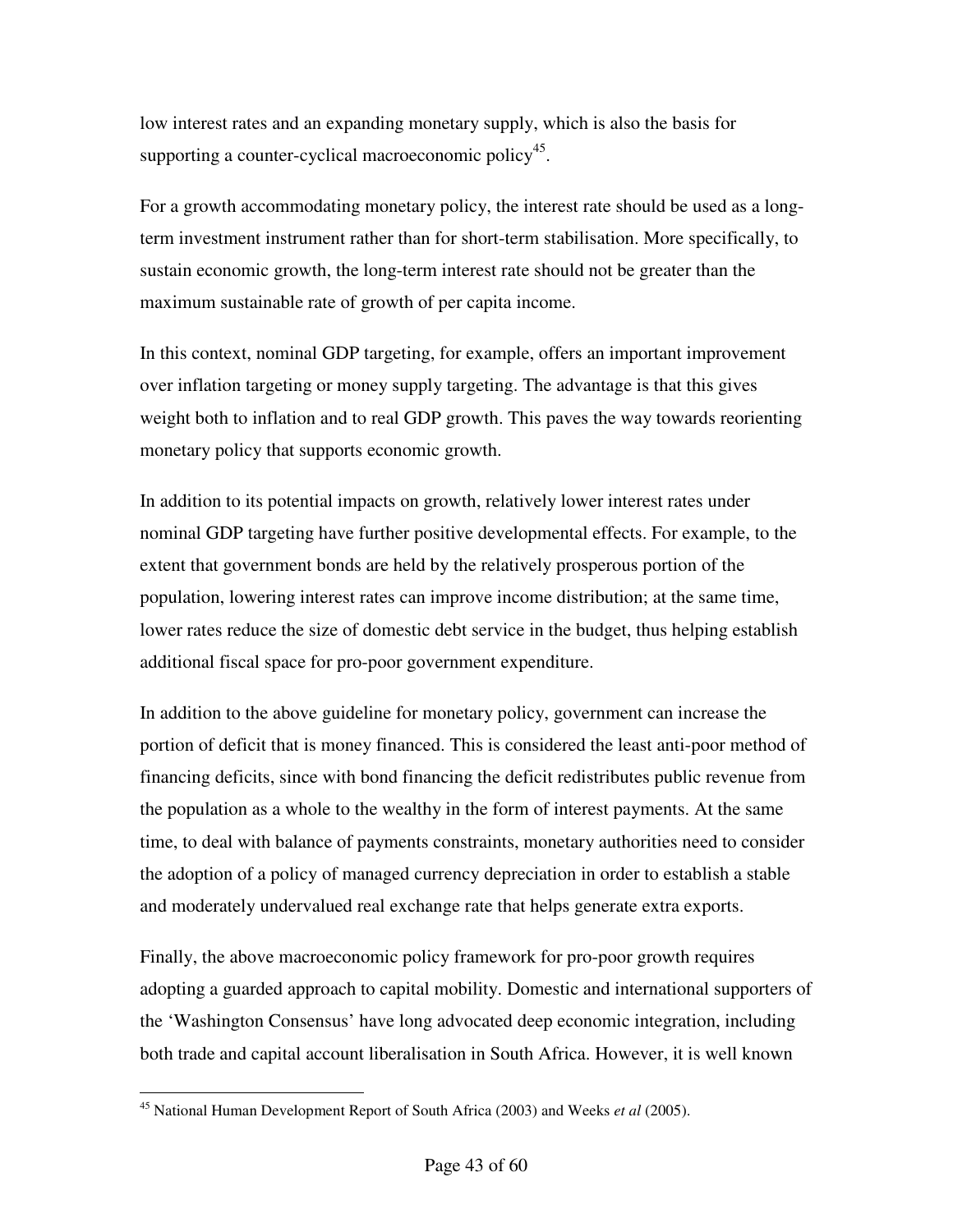low interest rates and an expanding monetary supply, which is also the basis for supporting a counter-cyclical macroeconomic policy[45].

For a growth accommodating monetary policy, the interest rate should be used as a long-term investment instrument rather than for short-term stabilisation. More specifically, to sustain economic growth, the long-term interest rate should not be greater than the maximum sustainable rate of growth of per capita income.

In this context, nominal GDP targeting, for example, offers an important improvement over inflation targeting or money supply targeting. The advantage is that this gives weight both to inflation and to real GDP growth. This paves the way towards reorienting monetary policy that supports economic growth.

In addition to its potential impacts on growth, relatively lower interest rates under nominal GDP targeting have further positive developmental effects. For example, to the extent that government bonds are held by the relatively prosperous portion of the population, lowering interest rates can improve income distribution; at the same time, lower rates reduce the size of domestic debt service in the budget, thus helping establish additional fiscal space for pro-poor government expenditure.

In addition to the above guideline for monetary policy, government can increase the portion of deficit that is money financed. This is considered the least anti-poor method of financing deficits, since with bond financing the deficit redistributes public revenue from the population as a whole to the wealthy in the form of interest payments. At the same time, to deal with balance of payments constraints, monetary authorities need to consider the adoption of a policy of managed currency depreciation in order to establish a stable and moderately undervalued real exchange rate that helps generate extra exports.

Finally, the above macroeconomic policy framework for pro-poor growth requires adopting a guarded approach to capital mobility. Domestic and international supporters of the 'Washington Consensus' have long advocated deep economic integration, including both trade and capital account liberalisation in South Africa. However, it is well known

---

[45] National Human Development Report of South Africa (2003) and Weeks *et al* (2005).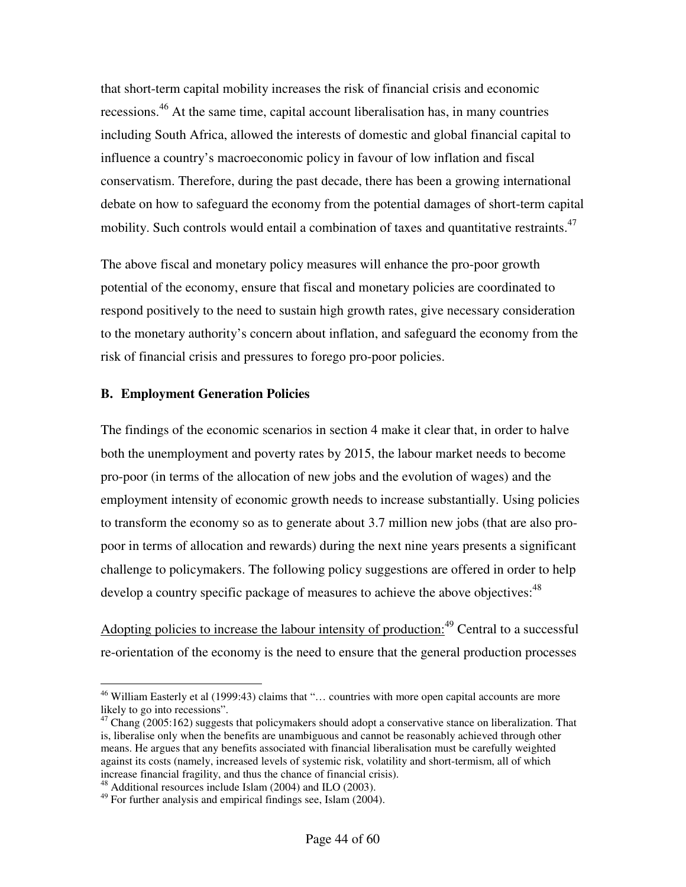that short-term capital mobility increases the risk of financial crisis and economic recessions.[46] At the same time, capital account liberalisation has, in many countries including South Africa, allowed the interests of domestic and global financial capital to influence a country's macroeconomic policy in favour of low inflation and fiscal conservatism. Therefore, during the past decade, there has been a growing international debate on how to safeguard the economy from the potential damages of short-term capital mobility. Such controls would entail a combination of taxes and quantitative restraints.[47]

The above fiscal and monetary policy measures will enhance the pro-poor growth potential of the economy, ensure that fiscal and monetary policies are coordinated to respond positively to the need to sustain high growth rates, give necessary consideration to the monetary authority's concern about inflation, and safeguard the economy from the risk of financial crisis and pressures to forego pro-poor policies.

**B. Employment Generation Policies**

The findings of the economic scenarios in section 4 make it clear that, in order to halve both the unemployment and poverty rates by 2015, the labour market needs to become pro-poor (in terms of the allocation of new jobs and the evolution of wages) and the employment intensity of economic growth needs to increase substantially. Using policies to transform the economy so as to generate about 3.7 million new jobs (that are also pro-poor in terms of allocation and rewards) during the next nine years presents a significant challenge to policymakers. The following policy suggestions are offered in order to help develop a country specific package of measures to achieve the above objectives:[48]

<u>Adopting policies to increase the labour intensity of production:</u>[49] Central to a successful re-orientation of the economy is the need to ensure that the general production processes

---

[46] William Easterly et al (1999:43) claims that "… countries with more open capital accounts are more likely to go into recessions".

[47] Chang (2005:162) suggests that policymakers should adopt a conservative stance on liberalization. That is, liberalise only when the benefits are unambiguous and cannot be reasonably achieved through other means. He argues that any benefits associated with financial liberalisation must be carefully weighted against its costs (namely, increased levels of systemic risk, volatility and short-termism, all of which increase financial fragility, and thus the chance of financial crisis).

[48] Additional resources include Islam (2004) and ILO (2003).

[49] For further analysis and empirical findings see, Islam (2004).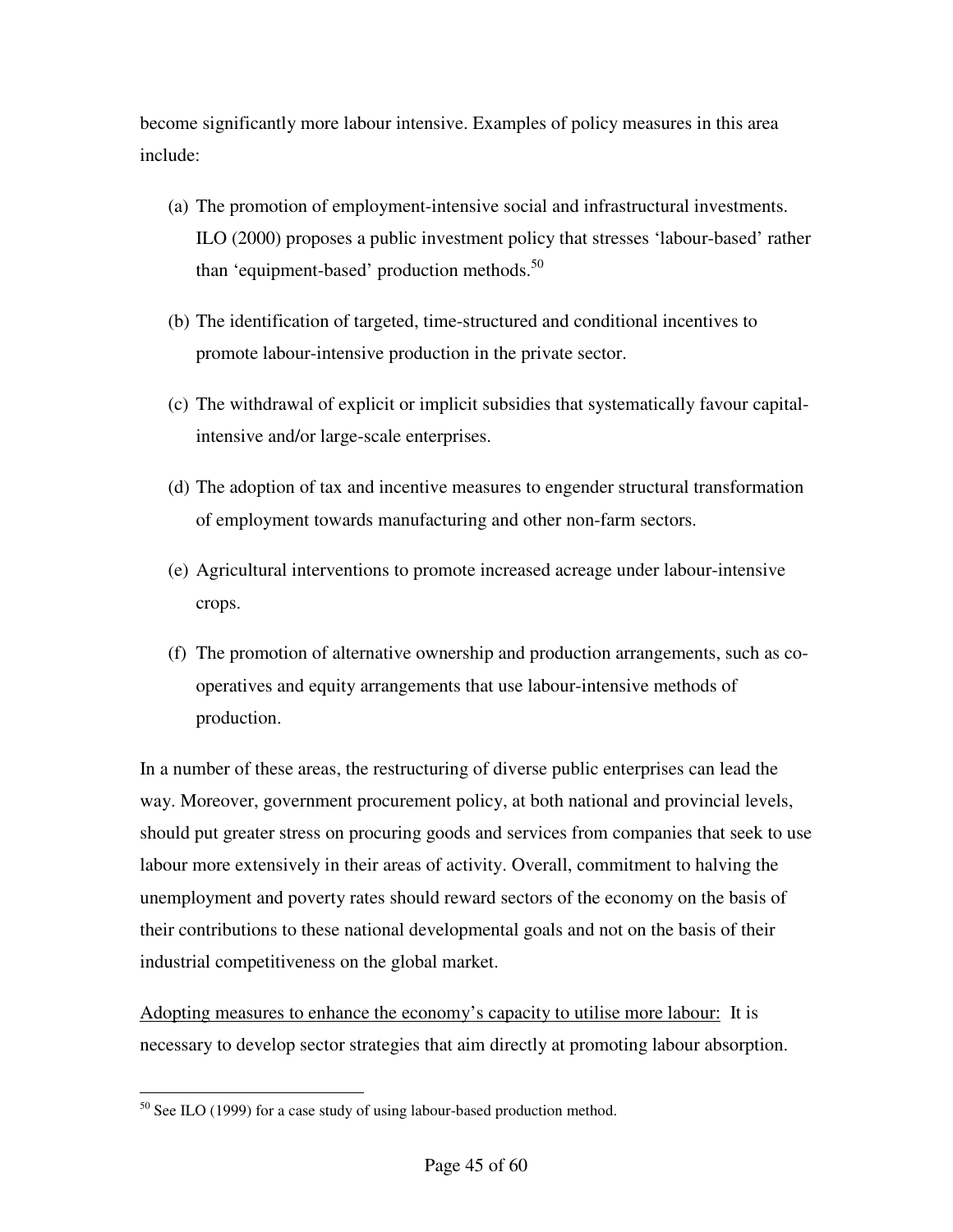become significantly more labour intensive. Examples of policy measures in this area include:

(a) The promotion of employment-intensive social and infrastructural investments. ILO (2000) proposes a public investment policy that stresses 'labour-based' rather than 'equipment-based' production methods.[50]

(b) The identification of targeted, time-structured and conditional incentives to promote labour-intensive production in the private sector.

(c) The withdrawal of explicit or implicit subsidies that systematically favour capital-intensive and/or large-scale enterprises.

(d) The adoption of tax and incentive measures to engender structural transformation of employment towards manufacturing and other non-farm sectors.

(e) Agricultural interventions to promote increased acreage under labour-intensive crops.

(f) The promotion of alternative ownership and production arrangements, such as co-operatives and equity arrangements that use labour-intensive methods of production.

In a number of these areas, the restructuring of diverse public enterprises can lead the way. Moreover, government procurement policy, at both national and provincial levels, should put greater stress on procuring goods and services from companies that seek to use labour more extensively in their areas of activity. Overall, commitment to halving the unemployment and poverty rates should reward sectors of the economy on the basis of their contributions to these national developmental goals and not on the basis of their industrial competitiveness on the global market.

<u>Adopting measures to enhance the economy's capacity to utilise more labour:</u> It is necessary to develop sector strategies that aim directly at promoting labour absorption.

---

[50] See ILO (1999) for a case study of using labour-based production method.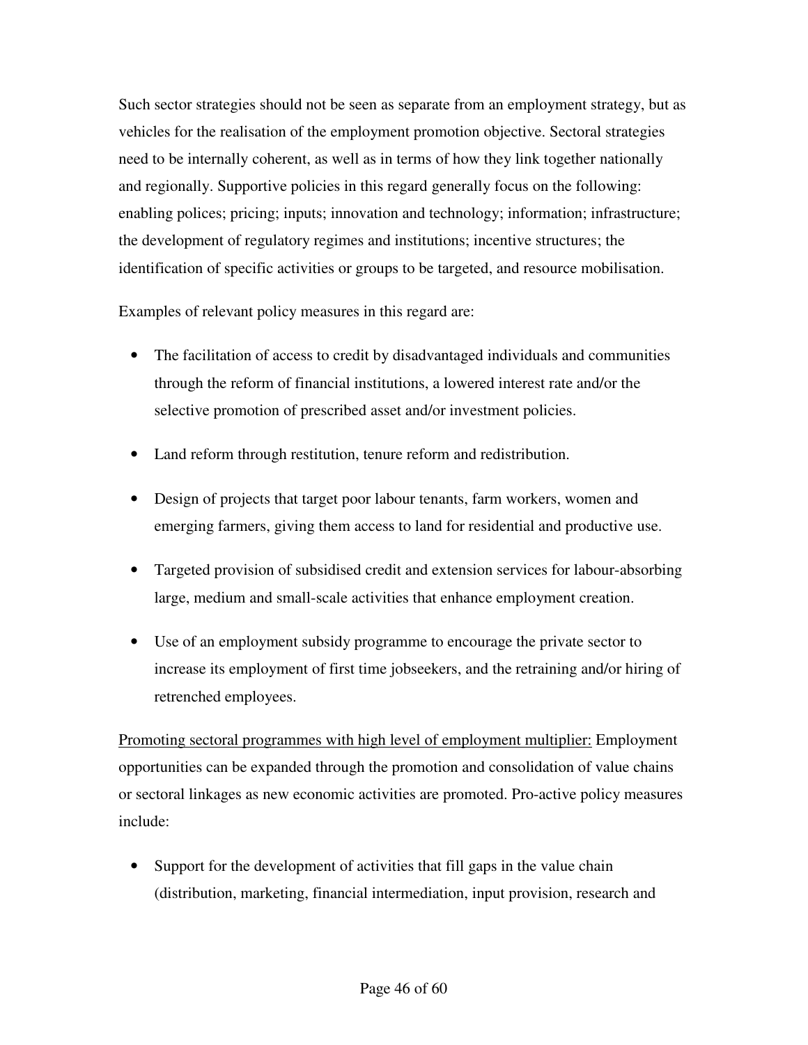Such sector strategies should not be seen as separate from an employment strategy, but as vehicles for the realisation of the employment promotion objective. Sectoral strategies need to be internally coherent, as well as in terms of how they link together nationally and regionally. Supportive policies in this regard generally focus on the following: enabling polices; pricing; inputs; innovation and technology; information; infrastructure; the development of regulatory regimes and institutions; incentive structures; the identification of specific activities or groups to be targeted, and resource mobilisation.

Examples of relevant policy measures in this regard are:

- The facilitation of access to credit by disadvantaged individuals and communities through the reform of financial institutions, a lowered interest rate and/or the selective promotion of prescribed asset and/or investment policies.
- Land reform through restitution, tenure reform and redistribution.
- Design of projects that target poor labour tenants, farm workers, women and emerging farmers, giving them access to land for residential and productive use.
- Targeted provision of subsidised credit and extension services for labour-absorbing large, medium and small-scale activities that enhance employment creation.
- Use of an employment subsidy programme to encourage the private sector to increase its employment of first time jobseekers, and the retraining and/or hiring of retrenched employees.

<u>Promoting sectoral programmes with high level of employment multiplier:</u> Employment opportunities can be expanded through the promotion and consolidation of value chains or sectoral linkages as new economic activities are promoted. Pro-active policy measures include:

- Support for the development of activities that fill gaps in the value chain (distribution, marketing, financial intermediation, input provision, research and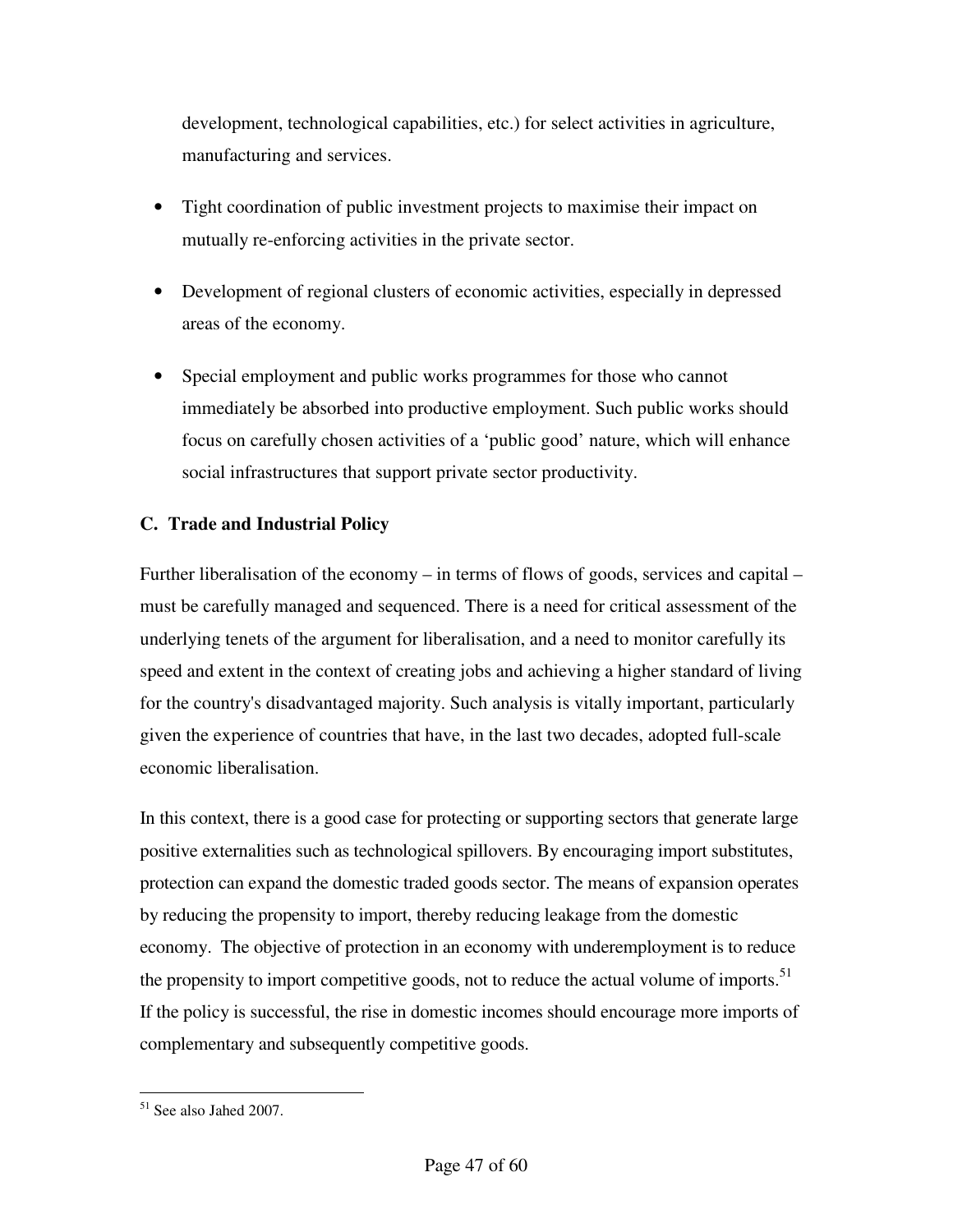development, technological capabilities, etc.) for select activities in agriculture, manufacturing and services.

- Tight coordination of public investment projects to maximise their impact on mutually re-enforcing activities in the private sector.
- Development of regional clusters of economic activities, especially in depressed areas of the economy.
- Special employment and public works programmes for those who cannot immediately be absorbed into productive employment. Such public works should focus on carefully chosen activities of a 'public good' nature, which will enhance social infrastructures that support private sector productivity.

### C. Trade and Industrial Policy

Further liberalisation of the economy – in terms of flows of goods, services and capital – must be carefully managed and sequenced. There is a need for critical assessment of the underlying tenets of the argument for liberalisation, and a need to monitor carefully its speed and extent in the context of creating jobs and achieving a higher standard of living for the country's disadvantaged majority. Such analysis is vitally important, particularly given the experience of countries that have, in the last two decades, adopted full-scale economic liberalisation.

In this context, there is a good case for protecting or supporting sectors that generate large positive externalities such as technological spillovers. By encouraging import substitutes, protection can expand the domestic traded goods sector. The means of expansion operates by reducing the propensity to import, thereby reducing leakage from the domestic economy. The objective of protection in an economy with underemployment is to reduce the propensity to import competitive goods, not to reduce the actual volume of imports.[51] If the policy is successful, the rise in domestic incomes should encourage more imports of complementary and subsequently competitive goods.

[51] See also Jahed 2007.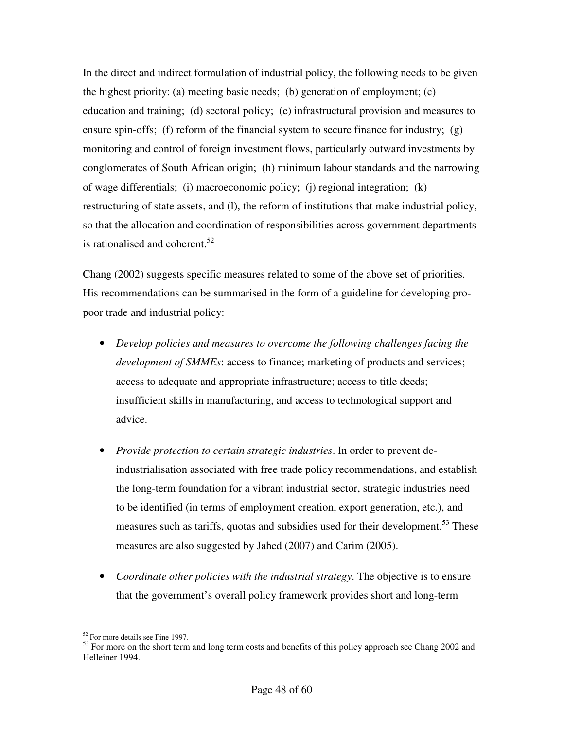In the direct and indirect formulation of industrial policy, the following needs to be given the highest priority: (a) meeting basic needs; (b) generation of employment; (c) education and training; (d) sectoral policy; (e) infrastructural provision and measures to ensure spin-offs; (f) reform of the financial system to secure finance for industry; (g) monitoring and control of foreign investment flows, particularly outward investments by conglomerates of South African origin; (h) minimum labour standards and the narrowing of wage differentials; (i) macroeconomic policy; (j) regional integration; (k) restructuring of state assets, and (l), the reform of institutions that make industrial policy, so that the allocation and coordination of responsibilities across government departments is rationalised and coherent.[52]

Chang (2002) suggests specific measures related to some of the above set of priorities. His recommendations can be summarised in the form of a guideline for developing pro-poor trade and industrial policy:

- *Develop policies and measures to overcome the following challenges facing the development of SMMEs*: access to finance; marketing of products and services; access to adequate and appropriate infrastructure; access to title deeds; insufficient skills in manufacturing, and access to technological support and advice.

- *Provide protection to certain strategic industries*. In order to prevent de-industrialisation associated with free trade policy recommendations, and establish the long-term foundation for a vibrant industrial sector, strategic industries need to be identified (in terms of employment creation, export generation, etc.), and measures such as tariffs, quotas and subsidies used for their development.[53] These measures are also suggested by Jahed (2007) and Carim (2005).

- *Coordinate other policies with the industrial strategy*. The objective is to ensure that the government's overall policy framework provides short and long-term

---

[52] For more details see Fine 1997.

[53] For more on the short term and long term costs and benefits of this policy approach see Chang 2002 and Helleiner 1994.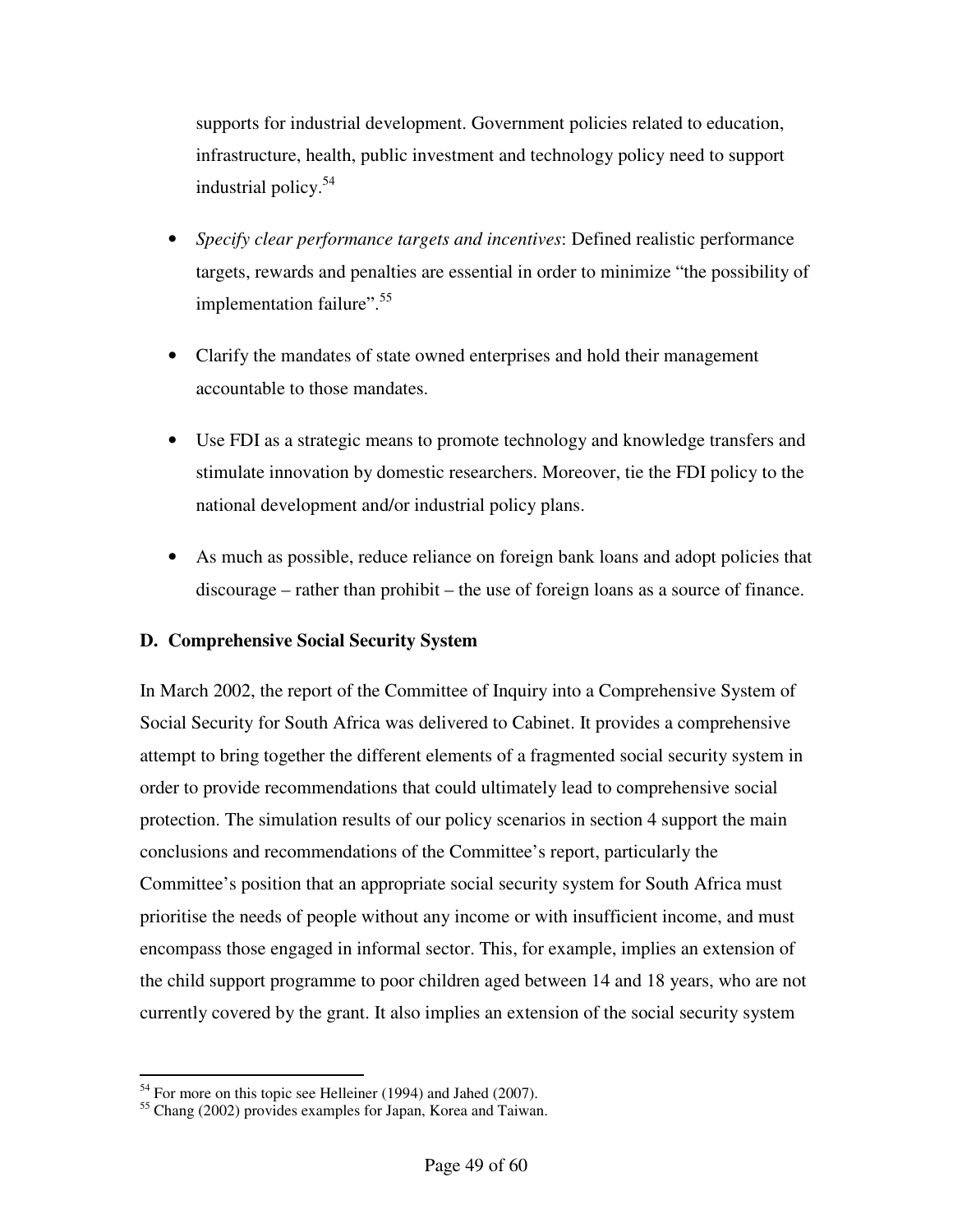supports for industrial development. Government policies related to education, infrastructure, health, public investment and technology policy need to support industrial policy.[54]

- *Specify clear performance targets and incentives*: Defined realistic performance targets, rewards and penalties are essential in order to minimize "the possibility of implementation failure".[55]

- Clarify the mandates of state owned enterprises and hold their management accountable to those mandates.

- Use FDI as a strategic means to promote technology and knowledge transfers and stimulate innovation by domestic researchers. Moreover, tie the FDI policy to the national development and/or industrial policy plans.

- As much as possible, reduce reliance on foreign bank loans and adopt policies that discourage – rather than prohibit – the use of foreign loans as a source of finance.

**D. Comprehensive Social Security System**

In March 2002, the report of the Committee of Inquiry into a Comprehensive System of Social Security for South Africa was delivered to Cabinet. It provides a comprehensive attempt to bring together the different elements of a fragmented social security system in order to provide recommendations that could ultimately lead to comprehensive social protection. The simulation results of our policy scenarios in section 4 support the main conclusions and recommendations of the Committee's report, particularly the Committee's position that an appropriate social security system for South Africa must prioritise the needs of people without any income or with insufficient income, and must encompass those engaged in informal sector. This, for example, implies an extension of the child support programme to poor children aged between 14 and 18 years, who are not currently covered by the grant. It also implies an extension of the social security system

[54] For more on this topic see Helleiner (1994) and Jahed (2007).

[55] Chang (2002) provides examples for Japan, Korea and Taiwan.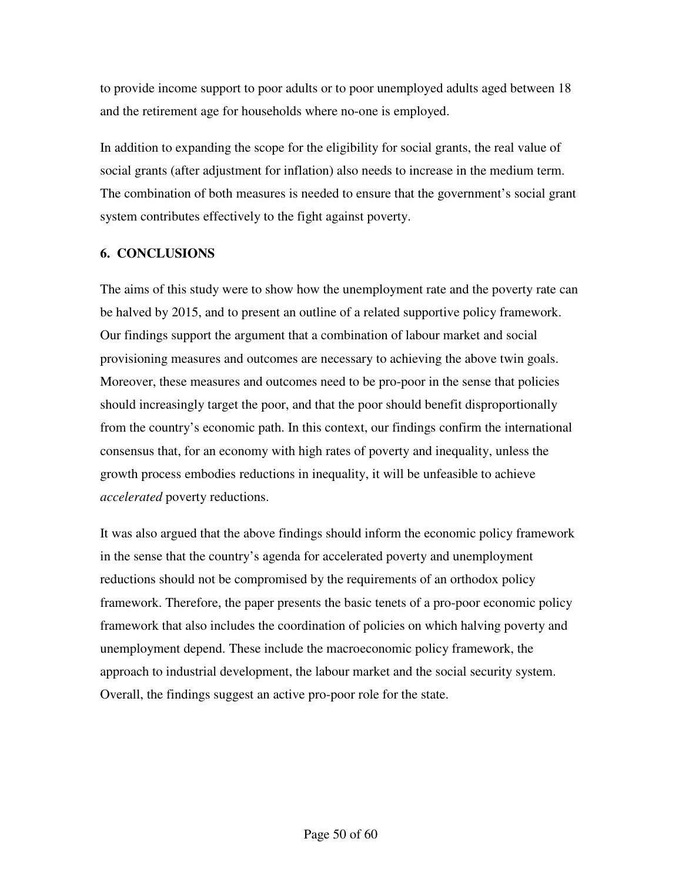to provide income support to poor adults or to poor unemployed adults aged between 18 and the retirement age for households where no-one is employed.

In addition to expanding the scope for the eligibility for social grants, the real value of social grants (after adjustment for inflation) also needs to increase in the medium term. The combination of both measures is needed to ensure that the government's social grant system contributes effectively to the fight against poverty.

## 6. CONCLUSIONS

The aims of this study were to show how the unemployment rate and the poverty rate can be halved by 2015, and to present an outline of a related supportive policy framework. Our findings support the argument that a combination of labour market and social provisioning measures and outcomes are necessary to achieving the above twin goals. Moreover, these measures and outcomes need to be pro-poor in the sense that policies should increasingly target the poor, and that the poor should benefit disproportionally from the country's economic path. In this context, our findings confirm the international consensus that, for an economy with high rates of poverty and inequality, unless the growth process embodies reductions in inequality, it will be unfeasible to achieve *accelerated* poverty reductions.

It was also argued that the above findings should inform the economic policy framework in the sense that the country's agenda for accelerated poverty and unemployment reductions should not be compromised by the requirements of an orthodox policy framework. Therefore, the paper presents the basic tenets of a pro-poor economic policy framework that also includes the coordination of policies on which halving poverty and unemployment depend. These include the macroeconomic policy framework, the approach to industrial development, the labour market and the social security system. Overall, the findings suggest an active pro-poor role for the state.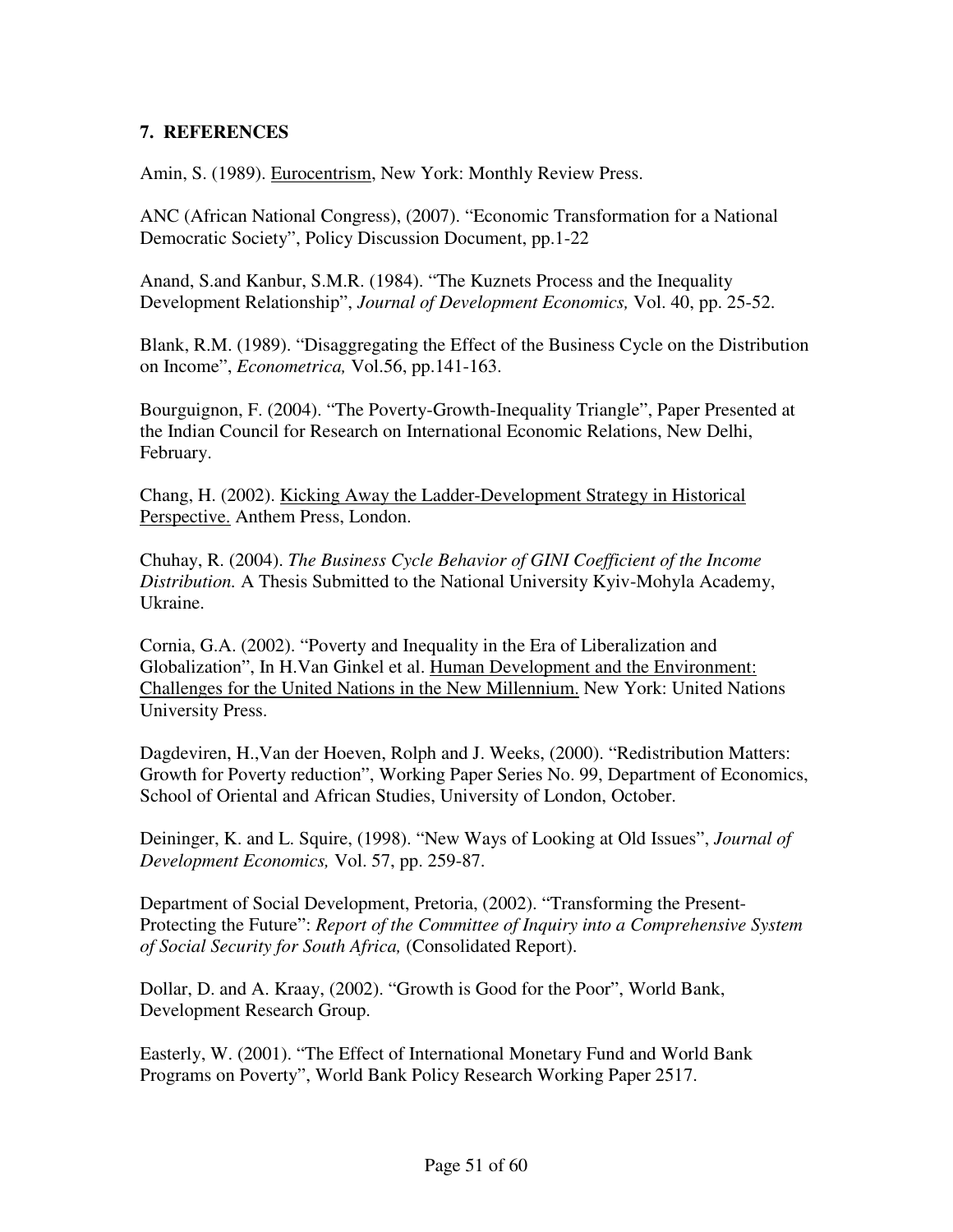## 7. REFERENCES

Amin, S. (1989). Eurocentrism, New York: Monthly Review Press.

ANC (African National Congress), (2007). "Economic Transformation for a National Democratic Society", Policy Discussion Document, pp.1-22

Anand, S.and Kanbur, S.M.R. (1984). "The Kuznets Process and the Inequality Development Relationship", *Journal of Development Economics,* Vol. 40, pp. 25-52.

Blank, R.M. (1989). "Disaggregating the Effect of the Business Cycle on the Distribution on Income", *Econometrica,* Vol.56, pp.141-163.

Bourguignon, F. (2004). "The Poverty-Growth-Inequality Triangle", Paper Presented at the Indian Council for Research on International Economic Relations, New Delhi, February.

Chang, H. (2002). Kicking Away the Ladder-Development Strategy in Historical Perspective. Anthem Press, London.

Chuhay, R. (2004). *The Business Cycle Behavior of GINI Coefficient of the Income Distribution.* A Thesis Submitted to the National University Kyiv-Mohyla Academy, Ukraine.

Cornia, G.A. (2002). "Poverty and Inequality in the Era of Liberalization and Globalization", In H.Van Ginkel et al. Human Development and the Environment: Challenges for the United Nations in the New Millennium. New York: United Nations University Press.

Dagdeviren, H.,Van der Hoeven, Rolph and J. Weeks, (2000). "Redistribution Matters: Growth for Poverty reduction", Working Paper Series No. 99, Department of Economics, School of Oriental and African Studies, University of London, October.

Deininger, K. and L. Squire, (1998). "New Ways of Looking at Old Issues", *Journal of Development Economics,* Vol. 57, pp. 259-87.

Department of Social Development, Pretoria, (2002). "Transforming the Present-Protecting the Future": *Report of the Committee of Inquiry into a Comprehensive System of Social Security for South Africa,* (Consolidated Report).

Dollar, D. and A. Kraay, (2002). "Growth is Good for the Poor", World Bank, Development Research Group.

Easterly, W. (2001). "The Effect of International Monetary Fund and World Bank Programs on Poverty", World Bank Policy Research Working Paper 2517.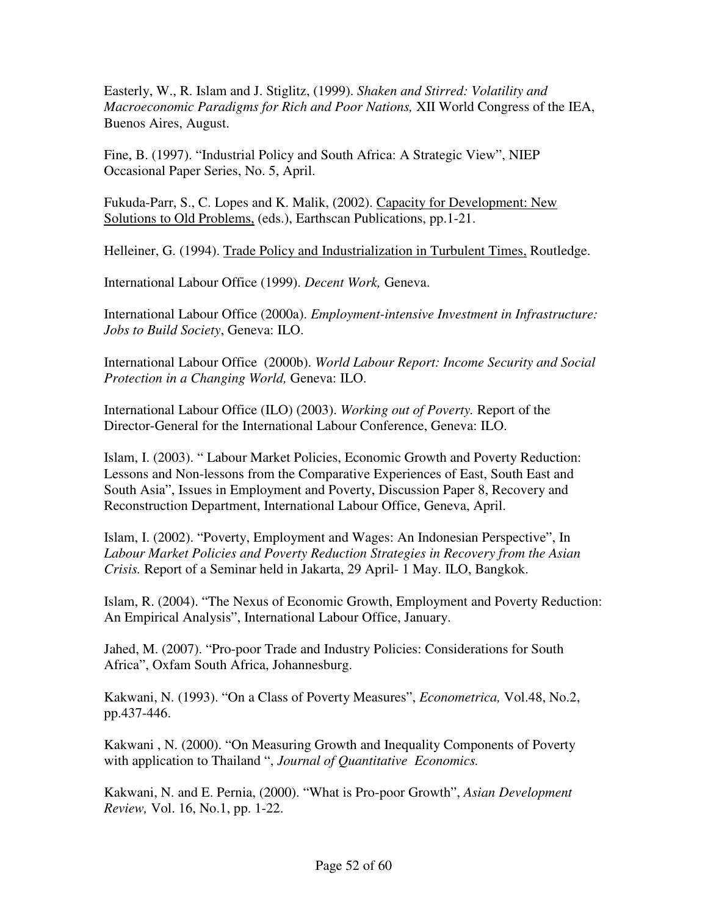Easterly, W., R. Islam and J. Stiglitz, (1999). *Shaken and Stirred: Volatility and Macroeconomic Paradigms for Rich and Poor Nations,* XII World Congress of the IEA, Buenos Aires, August.

Fine, B. (1997). "Industrial Policy and South Africa: A Strategic View", NIEP Occasional Paper Series, No. 5, April.

Fukuda-Parr, S., C. Lopes and K. Malik, (2002). Capacity for Development: New Solutions to Old Problems, (eds.), Earthscan Publications, pp.1-21.

Helleiner, G. (1994). Trade Policy and Industrialization in Turbulent Times, Routledge.

International Labour Office (1999). *Decent Work,* Geneva.

International Labour Office (2000a). *Employment-intensive Investment in Infrastructure: Jobs to Build Society*, Geneva: ILO.

International Labour Office (2000b). *World Labour Report: Income Security and Social Protection in a Changing World,* Geneva: ILO.

International Labour Office (ILO) (2003). *Working out of Poverty.* Report of the Director-General for the International Labour Conference, Geneva: ILO.

Islam, I. (2003). " Labour Market Policies, Economic Growth and Poverty Reduction: Lessons and Non-lessons from the Comparative Experiences of East, South East and South Asia", Issues in Employment and Poverty, Discussion Paper 8, Recovery and Reconstruction Department, International Labour Office, Geneva, April.

Islam, I. (2002). "Poverty, Employment and Wages: An Indonesian Perspective", In *Labour Market Policies and Poverty Reduction Strategies in Recovery from the Asian Crisis.* Report of a Seminar held in Jakarta, 29 April- 1 May. ILO, Bangkok.

Islam, R. (2004). "The Nexus of Economic Growth, Employment and Poverty Reduction: An Empirical Analysis", International Labour Office, January.

Jahed, M. (2007). "Pro-poor Trade and Industry Policies: Considerations for South Africa", Oxfam South Africa, Johannesburg.

Kakwani, N. (1993). "On a Class of Poverty Measures", *Econometrica,* Vol.48, No.2, pp.437-446.

Kakwani , N. (2000). "On Measuring Growth and Inequality Components of Poverty with application to Thailand ", *Journal of Quantitative Economics.*

Kakwani, N. and E. Pernia, (2000). "What is Pro-poor Growth", *Asian Development Review,* Vol. 16, No.1, pp. 1-22.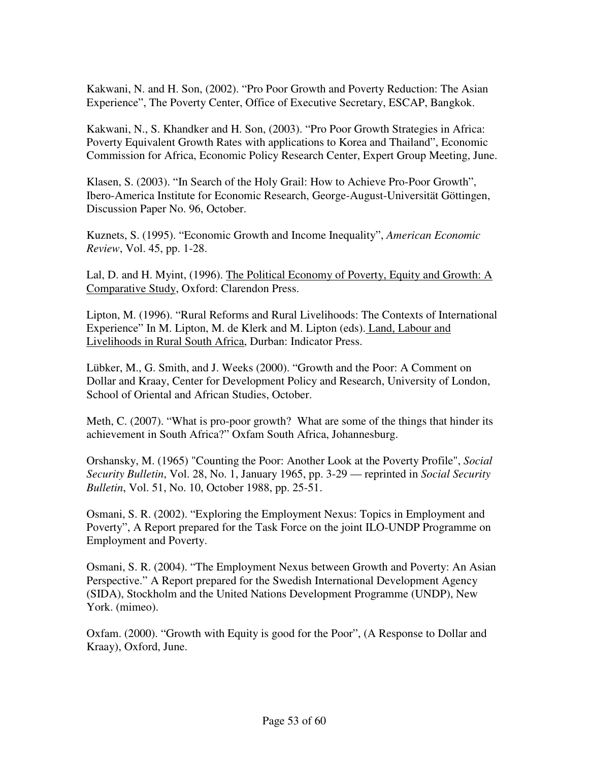Kakwani, N. and H. Son, (2002). “Pro Poor Growth and Poverty Reduction: The Asian Experience”, The Poverty Center, Office of Executive Secretary, ESCAP, Bangkok.

Kakwani, N., S. Khandker and H. Son, (2003). “Pro Poor Growth Strategies in Africa: Poverty Equivalent Growth Rates with applications to Korea and Thailand”, Economic Commission for Africa, Economic Policy Research Center, Expert Group Meeting, June.

Klasen, S. (2003). “In Search of the Holy Grail: How to Achieve Pro-Poor Growth”, Ibero-America Institute for Economic Research, George-August-Universität Göttingen, Discussion Paper No. 96, October.

Kuznets, S. (1995). “Economic Growth and Income Inequality”, *American Economic Review*, Vol. 45, pp. 1-28.

Lal, D. and H. Myint, (1996). <u>The Political Economy of Poverty, Equity and Growth: A Comparative Study</u>, Oxford: Clarendon Press.

Lipton, M. (1996). “Rural Reforms and Rural Livelihoods: The Contexts of International Experience” In M. Lipton, M. de Klerk and M. Lipton (eds). <u>Land, Labour and Livelihoods in Rural South Africa</u>, Durban: Indicator Press.

Lübker, M., G. Smith, and J. Weeks (2000). “Growth and the Poor: A Comment on Dollar and Kraay, Center for Development Policy and Research, University of London, School of Oriental and African Studies, October.

Meth, C. (2007). “What is pro-poor growth? What are some of the things that hinder its achievement in South Africa?” Oxfam South Africa, Johannesburg.

Orshansky, M. (1965) "Counting the Poor: Another Look at the Poverty Profile", *Social Security Bulletin*, Vol. 28, No. 1, January 1965, pp. 3-29 — reprinted in *Social Security Bulletin*, Vol. 51, No. 10, October 1988, pp. 25-51.

Osmani, S. R. (2002). “Exploring the Employment Nexus: Topics in Employment and Poverty”, A Report prepared for the Task Force on the joint ILO-UNDP Programme on Employment and Poverty.

Osmani, S. R. (2004). “The Employment Nexus between Growth and Poverty: An Asian Perspective.” A Report prepared for the Swedish International Development Agency (SIDA), Stockholm and the United Nations Development Programme (UNDP), New York. (mimeo).

Oxfam. (2000). “Growth with Equity is good for the Poor”, (A Response to Dollar and Kraay), Oxford, June.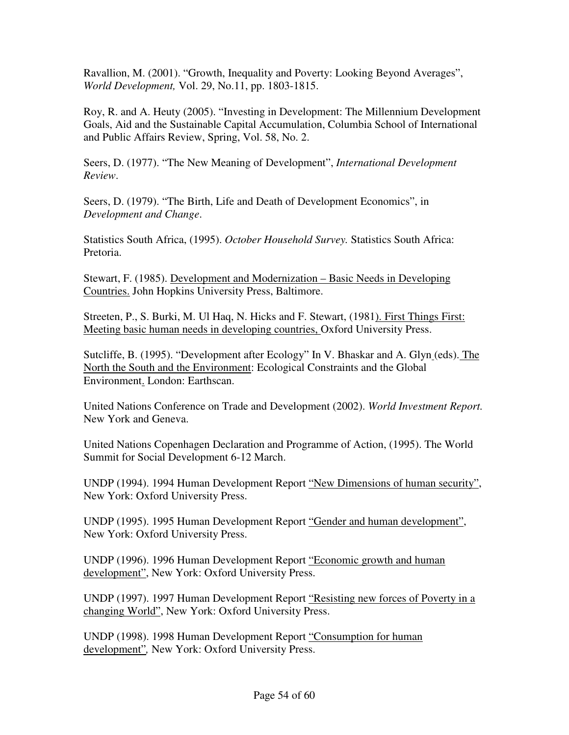Ravallion, M. (2001). "Growth, Inequality and Poverty: Looking Beyond Averages", *World Development,* Vol. 29, No.11, pp. 1803-1815.

Roy, R. and A. Heuty (2005). "Investing in Development: The Millennium Development Goals, Aid and the Sustainable Capital Accumulation, Columbia School of International and Public Affairs Review, Spring, Vol. 58, No. 2.

Seers, D. (1977). "The New Meaning of Development", *International Development Review*.

Seers, D. (1979). "The Birth, Life and Death of Development Economics", in *Development and Change*.

Statistics South Africa, (1995). *October Household Survey.* Statistics South Africa: Pretoria.

Stewart, F. (1985). Development and Modernization – Basic Needs in Developing Countries. John Hopkins University Press, Baltimore.

Streeten, P., S. Burki, M. Ul Haq, N. Hicks and F. Stewart, (1981). First Things First: Meeting basic human needs in developing countries, Oxford University Press.

Sutcliffe, B. (1995). "Development after Ecology" In V. Bhaskar and A. Glyn (eds). The North the South and the Environment: Ecological Constraints and the Global Environment. London: Earthscan.

United Nations Conference on Trade and Development (2002). *World Investment Report.* New York and Geneva.

United Nations Copenhagen Declaration and Programme of Action, (1995). The World Summit for Social Development 6-12 March.

UNDP (1994). 1994 Human Development Report "New Dimensions of human security", New York: Oxford University Press.

UNDP (1995). 1995 Human Development Report "Gender and human development", New York: Oxford University Press.

UNDP (1996). 1996 Human Development Report "Economic growth and human development", New York: Oxford University Press.

UNDP (1997). 1997 Human Development Report "Resisting new forces of Poverty in a changing World", New York: Oxford University Press.

UNDP (1998). 1998 Human Development Report "Consumption for human development", New York: Oxford University Press.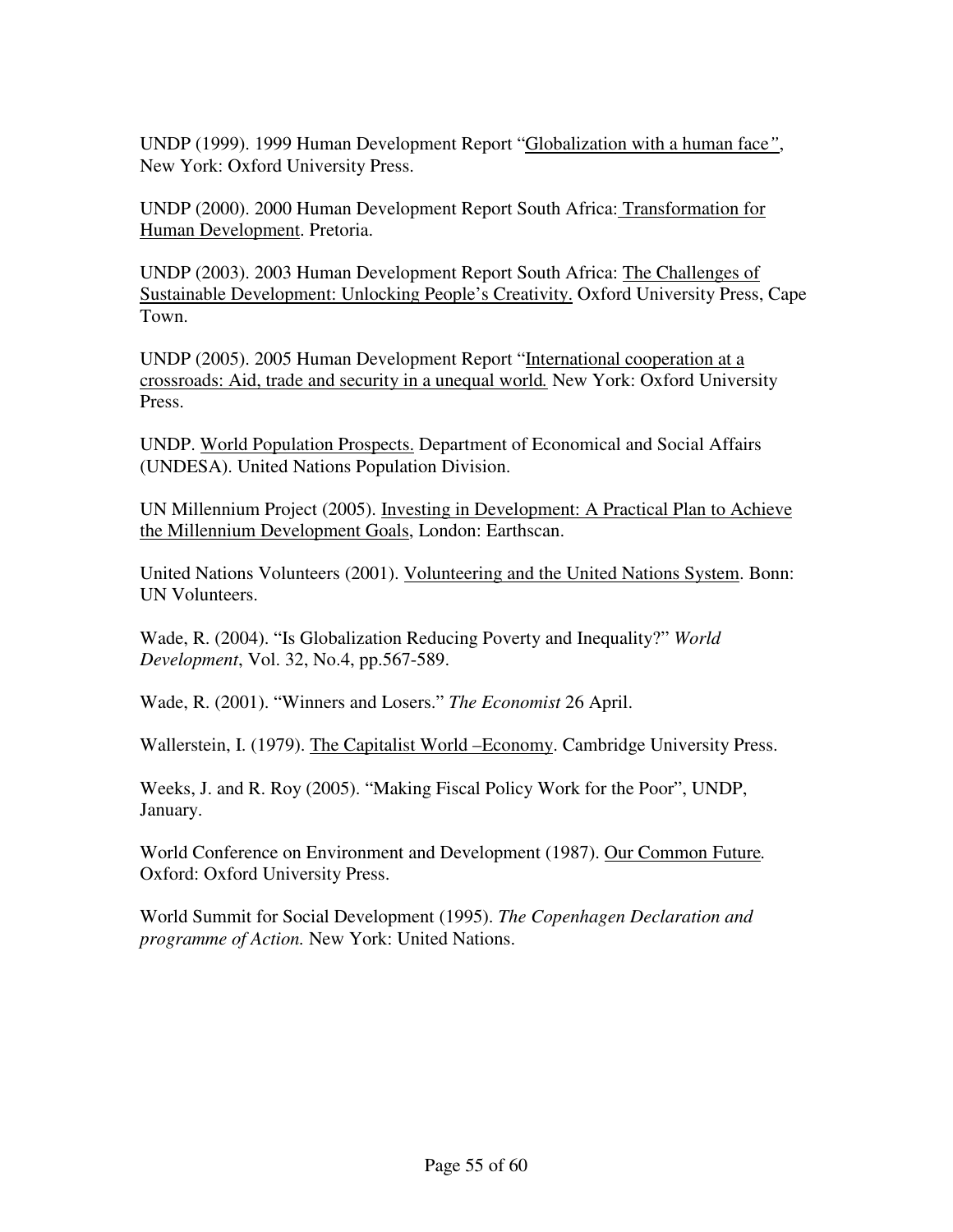UNDP (1999). 1999 Human Development Report "Globalization with a human face", New York: Oxford University Press.

UNDP (2000). 2000 Human Development Report South Africa: Transformation for Human Development. Pretoria.

UNDP (2003). 2003 Human Development Report South Africa: The Challenges of Sustainable Development: Unlocking People's Creativity. Oxford University Press, Cape Town.

UNDP (2005). 2005 Human Development Report "International cooperation at a crossroads: Aid, trade and security in a unequal world. New York: Oxford University Press.

UNDP. World Population Prospects. Department of Economical and Social Affairs (UNDESA). United Nations Population Division.

UN Millennium Project (2005). Investing in Development: A Practical Plan to Achieve the Millennium Development Goals, London: Earthscan.

United Nations Volunteers (2001). Volunteering and the United Nations System. Bonn: UN Volunteers.

Wade, R. (2004). "Is Globalization Reducing Poverty and Inequality?" *World Development*, Vol. 32, No.4, pp.567-589.

Wade, R. (2001). "Winners and Losers." *The Economist* 26 April.

Wallerstein, I. (1979). The Capitalist World –Economy. Cambridge University Press.

Weeks, J. and R. Roy (2005). "Making Fiscal Policy Work for the Poor", UNDP, January.

World Conference on Environment and Development (1987). Our Common Future. Oxford: Oxford University Press.

World Summit for Social Development (1995). *The Copenhagen Declaration and programme of Action.* New York: United Nations.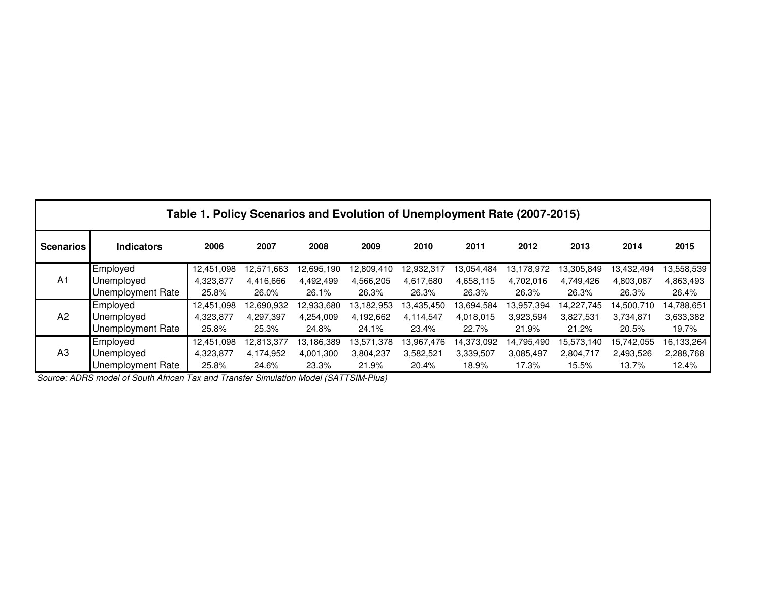**Table 1. Policy Scenarios and Evolution of Unemployment Rate (2007-2015)**

| Scenarios | Indicators | 2006 | 2007 | 2008 | 2009 | 2010 | 2011 | 2012 | 2013 | 2014 | 2015 |
|---|---|---|---|---|---|---|---|---|---|---|---|
| A1 | Employed | 12,451,098 | 12,571,663 | 12,695,190 | 12,809,410 | 12,932,317 | 13,054,484 | 13,178,972 | 13,305,849 | 13,432,494 | 13,558,539 |
| | Unemployed | 4,323,877 | 4,416,666 | 4,492,499 | 4,566,205 | 4,617,680 | 4,658,115 | 4,702,016 | 4,749,426 | 4,803,087 | 4,863,493 |
| | Unemployment Rate | 25.8% | 26.0% | 26.1% | 26.3% | 26.3% | 26.3% | 26.3% | 26.3% | 26.3% | 26.4% |
| A2 | Employed | 12,451,098 | 12,690,932 | 12,933,680 | 13,182,953 | 13,435,450 | 13,694,584 | 13,957,394 | 14,227,745 | 14,500,710 | 14,788,651 |
| | Unemployed | 4,323,877 | 4,297,397 | 4,254,009 | 4,192,662 | 4,114,547 | 4,018,015 | 3,923,594 | 3,827,531 | 3,734,871 | 3,633,382 |
| | Unemployment Rate | 25.8% | 25.3% | 24.8% | 24.1% | 23.4% | 22.7% | 21.9% | 21.2% | 20.5% | 19.7% |
| A3 | Employed | 12,451,098 | 12,813,377 | 13,186,389 | 13,571,378 | 13,967,476 | 14,373,092 | 14,795,490 | 15,573,140 | 15,742,055 | 16,133,264 |
| | Unemployed | 4,323,877 | 4,174,952 | 4,001,300 | 3,804,237 | 3,582,521 | 3,339,507 | 3,085,497 | 2,804,717 | 2,493,526 | 2,288,768 |
| | Unemployment Rate | 25.8% | 24.6% | 23.3% | 21.9% | 20.4% | 18.9% | 17.3% | 15.5% | 13.7% | 12.4% |

*Source: ADRS model of South African Tax and Transfer Simulation Model (SATTSIM-Plus)*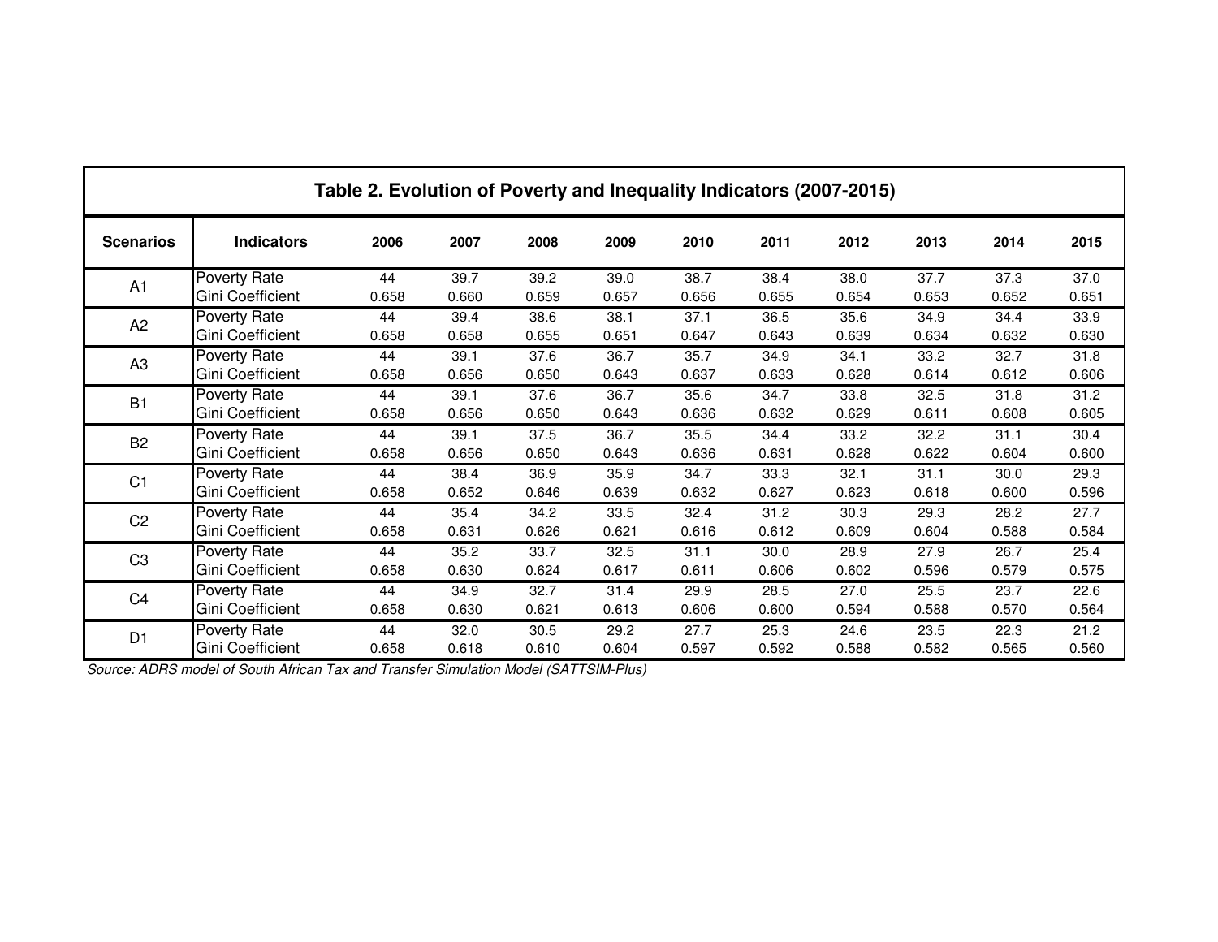**Table 2. Evolution of Poverty and Inequality Indicators (2007-2015)**

| Scenarios | Indicators | 2006 | 2007 | 2008 | 2009 | 2010 | 2011 | 2012 | 2013 | 2014 | 2015 |
|---|---|---|---|---|---|---|---|---|---|---|---|
| A1 | Poverty Rate | 44 | 39.7 | 39.2 | 39.0 | 38.7 | 38.4 | 38.0 | 37.7 | 37.3 | 37.0 |
| | Gini Coefficient | 0.658 | 0.660 | 0.659 | 0.657 | 0.656 | 0.655 | 0.654 | 0.653 | 0.652 | 0.651 |
| A2 | Poverty Rate | 44 | 39.4 | 38.6 | 38.1 | 37.1 | 36.5 | 35.6 | 34.9 | 34.4 | 33.9 |
| | Gini Coefficient | 0.658 | 0.658 | 0.655 | 0.651 | 0.647 | 0.643 | 0.639 | 0.634 | 0.632 | 0.630 |
| A3 | Poverty Rate | 44 | 39.1 | 37.6 | 36.7 | 35.7 | 34.9 | 34.1 | 33.2 | 32.7 | 31.8 |
| | Gini Coefficient | 0.658 | 0.656 | 0.650 | 0.643 | 0.637 | 0.633 | 0.628 | 0.614 | 0.612 | 0.606 |
| B1 | Poverty Rate | 44 | 39.1 | 37.6 | 36.7 | 35.6 | 34.7 | 33.8 | 32.5 | 31.8 | 31.2 |
| | Gini Coefficient | 0.658 | 0.656 | 0.650 | 0.643 | 0.636 | 0.632 | 0.629 | 0.611 | 0.608 | 0.605 |
| B2 | Poverty Rate | 44 | 39.1 | 37.5 | 36.7 | 35.5 | 34.4 | 33.2 | 32.2 | 31.1 | 30.4 |
| | Gini Coefficient | 0.658 | 0.656 | 0.650 | 0.643 | 0.636 | 0.631 | 0.628 | 0.622 | 0.604 | 0.600 |
| C1 | Poverty Rate | 44 | 38.4 | 36.9 | 35.9 | 34.7 | 33.3 | 32.1 | 31.1 | 30.0 | 29.3 |
| | Gini Coefficient | 0.658 | 0.652 | 0.646 | 0.639 | 0.632 | 0.627 | 0.623 | 0.618 | 0.600 | 0.596 |
| C2 | Poverty Rate | 44 | 35.4 | 34.2 | 33.5 | 32.4 | 31.2 | 30.3 | 29.3 | 28.2 | 27.7 |
| | Gini Coefficient | 0.658 | 0.631 | 0.626 | 0.621 | 0.616 | 0.612 | 0.609 | 0.604 | 0.588 | 0.584 |
| C3 | Poverty Rate | 44 | 35.2 | 33.7 | 32.5 | 31.1 | 30.0 | 28.9 | 27.9 | 26.7 | 25.4 |
| | Gini Coefficient | 0.658 | 0.630 | 0.624 | 0.617 | 0.611 | 0.606 | 0.602 | 0.596 | 0.579 | 0.575 |
| C4 | Poverty Rate | 44 | 34.9 | 32.7 | 31.4 | 29.9 | 28.5 | 27.0 | 25.5 | 23.7 | 22.6 |
| | Gini Coefficient | 0.658 | 0.630 | 0.621 | 0.613 | 0.606 | 0.600 | 0.594 | 0.588 | 0.570 | 0.564 |
| D1 | Poverty Rate | 44 | 32.0 | 30.5 | 29.2 | 27.7 | 25.3 | 24.6 | 23.5 | 22.3 | 21.2 |
| | Gini Coefficient | 0.658 | 0.618 | 0.610 | 0.604 | 0.597 | 0.592 | 0.588 | 0.582 | 0.565 | 0.560 |

*Source: ADRS model of South African Tax and Transfer Simulation Model (SATTSIM-Plus)*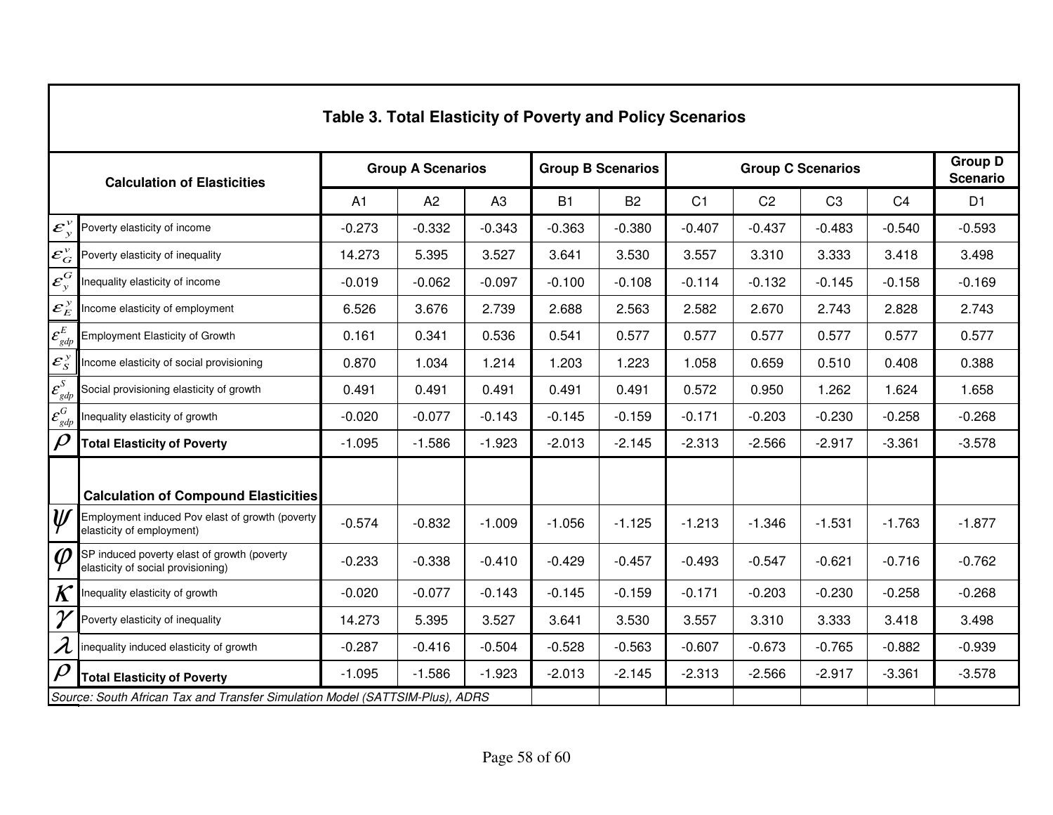## Table 3. Total Elasticity of Poverty and Policy Scenarios

| | Calculation of Elasticities | Group A Scenarios | | | Group B Scenarios | | Group C Scenarios | | | | Group D Scenario |
|---|---|---|---|---|---|---|---|---|---|---|---|
| | | A1 | A2 | A3 | B1 | B2 | C1 | C2 | C3 | C4 | D1 |
| $\varepsilon_y^v$ | Poverty elasticity of income | -0.273 | -0.332 | -0.343 | -0.363 | -0.380 | -0.407 | -0.437 | -0.483 | -0.540 | -0.593 |
| $\varepsilon_G^v$ | Poverty elasticity of inequality | 14.273 | 5.395 | 3.527 | 3.641 | 3.530 | 3.557 | 3.310 | 3.333 | 3.418 | 3.498 |
| $\varepsilon_y^G$ | Inequality elasticity of income | -0.019 | -0.062 | -0.097 | -0.100 | -0.108 | -0.114 | -0.132 | -0.145 | -0.158 | -0.169 |
| $\varepsilon_E^y$ | Income elasticity of employment | 6.526 | 3.676 | 2.739 | 2.688 | 2.563 | 2.582 | 2.670 | 2.743 | 2.828 | 2.743 |
| $\varepsilon_{gdp}^E$ | Employment Elasticity of Growth | 0.161 | 0.341 | 0.536 | 0.541 | 0.577 | 0.577 | 0.577 | 0.577 | 0.577 | 0.577 |
| $\varepsilon_S^y$ | Income elasticity of social provisioning | 0.870 | 1.034 | 1.214 | 1.203 | 1.223 | 1.058 | 0.659 | 0.510 | 0.408 | 0.388 |
| $\varepsilon_{gdp}^S$ | Social provisioning elasticity of growth | 0.491 | 0.491 | 0.491 | 0.491 | 0.491 | 0.572 | 0.950 | 1.262 | 1.624 | 1.658 |
| $\varepsilon_{gdp}^G$ | Inequality elasticity of growth | -0.020 | -0.077 | -0.143 | -0.145 | -0.159 | -0.171 | -0.203 | -0.230 | -0.258 | -0.268 |
| $\rho$ | **Total Elasticity of Poverty** | -1.095 | -1.586 | -1.923 | -2.013 | -2.145 | -2.313 | -2.566 | -2.917 | -3.361 | -3.578 |
| | **Calculation of Compound Elasticities** | | | | | | | | | | |
| $\psi$ | Employment induced Pov elast of growth (poverty elasticity of employment) | -0.574 | -0.832 | -1.009 | -1.056 | -1.125 | -1.213 | -1.346 | -1.531 | -1.763 | -1.877 |
| $\varphi$ | SP induced poverty elast of growth (poverty elasticity of social provisioning) | -0.233 | -0.338 | -0.410 | -0.429 | -0.457 | -0.493 | -0.547 | -0.621 | -0.716 | -0.762 |
| $\kappa$ | Inequality elasticity of growth | -0.020 | -0.077 | -0.143 | -0.145 | -0.159 | -0.171 | -0.203 | -0.230 | -0.258 | -0.268 |
| $\gamma$ | Poverty elasticity of inequality | 14.273 | 5.395 | 3.527 | 3.641 | 3.530 | 3.557 | 3.310 | 3.333 | 3.418 | 3.498 |
| $\lambda$ | inequality induced elasticity of growth | -0.287 | -0.416 | -0.504 | -0.528 | -0.563 | -0.607 | -0.673 | -0.765 | -0.882 | -0.939 |
| $\rho$ | **Total Elasticity of Poverty** | -1.095 | -1.586 | -1.923 | -2.013 | -2.145 | -2.313 | -2.566 | -2.917 | -3.361 | -3.578 |

*Source: South African Tax and Transfer Simulation Model (SATTSIM-Plus), ADRS*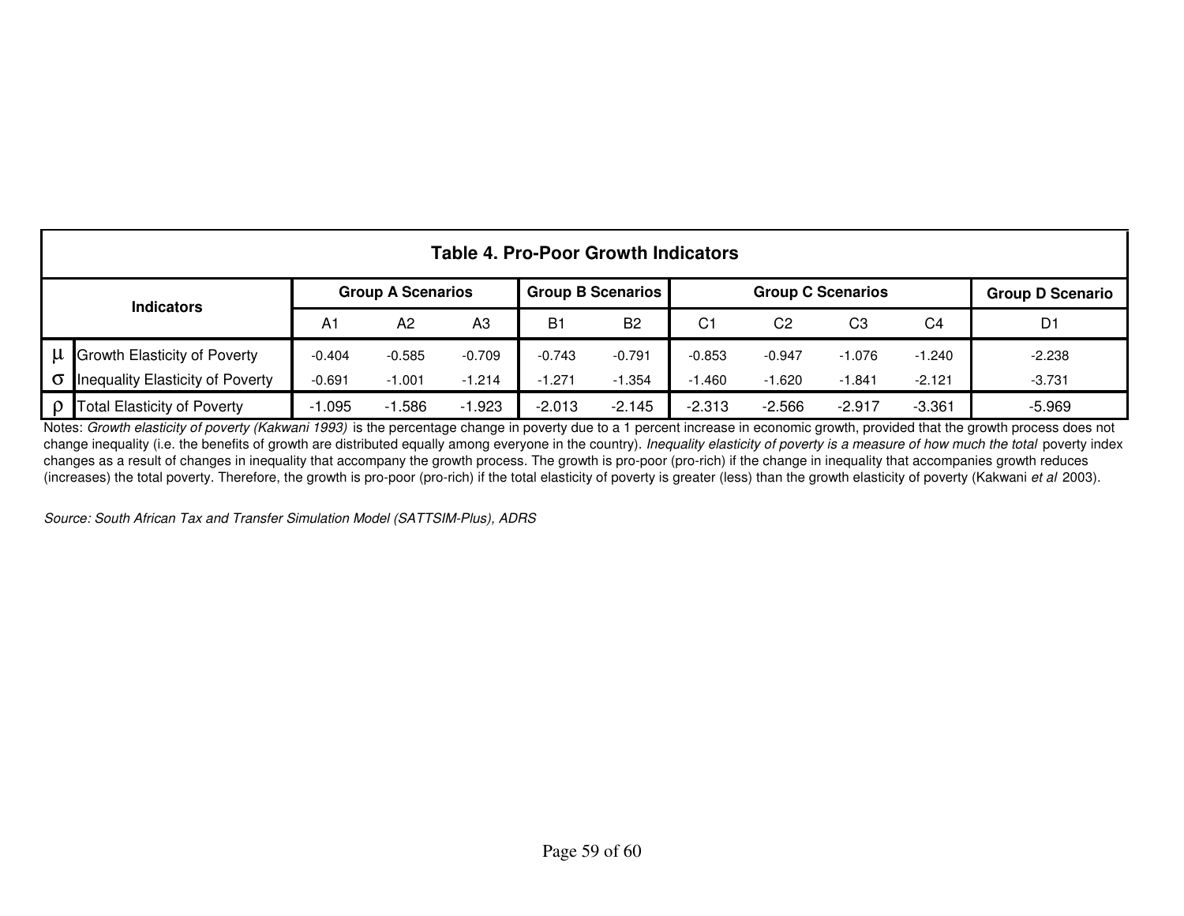**Table 4. Pro-Poor Growth Indicators**

| | Indicators | Group A Scenarios | | | Group B Scenarios | | Group C Scenarios | | | | Group D Scenario |
|---|---|---|---|---|---|---|---|---|---|---|---|
| | | A1 | A2 | A3 | B1 | B2 | C1 | C2 | C3 | C4 | D1 |
| $\mu$ | Growth Elasticity of Poverty | -0.404 | -0.585 | -0.709 | -0.743 | -0.791 | -0.853 | -0.947 | -1.076 | -1.240 | -2.238 |
| $\sigma$ | Inequality Elasticity of Poverty | -0.691 | -1.001 | -1.214 | -1.271 | -1.354 | -1.460 | -1.620 | -1.841 | -2.121 | -3.731 |
| $\rho$ | Total Elasticity of Poverty | -1.095 | -1.586 | -1.923 | -2.013 | -2.145 | -2.313 | -2.566 | -2.917 | -3.361 | -5.969 |

Notes: *Growth elasticity of poverty (Kakwani 1993)* is the percentage change in poverty due to a 1 percent increase in economic growth, provided that the growth process does not change inequality (i.e. the benefits of growth are distributed equally among everyone in the country). *Inequality elasticity of poverty is a measure of how much the total* poverty index changes as a result of changes in inequality that accompany the growth process. The growth is pro-poor (pro-rich) if the change in inequality that accompanies growth reduces (increases) the total poverty. Therefore, the growth is pro-poor (pro-rich) if the total elasticity of poverty is greater (less) than the growth elasticity of poverty (Kakwani *et al* 2003).

*Source: South African Tax and Transfer Simulation Model (SATTSIM-Plus), ADRS*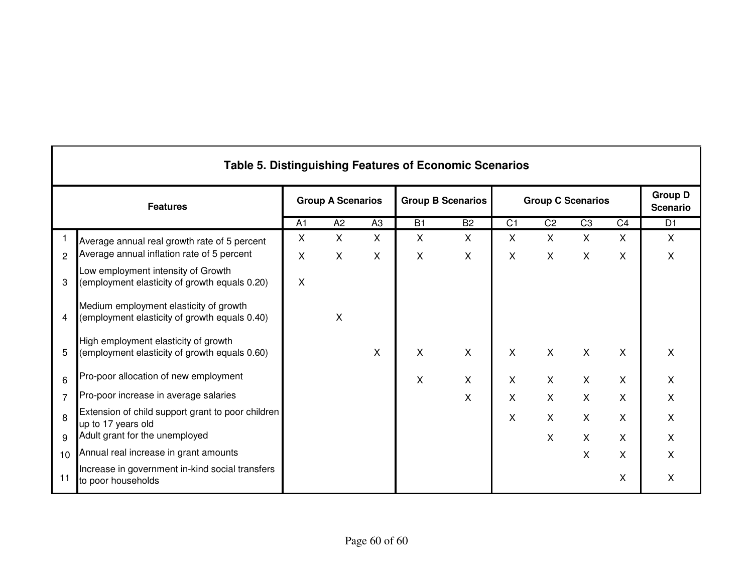**Table 5. Distinguishing Features of Economic Scenarios**

| | Features | Group A Scenarios | | | Group B Scenarios | | Group C Scenarios | | | | Group D Scenario |
|---|---|---|---|---|---|---|---|---|---|---|---|
| | | A1 | A2 | A3 | B1 | B2 | C1 | C2 | C3 | C4 | D1 |
| 1 | Average annual real growth rate of 5 percent | X | X | X | X | X | X | X | X | X | X |
| 2 | Average annual inflation rate of 5 percent | X | X | X | X | X | X | X | X | X | X |
| 3 | Low employment intensity of Growth (employment elasticity of growth equals 0.20) | X | | | | | | | | | |
| 4 | Medium employment elasticity of growth (employment elasticity of growth equals 0.40) | | X | | | | | | | | |
| 5 | High employment elasticity of growth (employment elasticity of growth equals 0.60) | | | X | X | X | X | X | X | X | X |
| 6 | Pro-poor allocation of new employment | | | | X | X | X | X | X | X | X |
| 7 | Pro-poor increase in average salaries | | | | | X | X | X | X | X | X |
| 8 | Extension of child support grant to poor children up to 17 years old | | | | | | X | X | X | X | X |
| 9 | Adult grant for the unemployed | | | | | | | X | X | X | X |
| 10 | Annual real increase in grant amounts | | | | | | | | X | X | X |
| 11 | Increase in government in-kind social transfers to poor households | | | | | | | | | X | X |